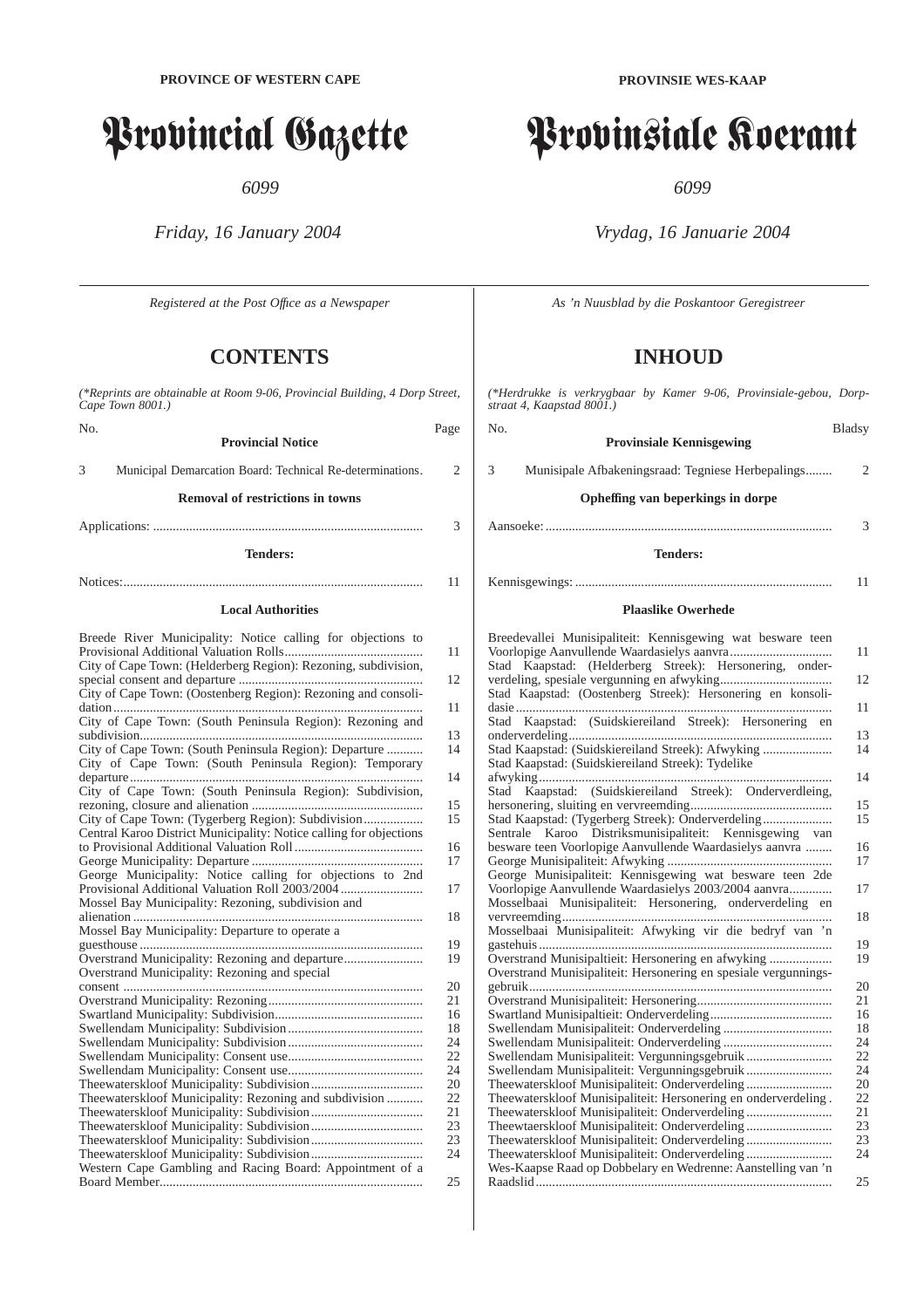**PROVINCE OF WESTERN CAPE**

# Provincial Gazette

*6099*

*Friday, 16 January 2004*

*Registered at the Post Office as a Newspaper*

## CONTENTS

*(\*Reprints are obtainable at Room 9-06, Provincial Building, 4 Dorp Street, Cape Town 8001.)*

| No. | | Page |
|---|---|---|
| | **Provincial Notice** | |
| 3 | Municipal Demarcation Board: Technical Re-determinations | 2 |
| | **Removal of restrictions in towns** | |
| | Applications: | 3 |
| | **Tenders:** | |
| | Notices: | 11 |
| | **Local Authorities** | |
| | Breede River Municipality: Notice calling for objections to Provisional Additional Valuation Rolls | 11 |
| | City of Cape Town: (Helderberg Region): Rezoning, subdivision, special consent and departure | 12 |
| | City of Cape Town: (Oostenberg Region): Rezoning and consolidation | 11 |
| | City of Cape Town: (South Peninsula Region): Rezoning and subdivision | 13 |
| | City of Cape Town: (South Peninsula Region): Departure | 14 |
| | City of Cape Town: (South Peninsula Region): Temporary departure | 14 |
| | City of Cape Town: (South Peninsula Region): Subdivision, rezoning, closure and alienation | 15 |
| | City of Cape Town: (Tygerberg Region): Subdivision | 15 |
| | Central Karoo District Municipality: Notice calling for objections to Provisional Additional Valuation Roll | 16 |
| | George Municipality: Departure | 17 |
| | George Municipality: Notice calling for objections to 2nd Provisional Additional Valuation Roll 2003/2004 | 17 |
| | Mossel Bay Municipality: Rezoning, subdivision and alienation | 18 |
| | Mossel Bay Municipality: Departure to operate a guesthouse | 19 |
| | Overstrand Municipality: Rezoning and departure | 19 |
| | Overstrand Municipality: Rezoning and special consent | 20 |
| | Overstrand Municipality: Rezoning | 21 |
| | Swartland Municipality: Subdivision | 16 |
| | Swellendam Municipality: Subdivision | 18 |
| | Swellendam Municipality: Subdivision | 24 |
| | Swellendam Municipality: Consent use | 22 |
| | Swellendam Municipality: Consent use | 24 |
| | Theewaterskloof Municipality: Subdivision | 20 |
| | Theewaterskloof Municipality: Rezoning and subdivision | 22 |
| | Theewaterskloof Municipality: Subdivision | 21 |
| | Theewaterskloof Municipality: Subdivision | 23 |
| | Theewaterskloof Municipality: Subdivision | 23 |
| | Theewaterskloof Municipality: Subdivision | 24 |
| | Western Cape Gambling and Racing Board: Appointment of a Board Member | 25 |

**PROVINSIE WES-KAAP**

# Provinsiale Koerant

*6099*

*Vrydag, 16 Januarie 2004*

*As 'n Nuusblad by die Poskantoor Geregistreer*

## INHOUD

*(\*Herdrukke is verkrygbaar by Kamer 9-06, Provinsiale-gebou, Dorpstraat 4, Kaapstad 8001.)*

| No. | | Bladsy |
|---|---|---|
| | **Provinsiale Kennisgewing** | |
| 3 | Munisipale Afbakeningsraad: Tegniese Herbepalings | 2 |
| | **Opheffing van beperkings in dorpe** | |
| | Aansoeke: | 3 |
| | **Tenders:** | |
| | Kennisgewings: | 11 |
| | **Plaaslike Owerhede** | |
| | Breedevallei Munisipaliteit: Kennisgewing wat besware teen Voorlopige Aanvullende Waardasielys aanvra | 11 |
| | Stad Kaapstad: (Helderberg Streek): Hersonering, onderverdeling, spesiale vergunning en afwyking | 12 |
| | Stad Kaapstad: (Oostenberg Streek): Hersonering en konsolidasie | 11 |
| | Stad Kaapstad: (Suidskiereiland Streek): Hersonering en onderverdeling | 13 |
| | Stad Kaapstad: (Suidskiereiland Streek): Afwyking | 14 |
| | Stad Kaapstad: (Suidskiereiland Streek): Tydelike afwyking | 14 |
| | Stad Kaapstad: (Suidskiereiland Streek): Onderverdleing, hersonering, sluiting en vervreemding | 15 |
| | Stad Kaapstad: (Tygerberg Streek): Onderverdeling | 15 |
| | Sentrale Karoo Distriksmunisipaliteit: Kennisgewing van besware teen Voorlopige Aanvullende Waardasielys aanvra | 16 |
| | George Munisipaliteit: Afwyking | 17 |
| | George Munisipaliteit: Kennisgewing wat besware teen 2de Voorlopige Aanvullende Waardasielys 2003/2004 aanvra | 17 |
| | Mosselbaai Munisipaliteit: Hersonering, onderverdeling en vervreemding | 18 |
| | Mosselbaai Munisipaliteit: Afwyking vir die bedryf van 'n gastehuis | 19 |
| | Overstrand Munisipaltieit: Hersonering en afwyking | 19 |
| | Overstrand Munisipaliteit: Hersonering en spesiale vergunningsgebruik | 20 |
| | Overstrand Munisipaliteit: Hersonering | 21 |
| | Swartland Munisipaltieit: Onderverdeling | 16 |
| | Swellendam Munisipaliteit: Onderverdeling | 18 |
| | Swellendam Munisipaliteit: Onderverdeling | 24 |
| | Swellendam Munisipaliteit: Vergunningsgebruik | 22 |
| | Swellendam Munisipaliteit: Vergunningsgebruik | 24 |
| | Theewaterskloof Munisipaliteit: Onderverdeling | 20 |
| | Theewaterskloof Munisipaliteit: Hersonering en onderverdeling | 22 |
| | Theewaterskloof Munisipaliteit: Onderverdeling | 21 |
| | Theewtaerskloof Munisipaliteit: Onderverdeling | 23 |
| | Theewaterskloof Munisipaliteit: Onderverdeling | 23 |
| | Theewaterskloof Munisipaliteit: Onderverdeling | 24 |
| | Wes-Kaapse Raad op Dobbelary en Wedrenne: Aanstelling van 'n Raadslid | 25 |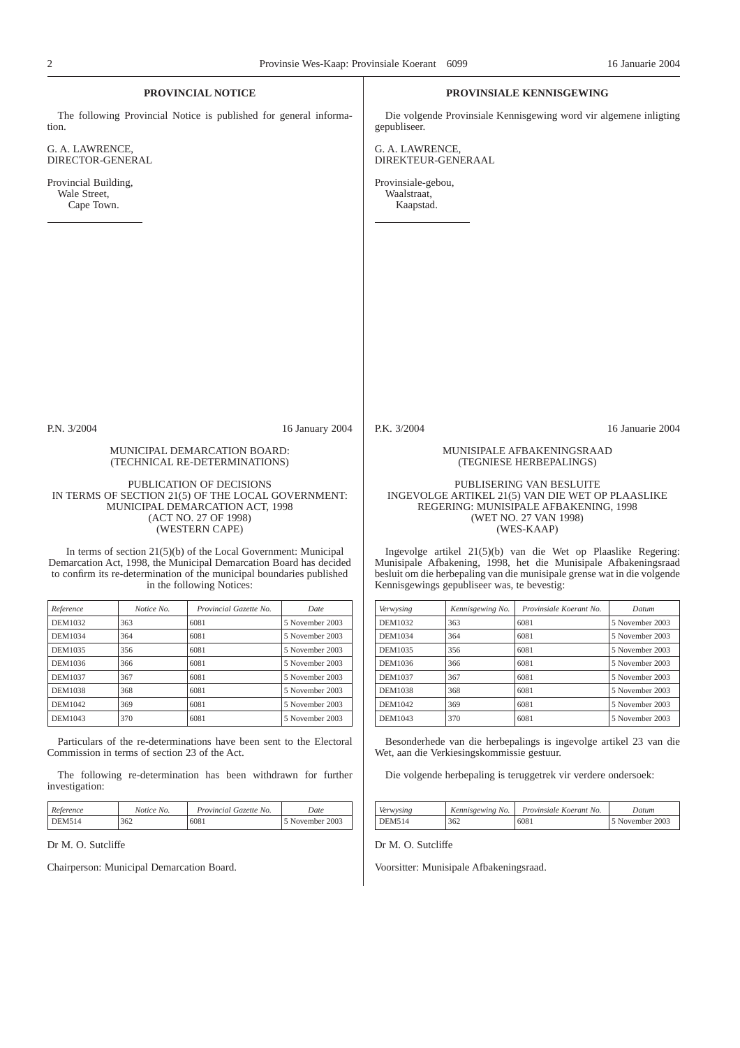## PROVINCIAL NOTICE

The following Provincial Notice is published for general information.

G. A. LAWRENCE,
DIRECTOR-GENERAL

Provincial Building,
Wale Street,
Cape Town.

---

P.N. 3/2004 — 16 January 2004

MUNICIPAL DEMARCATION BOARD:
(TECHNICAL RE-DETERMINATIONS)

PUBLICATION OF DECISIONS
IN TERMS OF SECTION 21(5) OF THE LOCAL GOVERNMENT:
MUNICIPAL DEMARCATION ACT, 1998
(ACT NO. 27 OF 1998)
(WESTERN CAPE)

In terms of section 21(5)(b) of the Local Government: Municipal Demarcation Act, 1998, the Municipal Demarcation Board has decided to confirm its re-determination of the municipal boundaries published in the following Notices:

| *Reference* | *Notice No.* | *Provincial Gazette No.* | *Date* |
|---|---|---|---|
| DEM1032 | 363 | 6081 | 5 November 2003 |
| DEM1034 | 364 | 6081 | 5 November 2003 |
| DEM1035 | 356 | 6081 | 5 November 2003 |
| DEM1036 | 366 | 6081 | 5 November 2003 |
| DEM1037 | 367 | 6081 | 5 November 2003 |
| DEM1038 | 368 | 6081 | 5 November 2003 |
| DEM1042 | 369 | 6081 | 5 November 2003 |
| DEM1043 | 370 | 6081 | 5 November 2003 |

Particulars of the re-determinations have been sent to the Electoral Commission in terms of section 23 of the Act.

The following re-determination has been withdrawn for further investigation:

| *Reference* | *Notice No.* | *Provincial Gazette No.* | *Date* |
|---|---|---|---|
| DEM514 | 362 | 6081 | 5 November 2003 |

Dr M. O. Sutcliffe

Chairperson: Municipal Demarcation Board.

## PROVINSIALE KENNISGEWING

Die volgende Provinsiale Kennisgewing word vir algemene inligting gepubliseer.

G. A. LAWRENCE,
DIREKTEUR-GENERAAL

Provinsiale-gebou,
Waalstraat,
Kaapstad.

---

P.K. 3/2004 — 16 Januarie 2004

MUNISIPALE AFBAKENINGSRAAD
(TEGNIESE HERBEPALINGS)

PUBLISERING VAN BESLUITE
INGEVOLGE ARTIKEL 21(5) VAN DIE WET OP PLAASLIKE
REGERING: MUNISIPALE AFBAKENING, 1998
(WET NO. 27 VAN 1998)
(WES-KAAP)

Ingevolge artikel 21(5)(b) van die Wet op Plaaslike Regering: Munisipale Afbakening, 1998, het die Munisipale Afbakeningsraad besluit om die herbepaling van die munisipale grense wat in die volgende Kennisgewings gepubliseer was, te bevestig:

| *Verwysing* | *Kennisgewing No.* | *Provinsiale Koerant No.* | *Datum* |
|---|---|---|---|
| DEM1032 | 363 | 6081 | 5 November 2003 |
| DEM1034 | 364 | 6081 | 5 November 2003 |
| DEM1035 | 356 | 6081 | 5 November 2003 |
| DEM1036 | 366 | 6081 | 5 November 2003 |
| DEM1037 | 367 | 6081 | 5 November 2003 |
| DEM1038 | 368 | 6081 | 5 November 2003 |
| DEM1042 | 369 | 6081 | 5 November 2003 |
| DEM1043 | 370 | 6081 | 5 November 2003 |

Besonderhede van die herbepalings is ingevolge artikel 23 van die Wet, aan die Verkiesingskommissie gestuur.

Die volgende herbepaling is teruggetrek vir verdere ondersoek:

| *Verwysing* | *Kennisgewing No.* | *Provinsiale Koerant No.* | *Datum* |
|---|---|---|---|
| DEM514 | 362 | 6081 | 5 November 2003 |

Dr M. O. Sutcliffe

Voorsitter: Munisipale Afbakeningsraad.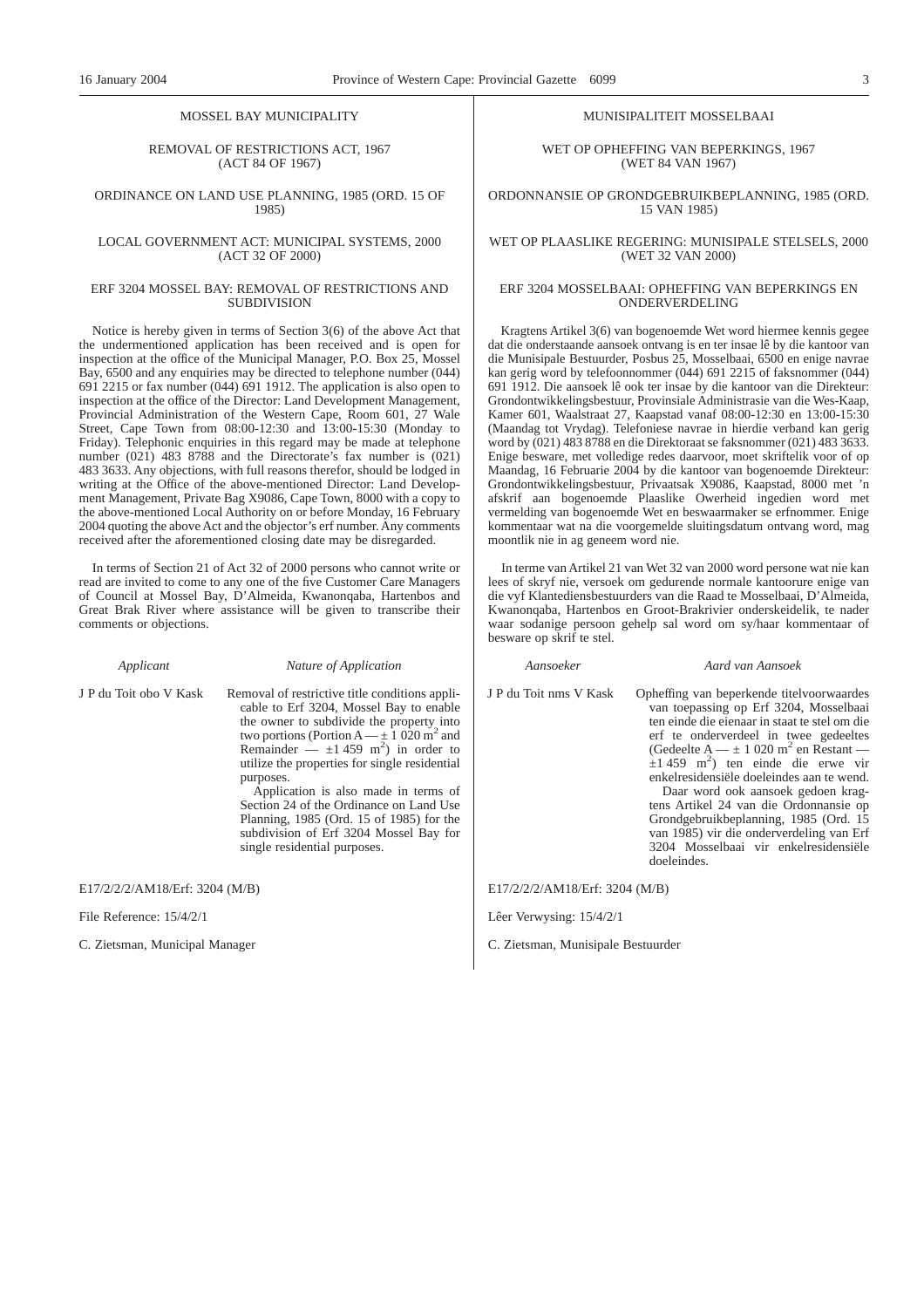MOSSEL BAY MUNICIPALITY

REMOVAL OF RESTRICTIONS ACT, 1967
(ACT 84 OF 1967)

ORDINANCE ON LAND USE PLANNING, 1985 (ORD. 15 OF 1985)

LOCAL GOVERNMENT ACT: MUNICIPAL SYSTEMS, 2000
(ACT 32 OF 2000)

ERF 3204 MOSSEL BAY: REMOVAL OF RESTRICTIONS AND SUBDIVISION

Notice is hereby given in terms of Section 3(6) of the above Act that the undermentioned application has been received and is open for inspection at the office of the Municipal Manager, P.O. Box 25, Mossel Bay, 6500 and any enquiries may be directed to telephone number (044) 691 2215 or fax number (044) 691 1912. The application is also open to inspection at the office of the Director: Land Development Management, Provincial Administration of the Western Cape, Room 601, 27 Wale Street, Cape Town from 08:00-12:30 and 13:00-15:30 (Monday to Friday). Telephonic enquiries in this regard may be made at telephone number (021) 483 8788 and the Directorate's fax number is (021) 483 3633. Any objections, with full reasons therefor, should be lodged in writing at the Office of the above-mentioned Director: Land Development Management, Private Bag X9086, Cape Town, 8000 with a copy to the above-mentioned Local Authority on or before Monday, 16 February 2004 quoting the above Act and the objector's erf number. Any comments received after the aforementioned closing date may be disregarded.

In terms of Section 21 of Act 32 of 2000 persons who cannot write or read are invited to come to any one of the five Customer Care Managers of Council at Mossel Bay, D'Almeida, Kwanonqaba, Hartenbos and Great Brak River where assistance will be given to transcribe their comments or objections.

| *Applicant* | *Nature of Application* |
|---|---|
| J P du Toit obo V Kask | Removal of restrictive title conditions applicable to Erf 3204, Mossel Bay to enable the owner to subdivide the property into two portions (Portion A — ± 1 020 m² and Remainder — ±1 459 m²) in order to utilize the properties for single residential purposes. Application is also made in terms of Section 24 of the Ordinance on Land Use Planning, 1985 (Ord. 15 of 1985) for the subdivision of Erf 3204 Mossel Bay for single residential purposes. |

E17/2/2/2/AM18/Erf: 3204 (M/B)

File Reference: 15/4/2/1

C. Zietsman, Municipal Manager

MUNISIPALITEIT MOSSELBAAI

WET OP OPHEFFING VAN BEPERKINGS, 1967
(WET 84 VAN 1967)

ORDONNANSIE OP GRONDGEBRUIKBEPLANNING, 1985 (ORD. 15 VAN 1985)

WET OP PLAASLIKE REGERING: MUNISIPALE STELSELS, 2000
(WET 32 VAN 2000)

ERF 3204 MOSSELBAAI: OPHEFFING VAN BEPERKINGS EN ONDERVERDELING

Kragtens Artikel 3(6) van bogenoemde Wet word hiermee kennis gegee dat die onderstaande aansoek ontvang is en ter insae lê by die kantoor van die Munisipale Bestuurder, Posbus 25, Mosselbaai, 6500 en enige navrae kan gerig word by telefoonnommer (044) 691 2215 of faksnommer (044) 691 1912. Die aansoek lê ook ter insae by die kantoor van die Direkteur: Grondontwikkelingsbestuur, Provinsiale Administrasie van die Wes-Kaap, Kamer 601, Waalstraat 27, Kaapstad vanaf 08:00-12:30 en 13:00-15:30 (Maandag tot Vrydag). Telefoniese navrae in hierdie verband kan gerig word by (021) 483 8788 en die Direktoraat se faksnommer (021) 483 3633. Enige besware, met volledige redes daarvoor, moet skriftelik voor of op Maandag, 16 Februarie 2004 by die kantoor van bogenoemde Direkteur: Grondontwikkelingsbestuur, Privaatsak X9086, Kaapstad, 8000 met 'n afskrif aan bogenoemde Plaaslike Owerheid ingedien word met vermelding van bogenoemde Wet en beswaarmaker se erfnommer. Enige kommentaar wat na die voorgemelde sluitingsdatum ontvang word, mag moontlik nie in ag geneem word nie.

In terme van Artikel 21 van Wet 32 van 2000 word persone wat nie kan lees of skryf nie, versoek om gedurende normale kantoorure enige van die vyf Klantediensbestuurders van die Raad te Mosselbaai, D'Almeida, Kwanonqaba, Hartenbos en Groot-Brakrivier onderskeidelik, te nader waar sodanige persoon gehelp sal word om sy/haar kommentaar of besware op skrif te stel.

| *Aansoeker* | *Aard van Aansoek* |
|---|---|
| J P du Toit nms V Kask | Opheffing van beperkende titelvoorwaardes van toepassing op Erf 3204, Mosselbaai ten einde die eienaar in staat te stel om die erf te onderverdeel in twee gedeeltes (Gedeelte A — ± 1 020 m² en Restant — ±1 459 m²) ten einde die erwe vir enkelresidensiële doeleindes aan te wend. Daar word ook aansoek gedoen kragtens Artikel 24 van die Ordonnansie op Grondgebruikbeplanning, 1985 (Ord. 15 van 1985) vir die onderverdeling van Erf 3204 Mosselbaai vir enkelresidensiële doeleindes. |

E17/2/2/2/AM18/Erf: 3204 (M/B)

Lêer Verwysing: 15/4/2/1

C. Zietsman, Munisipale Bestuurder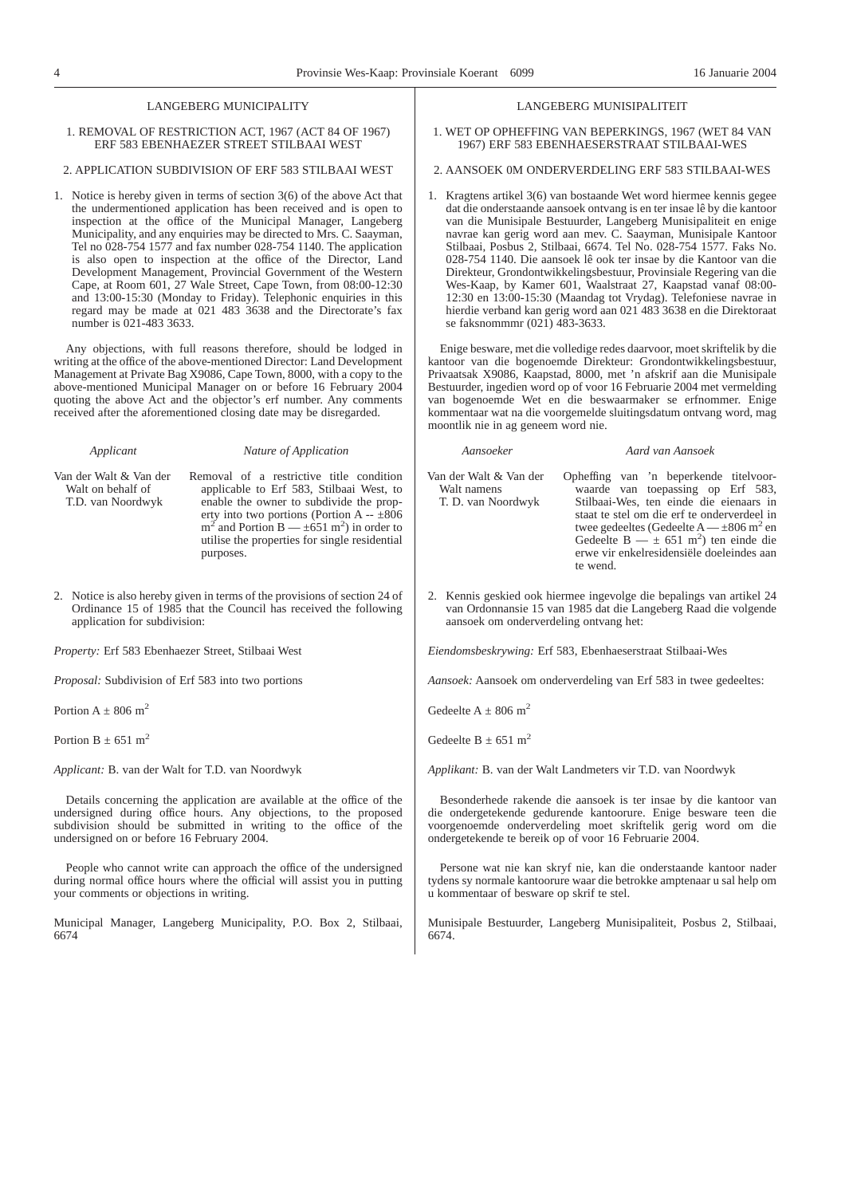## LANGEBERG MUNICIPALITY

### 1. REMOVAL OF RESTRICTION ACT, 1967 (ACT 84 OF 1967) ERF 583 EBENHAEZER STREET STILBAAI WEST

### 2. APPLICATION SUBDIVISION OF ERF 583 STILBAAI WEST

1. Notice is hereby given in terms of section 3(6) of the above Act that the undermentioned application has been received and is open to inspection at the office of the Municipal Manager, Langeberg Municipality, and any enquiries may be directed to Mrs. C. Saayman, Tel no 028-754 1577 and fax number 028-754 1140. The application is also open to inspection at the office of the Director, Land Development Management, Provincial Government of the Western Cape, at Room 601, 27 Wale Street, Cape Town, from 08:00-12:30 and 13:00-15:30 (Monday to Friday). Telephonic enquiries in this regard may be made at 021 483 3638 and the Directorate's fax number is 021-483 3633.

Any objections, with full reasons therefore, should be lodged in writing at the office of the above-mentioned Director: Land Development Management at Private Bag X9086, Cape Town, 8000, with a copy to the above-mentioned Municipal Manager on or before 16 February 2004 quoting the above Act and the objector's erf number. Any comments received after the aforementioned closing date may be disregarded.

| *Applicant* | *Nature of Application* |
|---|---|
| Van der Walt & Van der Walt on behalf of T.D. van Noordwyk | Removal of a restrictive title condition applicable to Erf 583, Stilbaai West, to enable the owner to subdivide the property into two portions (Portion A -- ±806 $m^2$ and Portion B — ±651 $m^2$) in order to utilise the properties for single residential purposes. |

2. Notice is also hereby given in terms of the provisions of section 24 of Ordinance 15 of 1985 that the Council has received the following application for subdivision:

*Property:* Erf 583 Ebenhaezer Street, Stilbaai West

*Proposal:* Subdivision of Erf 583 into two portions

Portion A ± 806 $m^2$

Portion B ± 651 $m^2$

*Applicant:* B. van der Walt for T.D. van Noordwyk

Details concerning the application are available at the office of the undersigned during office hours. Any objections, to the proposed subdivision should be submitted in writing to the office of the undersigned on or before 16 February 2004.

People who cannot write can approach the office of the undersigned during normal office hours where the official will assist you in putting your comments or objections in writing.

Municipal Manager, Langeberg Municipality, P.O. Box 2, Stilbaai, 6674

## LANGEBERG MUNISIPALITEIT

### 1. WET OP OPHEFFING VAN BEPERKINGS, 1967 (WET 84 VAN 1967) ERF 583 EBENHAESERSTRAAT STILBAAI-WES

### 2. AANSOEK 0M ONDERVERDELING ERF 583 STILBAAI-WES

1. Kragtens artikel 3(6) van bostaande Wet word hiermee kennis gegee dat die onderstaande aansoek ontvang is en ter insae lê by die kantoor van die Munisipale Bestuurder, Langeberg Munisipaliteit en enige navrae kan gerig word aan mev. C. Saayman, Munisipale Kantoor Stilbaai, Posbus 2, Stilbaai, 6674. Tel No. 028-754 1577. Faks No. 028-754 1140. Die aansoek lê ook ter insae by die Kantoor van die Direkteur, Grondontwikkelingsbestuur, Provinsiale Regering van die Wes-Kaap, by Kamer 601, Waalstraat 27, Kaapstad vanaf 08:00-12:30 en 13:00-15:30 (Maandag tot Vrydag). Telefoniese navrae in hierdie verband kan gerig word aan 021 483 3638 en die Direktoraat se faksnommmr (021) 483-3633.

Enige besware, met die volledige redes daarvoor, moet skriftelik by die kantoor van die bogenoemde Direkteur: Grondontwikkelingsbestuur, Privaatsak X9086, Kaapstad, 8000, met 'n afskrif aan die Munisipale Bestuurder, ingedien word op of voor 16 Februarie 2004 met vermelding van bogenoemde Wet en die beswaarmaker se erfnommer. Enige kommentaar wat na die voorgemelde sluitingsdatum ontvang word, mag moontlik nie in ag geneem word nie.

| *Aansoeker* | *Aard van Aansoek* |
|---|---|
| Van der Walt & Van der Walt namens T. D. van Noordwyk | Opheffing van 'n beperkende titelvoorwaarde van toepassing op Erf 583, Stilbaai-Wes, ten einde die eienaars in staat te stel om die erf te onderverdeel in twee gedeeltes (Gedeelte A — ±806 $m^2$ en Gedeelte B — ± 651 $m^2$) ten einde die erwe vir enkelresidensiële doeleindes aan te wend. |

2. Kennis geskied ook hiermee ingevolge die bepalings van artikel 24 van Ordonnansie 15 van 1985 dat die Langeberg Raad die volgende aansoek om onderverdeling ontvang het:

*Eiendomsbeskrywing:* Erf 583, Ebenhaeserstraat Stilbaai-Wes

*Aansoek:* Aansoek om onderverdeling van Erf 583 in twee gedeeltes:

Gedeelte A ± 806 $m^2$

Gedeelte B ± 651 $m^2$

*Applikant:* B. van der Walt Landmeters vir T.D. van Noordwyk

Besonderhede rakende die aansoek is ter insae by die kantoor van die ondergetekende gedurende kantoorure. Enige besware teen die voorgenoemde onderverdeling moet skriftelik gerig word om die ondergetekende te bereik op of voor 16 Februarie 2004.

Persone wat nie kan skryf nie, kan die onderstaande kantoor nader tydens sy normale kantoorure waar die betrokke amptenaar u sal help om u kommentaar of besware op skrif te stel.

Munisipale Bestuurder, Langeberg Munisipaliteit, Posbus 2, Stilbaai, 6674.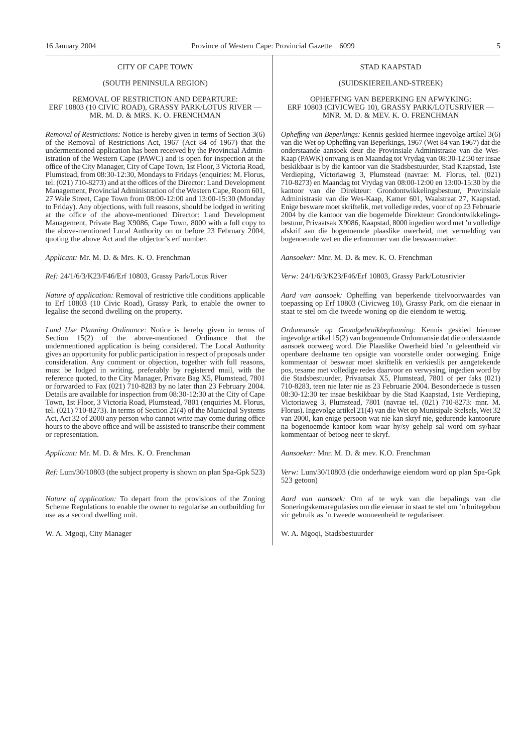## CITY OF CAPE TOWN

### (SOUTH PENINSULA REGION)

### REMOVAL OF RESTRICTION AND DEPARTURE: ERF 10803 (10 CIVIC ROAD), GRASSY PARK/LOTUS RIVER — MR. M. D. & MRS. K. O. FRENCHMAN

*Removal of Restrictions:* Notice is hereby given in terms of Section 3(6) of the Removal of Restrictions Act, 1967 (Act 84 of 1967) that the undermentioned application has been received by the Provincial Administration of the Western Cape (PAWC) and is open for inspection at the office of the City Manager, City of Cape Town, 1st Floor, 3 Victoria Road, Plumstead, from 08:30-12:30, Mondays to Fridays (enquiries: M. Florus, tel. (021) 710-8273) and at the offices of the Director: Land Development Management, Provincial Administration of the Western Cape, Room 601, 27 Wale Street, Cape Town from 08:00-12:00 and 13:00-15:30 (Monday to Friday). Any objections, with full reasons, should be lodged in writing at the office of the above-mentioned Director: Land Development Management, Private Bag X9086, Cape Town, 8000 with a full copy to the above-mentioned Local Authority on or before 23 February 2004, quoting the above Act and the objector's erf number.

*Applicant:* Mr. M. D. & Mrs. K. O. Frenchman

*Ref:* 24/1/6/3/K23/F46/Erf 10803, Grassy Park/Lotus River

*Nature of application:* Removal of restrictive title conditions applicable to Erf 10803 (10 Civic Road), Grassy Park, to enable the owner to legalise the second dwelling on the property.

*Land Use Planning Ordinance:* Notice is hereby given in terms of Section 15(2) of the above-mentioned Ordinance that the undermentioned application is being considered. The Local Authority gives an opportunity for public participation in respect of proposals under consideration. Any comment or objection, together with full reasons, must be lodged in writing, preferably by registered mail, with the reference quoted, to the City Manager, Private Bag X5, Plumstead, 7801 or forwarded to Fax (021) 710-8283 by no later than 23 February 2004. Details are available for inspection from 08:30-12:30 at the City of Cape Town, 1st Floor, 3 Victoria Road, Plumstead, 7801 (enquiries M. Florus, tel. (021) 710-8273). In terms of Section 21(4) of the Municipal Systems Act, Act 32 of 2000 any person who cannot write may come during office hours to the above office and will be assisted to transcribe their comment or representation.

*Applicant:* Mr. M. D. & Mrs. K. O. Frenchman

*Ref:* Lum/30/10803 (the subject property is shown on plan Spa-Gpk 523)

*Nature of application:* To depart from the provisions of the Zoning Scheme Regulations to enable the owner to regularise an outbuilding for use as a second dwelling unit.

W. A. Mgoqi, City Manager

## STAD KAAPSTAD

### (SUIDSKIEREILAND-STREEK)

### OPHEFFING VAN BEPERKING EN AFWYKING: ERF 10803 (CIVICWEG 10), GRASSY PARK/LOTUSRIVIER — MNR. M. D. & MEV. K. O. FRENCHMAN

*Opheffing van Beperkings:* Kennis geskied hiermee ingevolge artikel 3(6) van die Wet op Opheffing van Beperkings, 1967 (Wet 84 van 1967) dat die onderstaande aansoek deur die Provinsiale Administrasie van die Wes-Kaap (PAWK) ontvang is en Maandag tot Vrydag van 08:30-12:30 ter insae beskikbaar is by die kantoor van die Stadsbestuurder, Stad Kaapstad, 1ste Verdieping, Victoriaweg 3, Plumstead (navrae: M. Florus, tel. (021) 710-8273) en Maandag tot Vrydag van 08:00-12:00 en 13:00-15:30 by die kantoor van die Direkteur: Grondontwikkelingsbestuur, Provinsiale Administrasie van die Wes-Kaap, Kamer 601, Waalstraat 27, Kaapstad. Enige besware moet skriftelik, met volledige redes, voor of op 23 Februarie 2004 by die kantoor van die bogemelde Direkteur: Grondontwikkelingsbestuur, Privaatsak X9086, Kaapstad, 8000 ingedien word met 'n volledige afskrif aan die bogenoemde plaaslike owerheid, met vermelding van bogenoemde wet en die erfnommer van die beswaarmaker.

*Aansoeker:* Mnr. M. D. & mev. K. O. Frenchman

*Verw:* 24/1/6/3/K23/F46/Erf 10803, Grassy Park/Lotusrivier

*Aard van aansoek:* Opheffing van beperkende titelvoorwaardes van toepassing op Erf 10803 (Civicweg 10), Grassy Park, om die eienaar in staat te stel om die tweede woning op die eiendom te wettig.

*Ordonnansie op Grondgebruikbeplanning:* Kennis geskied hiermee ingevolge artikel 15(2) van bogenoemde Ordonnansie dat die onderstaande aansoek oorweeg word. Die Plaaslike Owerheid bied 'n geleentheid vir openbare deelname ten opsigte van voorstelle onder oorweging. Enige kommentaar of beswaar moet skriftelik en verkieslik per aangetekende pos, tesame met volledige redes daarvoor en verwysing, ingedien word by die Stadsbestuurder, Privaatsak X5, Plumstead, 7801 of per faks (021) 710-8283, teen nie later nie as 23 Februarie 2004. Besonderhede is tussen 08:30-12:30 ter insae beskikbaar by die Stad Kaapstad, 1ste Verdieping, Victoriaweg 3, Plumstead, 7801 (navrae tel. (021) 710-8273: mnr. M. Florus). Ingevolge artikel 21(4) van die Wet op Munisipale Stelsels, Wet 32 van 2000, kan enige persoon wat nie kan skryf nie, gedurende kantoorure na bogenoemde kantoor kom waar hy/sy gehelp sal word om sy/haar kommentaar of betoog neer te skryf.

*Aansoeker:* Mnr. M. D. & mev. K.O. Frenchman

*Verw:* Lum/30/10803 (die onderhawige eiendom word op plan Spa-Gpk 523 getoon)

*Aard van aansoek:* Om af te wyk van die bepalings van die Soneringskemaregulasies om die eienaar in staat te stel om 'n buitegebou vir gebruik as 'n tweede wooneenheid te regulariseer.

W. A. Mgoqi, Stadsbestuurder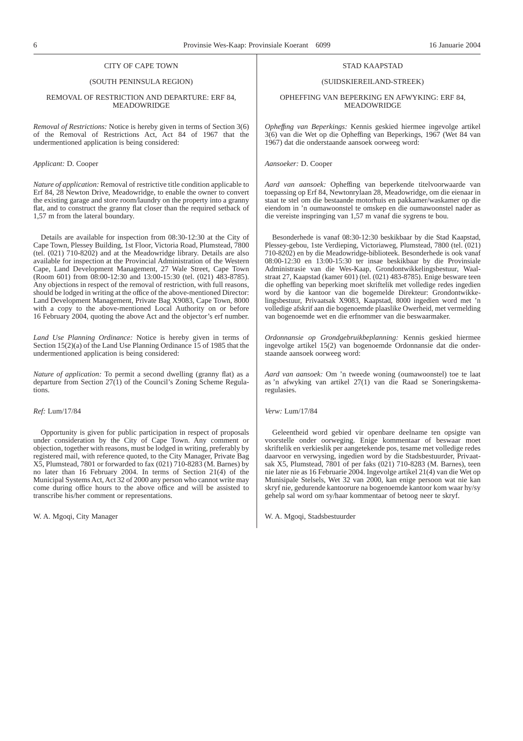CITY OF CAPE TOWN

(SOUTH PENINSULA REGION)

REMOVAL OF RESTRICTION AND DEPARTURE: ERF 84, MEADOWRIDGE

*Removal of Restrictions:* Notice is hereby given in terms of Section 3(6) of the Removal of Restrictions Act, Act 84 of 1967 that the undermentioned application is being considered:

*Applicant:* D. Cooper

*Nature of application:* Removal of restrictive title condition applicable to Erf 84, 28 Newton Drive, Meadowridge, to enable the owner to convert the existing garage and store room/laundry on the property into a granny flat, and to construct the granny flat closer than the required setback of 1,57 m from the lateral boundary.

Details are available for inspection from 08:30-12:30 at the City of Cape Town, Plessey Building, 1st Floor, Victoria Road, Plumstead, 7800 (tel. (021) 710-8202) and at the Meadowridge library. Details are also available for inspection at the Provincial Administration of the Western Cape, Land Development Management, 27 Wale Street, Cape Town (Room 601) from 08:00-12:30 and 13:00-15:30 (tel. (021) 483-8785). Any objections in respect of the removal of restriction, with full reasons, should be lodged in writing at the office of the above-mentioned Director: Land Development Management, Private Bag X9083, Cape Town, 8000 with a copy to the above-mentioned Local Authority on or before 16 February 2004, quoting the above Act and the objector's erf number.

*Land Use Planning Ordinance:* Notice is hereby given in terms of Section 15(2)(a) of the Land Use Planning Ordinance 15 of 1985 that the undermentioned application is being considered:

*Nature of application:* To permit a second dwelling (granny flat) as a departure from Section 27(1) of the Council's Zoning Scheme Regulations.

*Ref:* Lum/17/84

Opportunity is given for public participation in respect of proposals under consideration by the City of Cape Town. Any comment or objection, together with reasons, must be lodged in writing, preferably by registered mail, with reference quoted, to the City Manager, Private Bag X5, Plumstead, 7801 or forwarded to fax (021) 710-8283 (M. Barnes) by no later than 16 February 2004. In terms of Section 21(4) of the Municipal Systems Act, Act 32 of 2000 any person who cannot write may come during office hours to the above office and will be assisted to transcribe his/her comment or representations.

W. A. Mgoqi, City Manager

STAD KAAPSTAD

(SUIDSKIEREILAND-STREEK)

OPHEFFING VAN BEPERKING EN AFWYKING: ERF 84, MEADOWRIDGE

*Opheffing van Beperkings:* Kennis geskied hiermee ingevolge artikel 3(6) van die Wet op die Opheffing van Beperkings, 1967 (Wet 84 van 1967) dat die onderstaande aansoek oorweeg word:

*Aansoeker:* D. Cooper

*Aard van aansoek:* Opheffing van beperkende titelvoorwaarde van toepassing op Erf 84, Newtonrylaan 28, Meadowridge, om die eienaar in staat te stel om die bestaande motorhuis en pakkamer/waskamer op die eiendom in 'n oumawoonstel te omskep en die oumawoonstel nader as die vereiste inspringing van 1,57 m vanaf die sygrens te bou.

Besonderhede is vanaf 08:30-12:30 beskikbaar by die Stad Kaapstad, Plessey-gebou, 1ste Verdieping, Victoriaweg, Plumstead, 7800 (tel. (021) 710-8202) en by die Meadowridge-biblioteek. Besonderhede is ook vanaf 08:00-12:30 en 13:00-15:30 ter insae beskikbaar by die Provinsiale Administrasie van die Wes-Kaap, Grondontwikkelingsbestuur, Waalstraat 27, Kaapstad (kamer 601) (tel. (021) 483-8785). Enige besware teen die opheffing van beperking moet skriftelik met volledige redes ingedien word by die kantoor van die bogemelde Direkteur: Grondontwikkelingsbestuur, Privaatsak X9083, Kaapstad, 8000 ingedien word met 'n volledige afskrif aan die bogenoemde plaaslike Owerheid, met vermelding van bogenoemde wet en die erfnommer van die beswaarmaker.

*Ordonnansie op Grondgebruikbeplanning:* Kennis geskied hiermee ingevolge artikel 15(2) van bogenoemde Ordonnansie dat die onderstaande aansoek oorweeg word:

*Aard van aansoek:* Om 'n tweede woning (oumawoonstel) toe te laat as 'n afwyking van artikel 27(1) van die Raad se Soneringskemaregulasies.

*Verw:* Lum/17/84

Geleentheid word gebied vir openbare deelname ten opsigte van voorstelle onder oorweging. Enige kommentaar of beswaar moet skriftelik en verkieslik per aangetekende pos, tesame met volledige redes daarvoor en verwysing, ingedien word by die Stadsbestuurder, Privaatsak X5, Plumstead, 7801 of per faks (021) 710-8283 (M. Barnes), teen nie later nie as 16 Februarie 2004. Ingevolge artikel 21(4) van die Wet op Munisipale Stelsels, Wet 32 van 2000, kan enige persoon wat nie kan skryf nie, gedurende kantoorure na bogenoemde kantoor kom waar hy/sy gehelp sal word om sy/haar kommentaar of betoog neer te skryf.

W. A. Mgoqi, Stadsbestuurder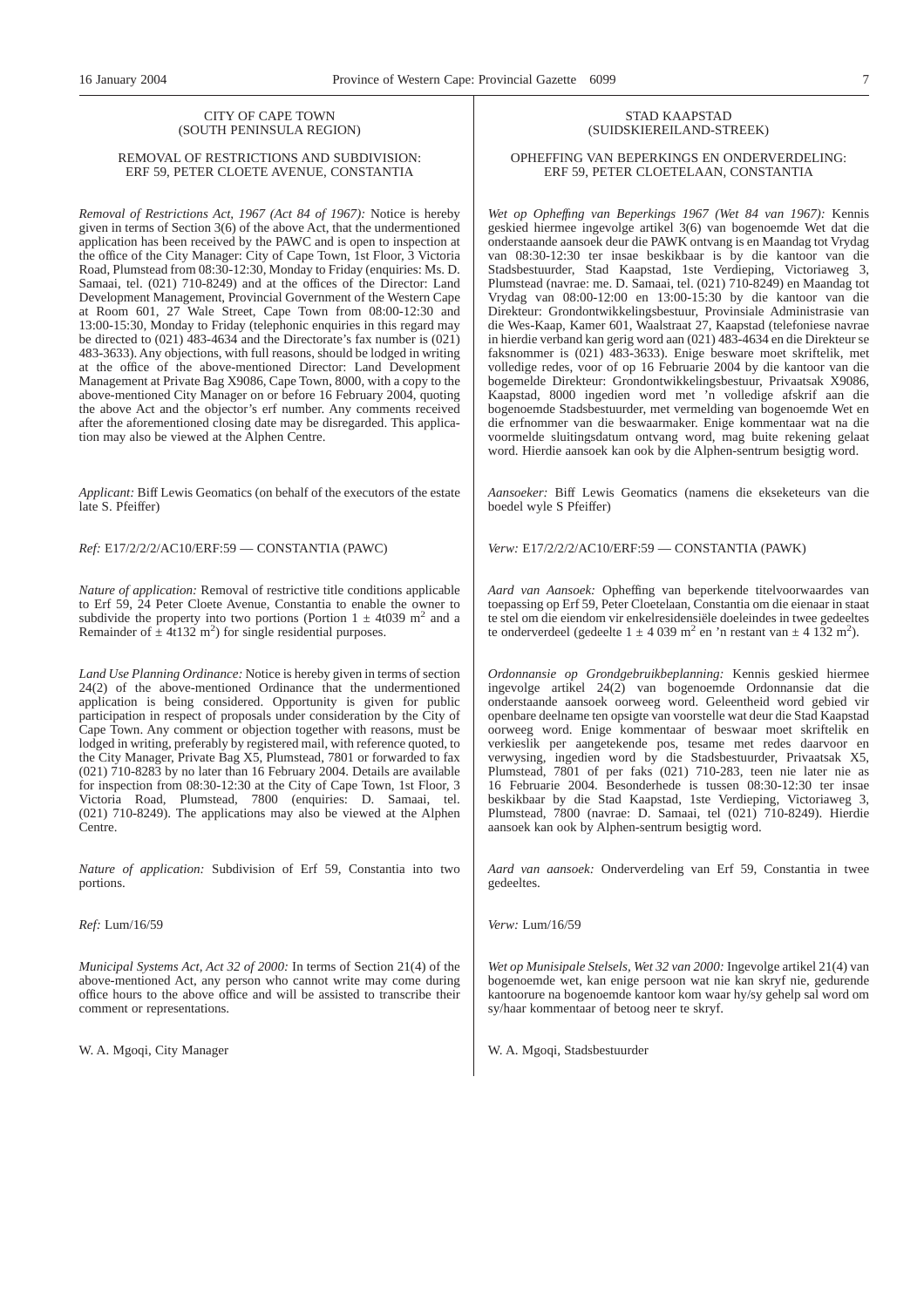CITY OF CAPE TOWN
(SOUTH PENINSULA REGION)

REMOVAL OF RESTRICTIONS AND SUBDIVISION:
ERF 59, PETER CLOETE AVENUE, CONSTANTIA

*Removal of Restrictions Act, 1967 (Act 84 of 1967):* Notice is hereby given in terms of Section 3(6) of the above Act, that the undermentioned application has been received by the PAWC and is open to inspection at the office of the City Manager: City of Cape Town, 1st Floor, 3 Victoria Road, Plumstead from 08:30-12:30, Monday to Friday (enquiries: Ms. D. Samaai, tel. (021) 710-8249) and at the offices of the Director: Land Development Management, Provincial Government of the Western Cape at Room 601, 27 Wale Street, Cape Town from 08:00-12:30 and 13:00-15:30, Monday to Friday (telephonic enquiries in this regard may be directed to (021) 483-4634 and the Directorate's fax number is (021) 483-3633). Any objections, with full reasons, should be lodged in writing at the office of the above-mentioned Director: Land Development Management at Private Bag X9086, Cape Town, 8000, with a copy to the above-mentioned City Manager on or before 16 February 2004, quoting the above Act and the objector's erf number. Any comments received after the aforementioned closing date may be disregarded. This application may also be viewed at the Alphen Centre.

*Applicant:* Biff Lewis Geomatics (on behalf of the executors of the estate late S. Pfeiffer)

*Ref:* E17/2/2/2/AC10/ERF:59 — CONSTANTIA (PAWC)

*Nature of application:* Removal of restrictive title conditions applicable to Erf 59, 24 Peter Cloete Avenue, Constantia to enable the owner to subdivide the property into two portions (Portion 1 ± 4t039 m$^2$ and a Remainder of ± 4t132 m$^2$) for single residential purposes.

*Land Use Planning Ordinance:* Notice is hereby given in terms of section 24(2) of the above-mentioned Ordinance that the undermentioned application is being considered. Opportunity is given for public participation in respect of proposals under consideration by the City of Cape Town. Any comment or objection together with reasons, must be lodged in writing, preferably by registered mail, with reference quoted, to the City Manager, Private Bag X5, Plumstead, 7801 or forwarded to fax (021) 710-8283 by no later than 16 February 2004. Details are available for inspection from 08:30-12:30 at the City of Cape Town, 1st Floor, 3 Victoria Road, Plumstead, 7800 (enquiries: D. Samaai, tel. (021) 710-8249). The applications may also be viewed at the Alphen Centre.

*Nature of application:* Subdivision of Erf 59, Constantia into two portions.

*Ref:* Lum/16/59

*Municipal Systems Act, Act 32 of 2000:* In terms of Section 21(4) of the above-mentioned Act, any person who cannot write may come during office hours to the above office and will be assisted to transcribe their comment or representations.

W. A. Mgoqi, City Manager

STAD KAAPSTAD
(SUIDSKIEREILAND-STREEK)

OPHEFFING VAN BEPERKINGS EN ONDERVERDELING:
ERF 59, PETER CLOETELAAN, CONSTANTIA

*Wet op Opheffing van Beperkings 1967 (Wet 84 van 1967):* Kennis geskied hiermee ingevolge artikel 3(6) van bogenoemde Wet dat die onderstaande aansoek deur die PAWK ontvang is en Maandag tot Vrydag van 08:30-12:30 ter insae beskikbaar is by die kantoor van die Stadsbestuurder, Stad Kaapstad, 1ste Verdieping, Victoriaweg 3, Plumstead (navrae: me. D. Samaai, tel. (021) 710-8249) en Maandag tot Vrydag van 08:00-12:00 en 13:00-15:30 by die kantoor van die Direkteur: Grondontwikkelingsbestuur, Provinsiale Administrasie van die Wes-Kaap, Kamer 601, Waalstraat 27, Kaapstad (telefoniese navrae in hierdie verband kan gerig word aan (021) 483-4634 en die Direkteur se faksnommer is (021) 483-3633). Enige besware moet skriftelik, met volledige redes, voor of op 16 Februarie 2004 by die kantoor van die bogemelde Direkteur: Grondontwikkelingsbestuur, Privaatsak X9086, Kaapstad, 8000 ingedien word met 'n volledige afskrif aan die bogenoemde Stadsbestuurder, met vermelding van bogenoemde Wet en die erfnommer van die beswaarmaker. Enige kommentaar wat na die voormelde sluitingsdatum ontvang word, mag buite rekening gelaat word. Hierdie aansoek kan ook by die Alphen-sentrum besigtig word.

*Aansoeker:* Biff Lewis Geomatics (namens die ekseketeurs van die boedel wyle S Pfeiffer)

*Verw:* E17/2/2/2/AC10/ERF:59 — CONSTANTIA (PAWK)

*Aard van Aansoek:* Opheffing van beperkende titelvoorwaardes van toepassing op Erf 59, Peter Cloetelaan, Constantia om die eienaar in staat te stel om die eiendom vir enkelresidensiële doeleindes in twee gedeeltes te onderverdeel (gedeelte 1 ± 4 039 m$^2$ en 'n restant van ± 4 132 m$^2$).

*Ordonnansie op Grondgebruikbeplanning:* Kennis geskied hiermee ingevolge artikel 24(2) van bogenoemde Ordonnansie dat die onderstaande aansoek oorweeg word. Geleentheid word gebied vir openbare deelname ten opsigte van voorstelle wat deur die Stad Kaapstad oorweeg word. Enige kommentaar of beswaar moet skriftelik en verkieslik per aangetekende pos, tesame met redes daarvoor en verwysing, ingedien word by die Stadsbestuurder, Privaatsak X5, Plumstead, 7801 of per faks (021) 710-283, teen nie later nie as 16 Februarie 2004. Besonderhede is tussen 08:30-12:30 ter insae beskikbaar by die Stad Kaapstad, 1ste Verdieping, Victoriaweg 3, Plumstead, 7800 (navrae: D. Samaai, tel (021) 710-8249). Hierdie aansoek kan ook by Alphen-sentrum besigtig word.

*Aard van aansoek:* Onderverdeling van Erf 59, Constantia in twee gedeeltes.

*Verw:* Lum/16/59

*Wet op Munisipale Stelsels, Wet 32 van 2000:* Ingevolge artikel 21(4) van bogenoemde wet, kan enige persoon wat nie kan skryf nie, gedurende kantoorure na bogenoemde kantoor kom waar hy/sy gehelp sal word om sy/haar kommentaar of betoog neer te skryf.

W. A. Mgoqi, Stadsbestuurder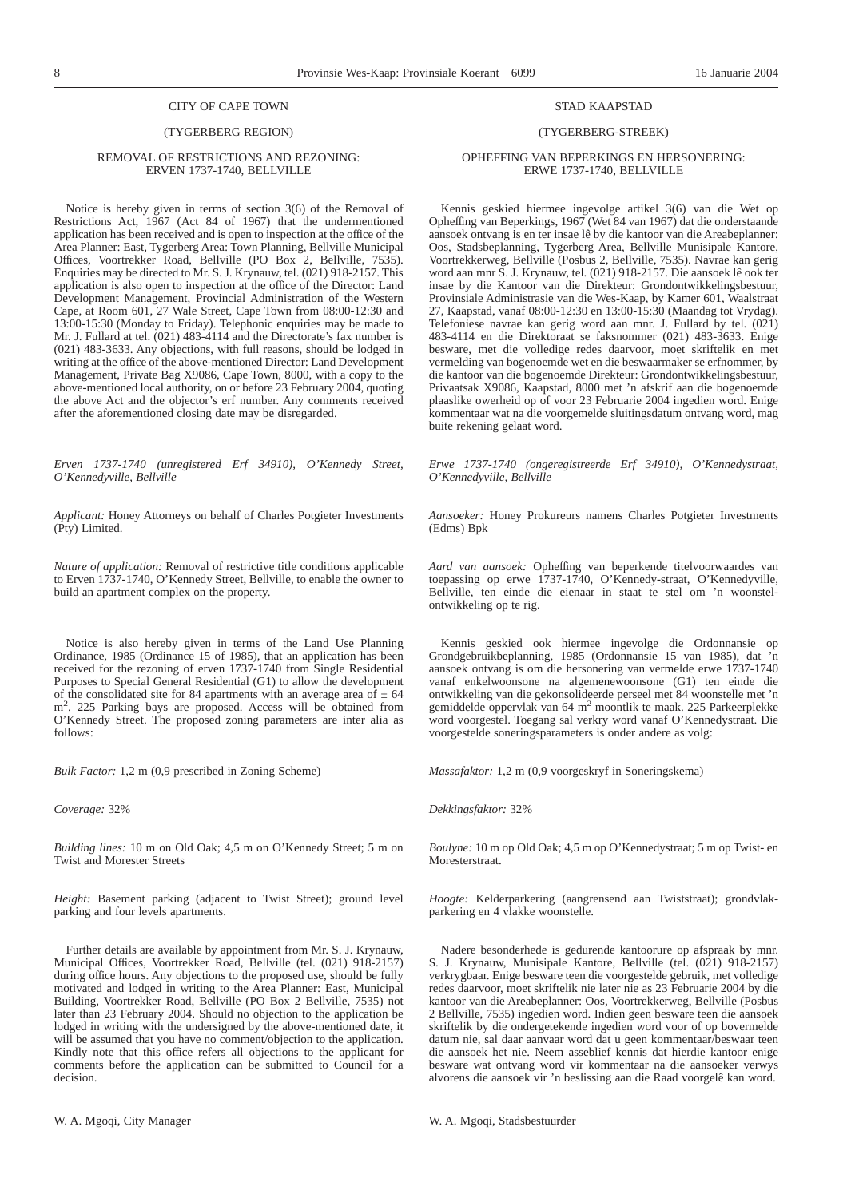## CITY OF CAPE TOWN

### (TYGERBERG REGION)

### REMOVAL OF RESTRICTIONS AND REZONING: ERVEN 1737-1740, BELLVILLE

Notice is hereby given in terms of section 3(6) of the Removal of Restrictions Act, 1967 (Act 84 of 1967) that the undermentioned application has been received and is open to inspection at the office of the Area Planner: East, Tygerberg Area: Town Planning, Bellville Municipal Offices, Voortrekker Road, Bellville (PO Box 2, Bellville, 7535). Enquiries may be directed to Mr. S. J. Krynauw, tel. (021) 918-2157. This application is also open to inspection at the office of the Director: Land Development Management, Provincial Administration of the Western Cape, at Room 601, 27 Wale Street, Cape Town from 08:00-12:30 and 13:00-15:30 (Monday to Friday). Telephonic enquiries may be made to Mr. J. Fullard at tel. (021) 483-4114 and the Directorate's fax number is (021) 483-3633. Any objections, with full reasons, should be lodged in writing at the office of the above-mentioned Director: Land Development Management, Private Bag X9086, Cape Town, 8000, with a copy to the above-mentioned local authority, on or before 23 February 2004, quoting the above Act and the objector's erf number. Any comments received after the aforementioned closing date may be disregarded.

*Erven 1737-1740 (unregistered Erf 34910), O'Kennedy Street, O'Kennedyville, Bellville*

*Applicant:* Honey Attorneys on behalf of Charles Potgieter Investments (Pty) Limited.

*Nature of application:* Removal of restrictive title conditions applicable to Erven 1737-1740, O'Kennedy Street, Bellville, to enable the owner to build an apartment complex on the property.

Notice is also hereby given in terms of the Land Use Planning Ordinance, 1985 (Ordinance 15 of 1985), that an application has been received for the rezoning of erven 1737-1740 from Single Residential Purposes to Special General Residential (G1) to allow the development of the consolidated site for 84 apartments with an average area of ± 64 m$^2$. 225 Parking bays are proposed. Access will be obtained from O'Kennedy Street. The proposed zoning parameters are inter alia as follows:

*Bulk Factor:* 1,2 m (0,9 prescribed in Zoning Scheme)

*Coverage:* 32%

*Building lines:* 10 m on Old Oak; 4,5 m on O'Kennedy Street; 5 m on Twist and Morester Streets

*Height:* Basement parking (adjacent to Twist Street); ground level parking and four levels apartments.

Further details are available by appointment from Mr. S. J. Krynauw, Municipal Offices, Voortrekker Road, Bellville (tel. (021) 918-2157) during office hours. Any objections to the proposed use, should be fully motivated and lodged in writing to the Area Planner: East, Municipal Building, Voortrekker Road, Bellville (PO Box 2 Bellville, 7535) not later than 23 February 2004. Should no objection to the application be lodged in writing with the undersigned by the above-mentioned date, it will be assumed that you have no comment/objection to the application. Kindly note that this office refers all objections to the applicant for comments before the application can be submitted to Council for a decision.

W. A. Mgoqi, City Manager

## STAD KAAPSTAD

### (TYGERBERG-STREEK)

### OPHEFFING VAN BEPERKINGS EN HERSONERING: ERWE 1737-1740, BELLVILLE

Kennis geskied hiermee ingevolge artikel 3(6) van die Wet op Opheffing van Beperkings, 1967 (Wet 84 van 1967) dat die onderstaande aansoek ontvang is en ter insae lê by die kantoor van die Areabeplanner: Oos, Stadsbeplanning, Tygerberg Area, Bellville Munisipale Kantore, Voortrekkerweg, Bellville (Posbus 2, Bellville, 7535). Navrae kan gerig word aan mnr S. J. Krynauw, tel. (021) 918-2157. Die aansoek lê ook ter insae by die Kantoor van die Direkteur: Grondontwikkelingsbestuur, Provinsiale Administrasie van die Wes-Kaap, by Kamer 601, Waalstraat 27, Kaapstad, vanaf 08:00-12:30 en 13:00-15:30 (Maandag tot Vrydag). Telefoniese navrae kan gerig word aan mnr. J. Fullard by tel. (021) 483-4114 en die Direktoraat se faksnommer (021) 483-3633. Enige besware, met die volledige redes daarvoor, moet skriftelik en met vermelding van bogenoemde wet en die beswaarmaker se erfnommer, by die kantoor van die bogenoemde Direkteur: Grondontwikkelingsbestuur, Privaatsak X9086, Kaapstad, 8000 met 'n afskrif aan die bogenoemde plaaslike owerheid op of voor 23 Februarie 2004 ingedien word. Enige kommentaar wat na die voorgemelde sluitingsdatum ontvang word, mag buite rekening gelaat word.

*Erwe 1737-1740 (ongeregistreerde Erf 34910), O'Kennedystraat, O'Kennedyville, Bellville*

*Aansoeker:* Honey Prokureurs namens Charles Potgieter Investments (Edms) Bpk

*Aard van aansoek:* Opheffing van beperkende titelvoorwaardes van toepassing op erwe 1737-1740, O'Kennedy-straat, O'Kennedyville, Bellville, ten einde die eienaar in staat te stel om 'n woonstelontwikkeling op te rig.

Kennis geskied ook hiermee ingevolge die Ordonnansie op Grondgebruikbeplanning, 1985 (Ordonnansie 15 van 1985), dat 'n aansoek ontvang is om die hersonering van vermelde erwe 1737-1740 vanaf enkelwoonsone na algemenewoonsone (G1) ten einde die ontwikkeling van die gekonsolideerde perseel met 84 woonstelle met 'n gemiddelde oppervlak van 64 m$^2$ moontlik te maak. 225 Parkeerplekke word voorgestel. Toegang sal verkry word vanaf O'Kennedystraat. Die voorgestelde soneringsparameters is onder andere as volg:

*Massafaktor:* 1,2 m (0,9 voorgeskryf in Soneringskema)

*Dekkingsfaktor:* 32%

*Boulyne:* 10 m op Old Oak; 4,5 m op O'Kennedystraat; 5 m op Twist- en Moresterstraat.

*Hoogte:* Kelderparkering (aangrensend aan Twiststraat); grondvlakparkering en 4 vlakke woonstelle.

Nadere besonderhede is gedurende kantoorure op afspraak by mnr. S. J. Krynauw, Munisipale Kantore, Bellville (tel. (021) 918-2157) verkrygbaar. Enige besware teen die voorgestelde gebruik, met volledige redes daarvoor, moet skriftelik nie later nie as 23 Februarie 2004 by die kantoor van die Areabeplanner: Oos, Voortrekkerweg, Bellville (Posbus 2 Bellville, 7535) ingedien word. Indien geen besware teen die aansoek skriftelik by die ondergetekende ingedien word voor of op bovermelde datum nie, sal daar aanvaar word dat u geen kommentaar/beswaar teen die aansoek het nie. Neem asseblief kennis dat hierdie kantoor enige besware wat ontvang word vir kommentaar na die aansoeker verwys alvorens die aansoek vir 'n beslissing aan die Raad voorgelê kan word.

W. A. Mgoqi, Stadsbestuurder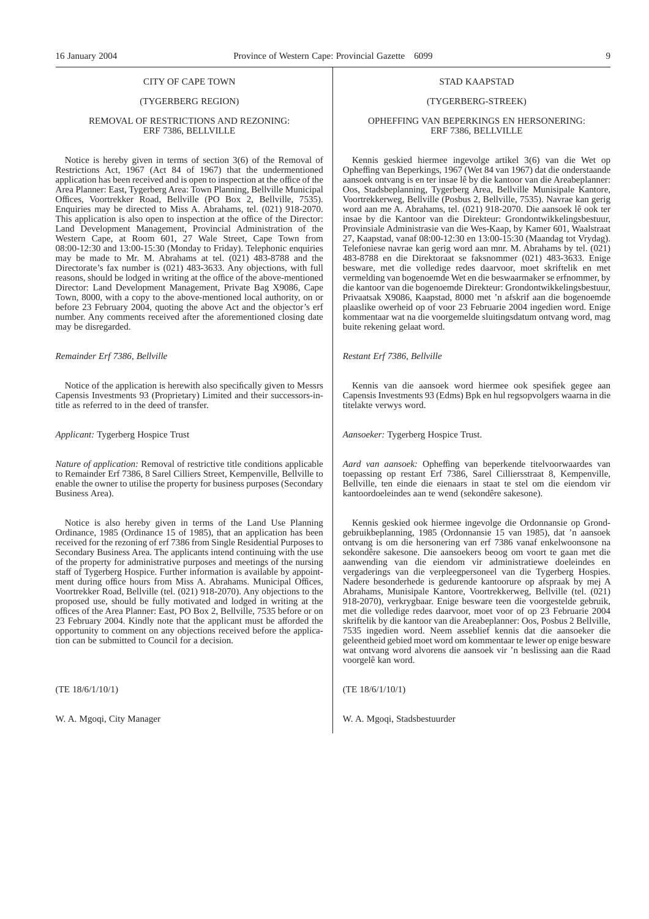CITY OF CAPE TOWN

(TYGERBERG REGION)

REMOVAL OF RESTRICTIONS AND REZONING: ERF 7386, BELLVILLE

Notice is hereby given in terms of section 3(6) of the Removal of Restrictions Act, 1967 (Act 84 of 1967) that the undermentioned application has been received and is open to inspection at the office of the Area Planner: East, Tygerberg Area: Town Planning, Bellville Municipal Offices, Voortrekker Road, Bellville (PO Box 2, Bellville, 7535). Enquiries may be directed to Miss A. Abrahams, tel. (021) 918-2070. This application is also open to inspection at the office of the Director: Land Development Management, Provincial Administration of the Western Cape, at Room 601, 27 Wale Street, Cape Town from 08:00-12:30 and 13:00-15:30 (Monday to Friday). Telephonic enquiries may be made to Mr. M. Abrahams at tel. (021) 483-8788 and the Directorate's fax number is (021) 483-3633. Any objections, with full reasons, should be lodged in writing at the office of the above-mentioned Director: Land Development Management, Private Bag X9086, Cape Town, 8000, with a copy to the above-mentioned local authority, on or before 23 February 2004, quoting the above Act and the objector's erf number. Any comments received after the aforementioned closing date may be disregarded.

*Remainder Erf 7386, Bellville*

Notice of the application is herewith also specifically given to Messrs Capensis Investments 93 (Proprietary) Limited and their successors-in-title as referred to in the deed of transfer.

*Applicant:* Tygerberg Hospice Trust

*Nature of application:* Removal of restrictive title conditions applicable to Remainder Erf 7386, 8 Sarel Cilliers Street, Kempenville, Bellville to enable the owner to utilise the property for business purposes (Secondary Business Area).

Notice is also hereby given in terms of the Land Use Planning Ordinance, 1985 (Ordinance 15 of 1985), that an application has been received for the rezoning of erf 7386 from Single Residential Purposes to Secondary Business Area. The applicants intend continuing with the use of the property for administrative purposes and meetings of the nursing staff of Tygerberg Hospice. Further information is available by appointment during office hours from Miss A. Abrahams. Municipal Offices, Voortrekker Road, Bellville (tel. (021) 918-2070). Any objections to the proposed use, should be fully motivated and lodged in writing at the offices of the Area Planner: East, PO Box 2, Bellville, 7535 before or on 23 February 2004. Kindly note that the applicant must be afforded the opportunity to comment on any objections received before the application can be submitted to Council for a decision.

(TE 18/6/1/10/1)

W. A. Mgoqi, City Manager

STAD KAAPSTAD

(TYGERBERG-STREEK)

OPHEFFING VAN BEPERKINGS EN HERSONERING: ERF 7386, BELLVILLE

Kennis geskied hiermee ingevolge artikel 3(6) van die Wet op Opheffing van Beperkings, 1967 (Wet 84 van 1967) dat die onderstaande aansoek ontvang is en ter insae lê by die kantoor van die Areabeplanner: Oos, Stadsbeplanning, Tygerberg Area, Bellville Munisipale Kantore, Voortrekkerweg, Bellville (Posbus 2, Bellville, 7535). Navrae kan gerig word aan me A. Abrahams, tel. (021) 918-2070. Die aansoek lê ook ter insae by die Kantoor van die Direkteur: Grondontwikkelingsbestuur, Provinsiale Administrasie van die Wes-Kaap, by Kamer 601, Waalstraat 27, Kaapstad, vanaf 08:00-12:30 en 13:00-15:30 (Maandag tot Vrydag). Telefoniese navrae kan gerig word aan mnr. M. Abrahams by tel. (021) 483-8788 en die Direktoraat se faksnommer (021) 483-3633. Enige besware, met die volledige redes daarvoor, moet skriftelik en met vermelding van bogenoemde Wet en die beswaarmaker se erfnommer, by die kantoor van die bogenoemde Direkteur: Grondontwikkelingsbestuur, Privaatsak X9086, Kaapstad, 8000 met 'n afskrif aan die bogenoemde plaaslike owerheid op of voor 23 Februarie 2004 ingedien word. Enige kommentaar wat na die voorgemelde sluitingsdatum ontvang word, mag buite rekening gelaat word.

*Restant Erf 7386, Bellville*

Kennis van die aansoek word hiermee ook spesifiek gegee aan Capensis Investments 93 (Edms) Bpk en hul regsopvolgers waarna in die titelakte verwys word.

*Aansoeker:* Tygerberg Hospice Trust.

*Aard van aansoek:* Opheffing van beperkende titelvoorwaardes van toepassing op restant Erf 7386, Sarel Cilliersstraat 8, Kempenville, Bellville, ten einde die eienaars in staat te stel om die eiendom vir kantoordoeleindes aan te wend (sekondêre sakesone).

Kennis geskied ook hiermee ingevolge die Ordonnansie op Grondgebruikbeplanning, 1985 (Ordonnansie 15 van 1985), dat 'n aansoek ontvang is om die hersonering van erf 7386 vanaf enkelwoonsone na sekondêre sakesone. Die aansoekers beoog om voort te gaan met die aanwending van die eiendom vir administratiewe doeleindes en vergaderings van die verpleegpersoneel van die Tygerberg Hospies. Nadere besonderhede is gedurende kantoorure op afspraak by mej A Abrahams, Munisipale Kantore, Voortrekkerweg, Bellville (tel. (021) 918-2070), verkrygbaar. Enige besware teen die voorgestelde gebruik, met die volledige redes daarvoor, moet voor of op 23 Februarie 2004 skriftelik by die kantoor van die Areabeplanner: Oos, Posbus 2 Bellville, 7535 ingedien word. Neem asseblief kennis dat die aansoeker die geleentheid gebied moet word om kommentaar te lewer op enige besware wat ontvang word alvorens die aansoek vir 'n beslissing aan die Raad voorgelê kan word.

(TE 18/6/1/10/1)

W. A. Mgoqi, Stadsbestuurder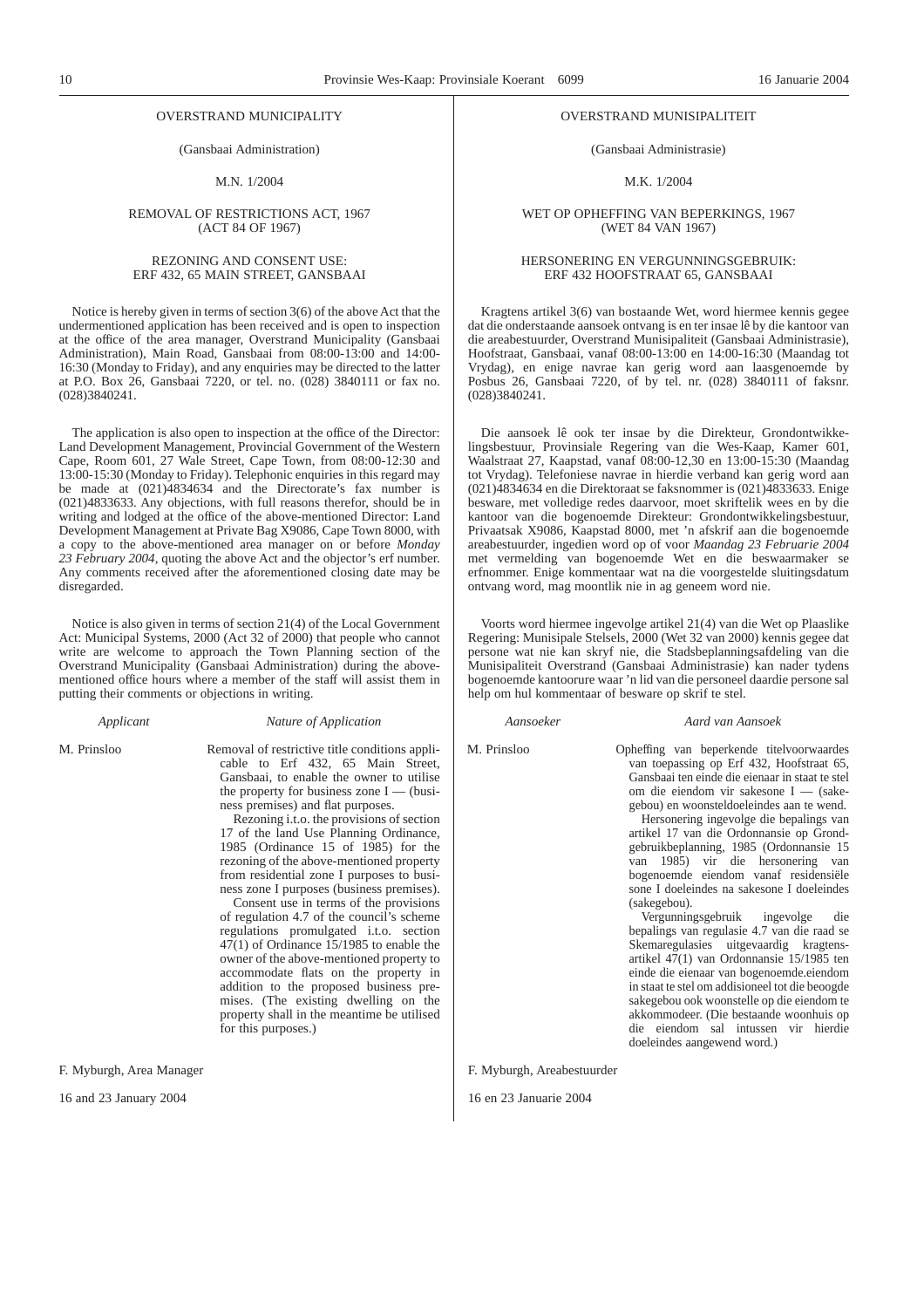OVERSTRAND MUNICIPALITY

(Gansbaai Administration)

M.N. 1/2004

REMOVAL OF RESTRICTIONS ACT, 1967
(ACT 84 OF 1967)

REZONING AND CONSENT USE:
ERF 432, 65 MAIN STREET, GANSBAAI

Notice is hereby given in terms of section 3(6) of the above Act that the undermentioned application has been received and is open to inspection at the office of the area manager, Overstrand Municipality (Gansbaai Administration), Main Road, Gansbaai from 08:00-13:00 and 14:00-16:30 (Monday to Friday), and any enquiries may be directed to the latter at P.O. Box 26, Gansbaai 7220, or tel. no. (028) 3840111 or fax no. (028)3840241.

The application is also open to inspection at the office of the Director: Land Development Management, Provincial Government of the Western Cape, Room 601, 27 Wale Street, Cape Town, from 08:00-12:30 and 13:00-15:30 (Monday to Friday). Telephonic enquiries in this regard may be made at (021)4834634 and the Directorate's fax number is (021)4833633. Any objections, with full reasons therefor, should be in writing and lodged at the office of the above-mentioned Director: Land Development Management at Private Bag X9086, Cape Town 8000, with a copy to the above-mentioned area manager on or before *Monday 23 February 2004*, quoting the above Act and the objector's erf number. Any comments received after the aforementioned closing date may be disregarded.

Notice is also given in terms of section 21(4) of the Local Government Act: Municipal Systems, 2000 (Act 32 of 2000) that people who cannot write are welcome to approach the Town Planning section of the Overstrand Municipality (Gansbaai Administration) during the above-mentioned office hours where a member of the staff will assist them in putting their comments or objections in writing.

| *Applicant* | *Nature of Application* |
|---|---|
| M. Prinsloo | Removal of restrictive title conditions applicable to Erf 432, 65 Main Street, Gansbaai, to enable the owner to utilise the property for business zone I — (business premises) and flat purposes. Rezoning i.t.o. the provisions of section 17 of the land Use Planning Ordinance, 1985 (Ordinance 15 of 1985) for the rezoning of the above-mentioned property from residential zone I purposes to business zone I purposes (business premises). Consent use in terms of the provisions of regulation 4.7 of the council's scheme regulations promulgated i.t.o. section 47(1) of Ordinance 15/1985 to enable the owner of the above-mentioned property to accommodate flats on the property in addition to the proposed business premises. (The existing dwelling on the property shall in the meantime be utilised for this purposes.) |

F. Myburgh, Area Manager

16 and 23 January 2004

OVERSTRAND MUNISIPALITEIT

(Gansbaai Administrasie)

M.K. 1/2004

WET OP OPHEFFING VAN BEPERKINGS, 1967
(WET 84 VAN 1967)

HERSONERING EN VERGUNNINGSGEBRUIK:
ERF 432 HOOFSTRAAT 65, GANSBAAI

Kragtens artikel 3(6) van bostaande Wet, word hiermee kennis gegee dat die onderstaande aansoek ontvang is en ter insae lê by die kantoor van die areabestuurder, Overstrand Munisipaliteit (Gansbaai Administrasie), Hoofstraat, Gansbaai, vanaf 08:00-13:00 en 14:00-16:30 (Maandag tot Vrydag), en enige navrae kan gerig word aan laasgenoemde by Posbus 26, Gansbaai 7220, of by tel. nr. (028) 3840111 of faksnr. (028)3840241.

Die aansoek lê ook ter insae by die Direkteur, Grondontwikkelingsbestuur, Provinsiale Regering van die Wes-Kaap, Kamer 601, Waalstraat 27, Kaapstad, vanaf 08:00-12,30 en 13:00-15:30 (Maandag tot Vrydag). Telefoniese navrae in hierdie verband kan gerig word aan (021)4834634 en die Direktoraat se faksnommer is (021)4833633. Enige besware, met volledige redes daarvoor, moet skriftelik wees en by die kantoor van die bogenoemde Direkteur: Grondontwikkelingsbestuur, Privaatsak X9086, Kaapstad 8000, met 'n afskrif aan die bogenoemde areabestuurder, ingedien word op of voor *Maandag 23 Februarie 2004* met vermelding van bogenoemde Wet en die beswaarmaker se erfnommer. Enige kommentaar wat na die voorgestelde sluitingsdatum ontvang word, mag moontlik nie in ag geneem word nie.

Voorts word hiermee ingevolge artikel 21(4) van die Wet op Plaaslike Regering: Munisipale Stelsels, 2000 (Wet 32 van 2000) kennis gegee dat persone wat nie kan skryf nie, die Stadsbeplanningsafdeling van die Munisipaliteit Overstrand (Gansbaai Administrasie) kan nader tydens bogenoemde kantoorure waar 'n lid van die personeel daardie persone sal help om hul kommentaar of besware op skrif te stel.

| *Aansoeker* | *Aard van Aansoek* |
|---|---|
| M. Prinsloo | Opheffing van beperkende titelvoorwaardes van toepassing op Erf 432, Hoofstraat 65, Gansbaai ten einde die eienaar in staat te stel om die eiendom vir sakesone I — (sakegebou) en woonsteldoeleindes aan te wend. Hersonering ingevolge die bepalings van artikel 17 van die Ordonnansie op Grondgebruikbeplanning, 1985 (Ordonnansie 15 van 1985) vir die hersonering van bogenoemde eiendom vanaf residensiële sone I doeleindes na sakesone I doeleindes (sakegebou). Vergunningsgebruik ingevolge die bepalings van regulasie 4.7 van die raad se Skemaregulasies uitgevaardig kragtensartikel 47(1) van Ordonnansie 15/1985 ten einde die eienaar van bogenoemde.eiendom in staat te stel om addisioneel tot die beoogde sakegebou ook woonstelle op die eiendom te akkommodeer. (Die bestaande woonhuis op die eiendom sal intussen vir hierdie doeleindes aangewend word.) |

F. Myburgh, Areabestuurder

16 en 23 Januarie 2004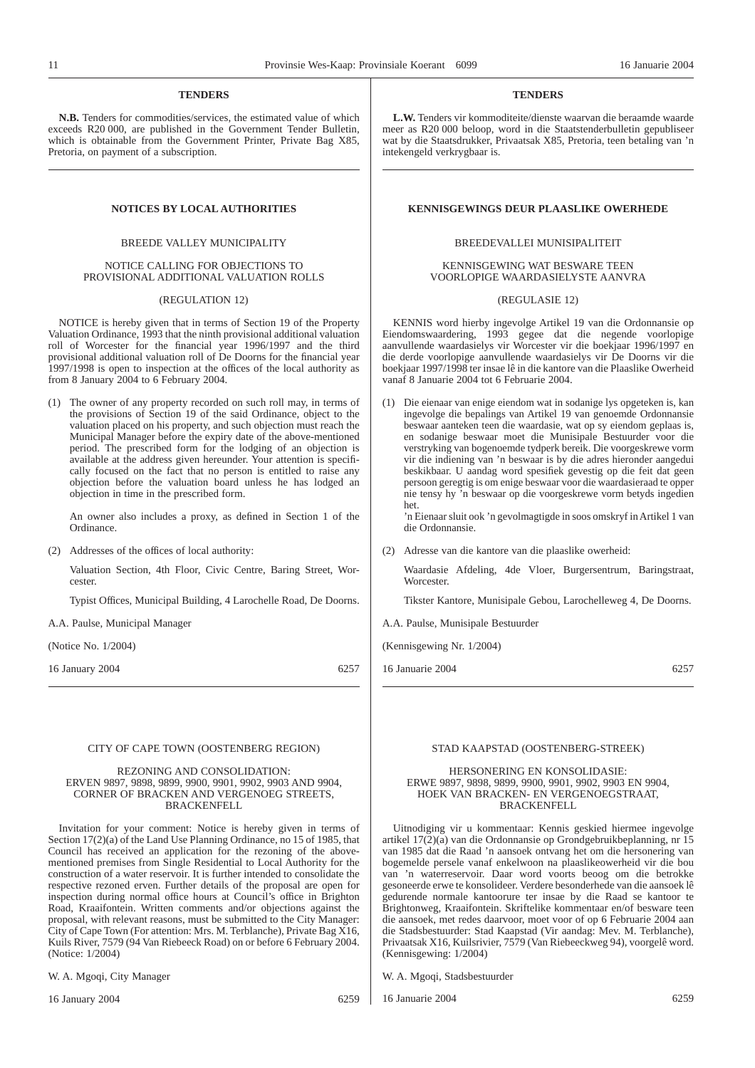## TENDERS

**N.B.** Tenders for commodities/services, the estimated value of which exceeds R20 000, are published in the Government Tender Bulletin, which is obtainable from the Government Printer, Private Bag X85, Pretoria, on payment of a subscription.

## TENDERS

**L.W.** Tenders vir kommoditeite/dienste waarvan die beraamde waarde meer as R20 000 beloop, word in die Staatstenderbulletin gepubliseer wat by die Staatsdrukker, Privaatsak X85, Pretoria, teen betaling van 'n intekengeld verkrygbaar is.

## NOTICES BY LOCAL AUTHORITIES

BREEDE VALLEY MUNICIPALITY

NOTICE CALLING FOR OBJECTIONS TO PROVISIONAL ADDITIONAL VALUATION ROLLS

(REGULATION 12)

NOTICE is hereby given that in terms of Section 19 of the Property Valuation Ordinance, 1993 that the ninth provisional additional valuation roll of Worcester for the financial year 1996/1997 and the third provisional additional valuation roll of De Doorns for the financial year 1997/1998 is open to inspection at the offices of the local authority as from 8 January 2004 to 6 February 2004.

(1) The owner of any property recorded on such roll may, in terms of the provisions of Section 19 of the said Ordinance, object to the valuation placed on his property, and such objection must reach the Municipal Manager before the expiry date of the above-mentioned period. The prescribed form for the lodging of an objection is available at the address given hereunder. Your attention is specifically focused on the fact that no person is entitled to raise any objection before the valuation board unless he has lodged an objection in time in the prescribed form.

   An owner also includes a proxy, as defined in Section 1 of the Ordinance.

(2) Addresses of the offices of local authority:

   Valuation Section, 4th Floor, Civic Centre, Baring Street, Worcester.

   Typist Offices, Municipal Building, 4 Larochelle Road, De Doorns.

A.A. Paulse, Municipal Manager

(Notice No. 1/2004)

16 January 2004 6257

## KENNISGEWINGS DEUR PLAASLIKE OWERHEDE

BREEDEVALLEI MUNISIPALITEIT

KENNISGEWING WAT BESWARE TEEN VOORLOPIGE WAARDASIELYSTE AANVRA

(REGULASIE 12)

KENNIS word hierby ingevolge Artikel 19 van die Ordonnansie op Eiendomswaardering, 1993 gegee dat die negende voorlopige aanvullende waardasielys vir Worcester vir die boekjaar 1996/1997 en die derde voorlopige aanvullende waardasielys vir De Doorns vir die boekjaar 1997/1998 ter insae lê in die kantore van die Plaaslike Owerheid vanaf 8 Januarie 2004 tot 6 Februarie 2004.

(1) Die eienaar van enige eiendom wat in sodanige lys opgeteken is, kan ingevolge die bepalings van Artikel 19 van genoemde Ordonnansie beswaar aanteken teen die waardasie, wat op sy eiendom geplaas is, en sodanige beswaar moet die Munisipale Bestuurder voor die verstryking van bogenoemde tydperk bereik. Die voorgeskrewe vorm vir die indiening van 'n beswaar is by die adres hieronder aangedui beskikbaar. U aandag word spesifiek gevestig op die feit dat geen persoon geregtig is om enige beswaar voor die waardasieraad te opper nie tensy hy 'n beswaar op die voorgeskrewe vorm betyds ingedien het.

   'n Eienaar sluit ook 'n gevolmagtigde in soos omskryf in Artikel 1 van die Ordonnansie.

(2) Adresse van die kantore van die plaaslike owerheid:

   Waardasie Afdeling, 4de Vloer, Burgersentrum, Baringstraat, Worcester.

   Tikster Kantore, Munisipale Gebou, Larochelleweg 4, De Doorns.

A.A. Paulse, Munisipale Bestuurder

(Kennisgewing Nr. 1/2004)

16 Januarie 2004 6257

CITY OF CAPE TOWN (OOSTENBERG REGION)

REZONING AND CONSOLIDATION:
ERVEN 9897, 9898, 9899, 9900, 9901, 9902, 9903 AND 9904, CORNER OF BRACKEN AND VERGENOEG STREETS, BRACKENFELL

Invitation for your comment: Notice is hereby given in terms of Section 17(2)(a) of the Land Use Planning Ordinance, no 15 of 1985, that Council has received an application for the rezoning of the above-mentioned premises from Single Residential to Local Authority for the construction of a water reservoir. It is further intended to consolidate the respective rezoned erven. Further details of the proposal are open for inspection during normal office hours at Council's office in Brighton Road, Kraaifontein. Written comments and/or objections against the proposal, with relevant reasons, must be submitted to the City Manager: City of Cape Town (For attention: Mrs. M. Terblanche), Private Bag X16, Kuils River, 7579 (94 Van Riebeeck Road) on or before 6 February 2004. (Notice: 1/2004)

W. A. Mgoqi, City Manager

16 January 2004 6259

STAD KAAPSTAD (OOSTENBERG-STREEK)

HERSONERING EN KONSOLIDASIE:
ERWE 9897, 9898, 9899, 9900, 9901, 9902, 9903 EN 9904, HOEK VAN BRACKEN- EN VERGENOEGSTRAAT, BRACKENFELL

Uitnodiging vir u kommentaar: Kennis geskied hiermee ingevolge artikel 17(2)(a) van die Ordonnansie op Grondgebruikbeplanning, nr 15 van 1985 dat die Raad 'n aansoek ontvang het om die hersonering van bogemelde persele vanaf enkelwoon na plaaslikeowerheid vir die bou van 'n waterreservoir. Daar word voorts beoog om die betrokke gesoneerde erwe te konsolideer. Verdere besonderhede van die aansoek lê gedurende normale kantoorure ter insae by die Raad se kantoor te Brightonweg, Kraaifontein. Skriftelike kommentaar en/of besware teen die aansoek, met redes daarvoor, moet voor of op 6 Februarie 2004 aan die Stadsbestuurder: Stad Kaapstad (Vir aandag: Mev. M. Terblanche), Privaatsak X16, Kuilsrivier, 7579 (Van Riebeeckweg 94), voorgelê word. (Kennisgewing: 1/2004)

W. A. Mgoqi, Stadsbestuurder

16 Januarie 2004 6259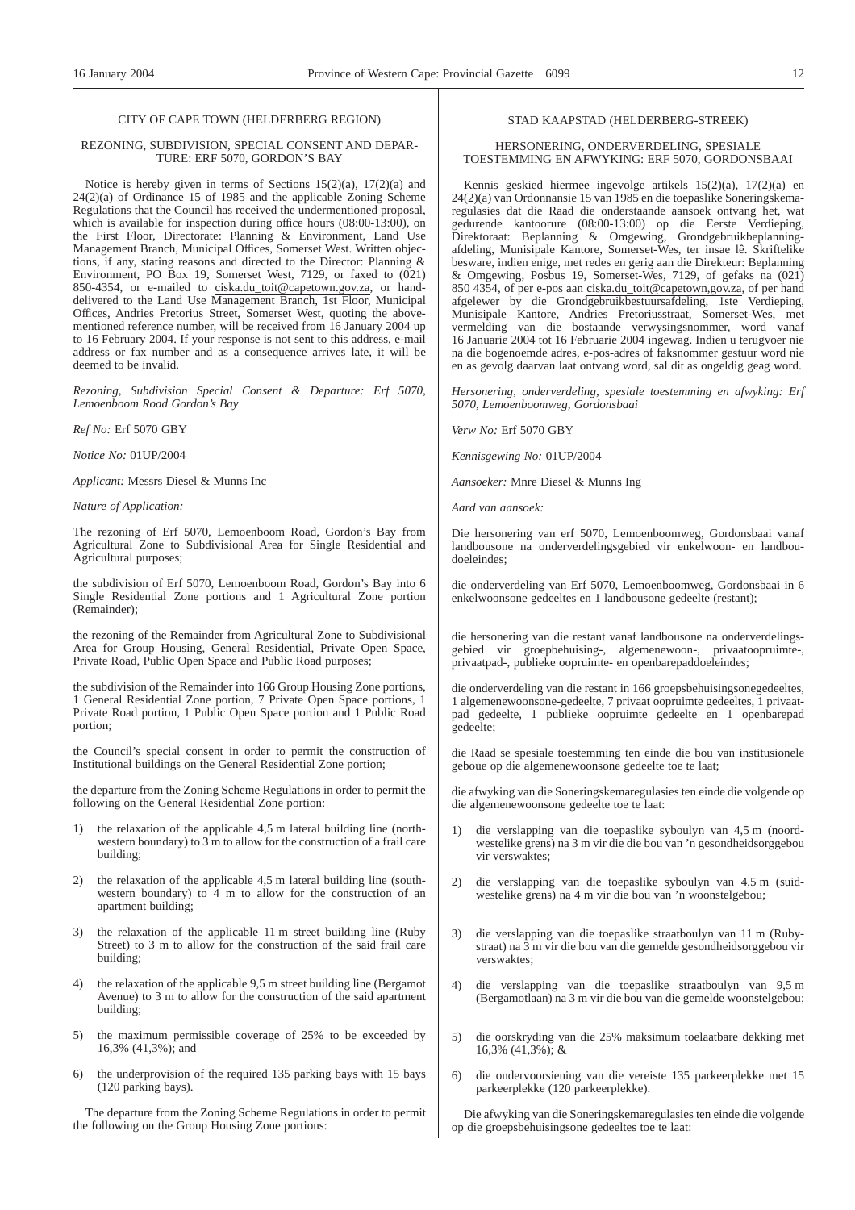CITY OF CAPE TOWN (HELDERBERG REGION)

REZONING, SUBDIVISION, SPECIAL CONSENT AND DEPARTURE: ERF 5070, GORDON'S BAY

Notice is hereby given in terms of Sections 15(2)(a), 17(2)(a) and 24(2)(a) of Ordinance 15 of 1985 and the applicable Zoning Scheme Regulations that the Council has received the undermentioned proposal, which is available for inspection during office hours (08:00-13:00), on the First Floor, Directorate: Planning & Environment, Land Use Management Branch, Municipal Offices, Somerset West. Written objections, if any, stating reasons and directed to the Director: Planning & Environment, PO Box 19, Somerset West, 7129, or faxed to (021) 850-4354, or e-mailed to ciska.du_toit@capetown.gov.za, or hand-delivered to the Land Use Management Branch, 1st Floor, Municipal Offices, Andries Pretorius Street, Somerset West, quoting the above-mentioned reference number, will be received from 16 January 2004 up to 16 February 2004. If your response is not sent to this address, e-mail address or fax number and as a consequence arrives late, it will be deemed to be invalid.

*Rezoning, Subdivision Special Consent & Departure: Erf 5070, Lemoenboom Road Gordon's Bay*

*Ref No:* Erf 5070 GBY

*Notice No:* 01UP/2004

*Applicant:* Messrs Diesel & Munns Inc

*Nature of Application:*

The rezoning of Erf 5070, Lemoenboom Road, Gordon's Bay from Agricultural Zone to Subdivisional Area for Single Residential and Agricultural purposes;

the subdivision of Erf 5070, Lemoenboom Road, Gordon's Bay into 6 Single Residential Zone portions and 1 Agricultural Zone portion (Remainder);

the rezoning of the Remainder from Agricultural Zone to Subdivisional Area for Group Housing, General Residential, Private Open Space, Private Road, Public Open Space and Public Road purposes;

the subdivision of the Remainder into 166 Group Housing Zone portions, 1 General Residential Zone portion, 7 Private Open Space portions, 1 Private Road portion, 1 Public Open Space portion and 1 Public Road portion;

the Council's special consent in order to permit the construction of Institutional buildings on the General Residential Zone portion;

the departure from the Zoning Scheme Regulations in order to permit the following on the General Residential Zone portion:

1) the relaxation of the applicable 4,5 m lateral building line (north-western boundary) to 3 m to allow for the construction of a frail care building;
2) the relaxation of the applicable 4,5 m lateral building line (south-western boundary) to 4 m to allow for the construction of an apartment building;
3) the relaxation of the applicable 11 m street building line (Ruby Street) to 3 m to allow for the construction of the said frail care building;
4) the relaxation of the applicable 9,5 m street building line (Bergamot Avenue) to 3 m to allow for the construction of the said apartment building;
5) the maximum permissible coverage of 25% to be exceeded by 16,3% (41,3%); and
6) the underprovision of the required 135 parking bays with 15 bays (120 parking bays).

The departure from the Zoning Scheme Regulations in order to permit the following on the Group Housing Zone portions:

STAD KAAPSTAD (HELDERBERG-STREEK)

HERSONERING, ONDERVERDELING, SPESIALE TOESTEMMING EN AFWYKING: ERF 5070, GORDONSBAAI

Kennis geskied hiermee ingevolge artikels 15(2)(a), 17(2)(a) en 24(2)(a) van Ordonnansie 15 van 1985 en die toepaslike Soneringskemaregulasies dat die Raad die onderstaande aansoek ontvang het, wat gedurende kantoorure (08:00-13:00) op die Eerste Verdieping, Direktoraat: Beplanning & Omgewing, Grondgebruikbeplanningafdeling, Munisipale Kantore, Somerset-Wes, ter insae lê. Skriftelike besware, indien enige, met redes en gerig aan die Direkteur: Beplanning & Omgewing, Posbus 19, Somerset-Wes, 7129, of gefaks na (021) 850 4354, of per e-pos aan ciska.du_toit@capetown.gov.za, of per hand afgelewer by die Grondgebruikbestuursafdeling, 1ste Verdieping, Munisipale Kantore, Andries Pretoriusstraat, Somerset-Wes, met vermelding van die bostaande verwysingsnommer, word vanaf 16 Januarie 2004 tot 16 Februarie 2004 ingewag. Indien u terugvoer nie na die bogenoemde adres, e-pos-adres of faksnommer gestuur word nie en as gevolg daarvan laat ontvang word, sal dit as ongeldig geag word.

*Hersonering, onderverdeling, spesiale toestemming en afwyking: Erf 5070, Lemoenboomweg, Gordonsbaai*

*Verw No:* Erf 5070 GBY

*Kennisgewing No:* 01UP/2004

*Aansoeker:* Mnre Diesel & Munns Ing

*Aard van aansoek:*

Die hersonering van erf 5070, Lemoenboomweg, Gordonsbaai vanaf landbousone na onderverdelingsgebied vir enkelwoon- en landboudoeleindes;

die onderverdeling van Erf 5070, Lemoenboomweg, Gordonsbaai in 6 enkelwoonsone gedeeltes en 1 landbousone gedeelte (restant);

die hersonering van die restant vanaf landbousone na onderverdelingsgebied vir groepbehuising-, algemenewoon-, privaatoopruimte-, privaatpad-, publieke oopruimte- en openbarepaddoeleindes;

die onderverdeling van die restant in 166 groepsbehuisingsonegedeeltes, 1 algemenewoonsone-gedeelte, 7 privaat oopruimte gedeeltes, 1 privaatpad gedeelte, 1 publieke oopruimte gedeelte en 1 openbarepad gedeelte;

die Raad se spesiale toestemming ten einde die bou van institusionele geboue op die algemenewoonsone gedeelte toe te laat;

die afwyking van die Soneringskemaregulasies ten einde die volgende op die algemenewoonsone gedeelte toe te laat:

1) die verslapping van die toepaslike syboulyn van 4,5 m (noordwestelike grens) na 3 m vir die die bou van 'n gesondheidsorggebou vir verswaktes;
2) die verslapping van die toepaslike syboulyn van 4,5 m (suidwestelike grens) na 4 m vir die bou van 'n woonstelgebou;
3) die verslapping van die toepaslike straatboulyn van 11 m (Rubystraat) na 3 m vir die bou van die gemelde gesondheidsorggebou vir verswaktes;
4) die verslapping van die toepaslike straatboulyn van 9,5 m (Bergamotlaan) na 3 m vir die bou van die gemelde woonstelgebou;
5) die oorskryding van die 25% maksimum toelaatbare dekking met 16,3% (41,3%); &
6) die ondervoorsiening van die vereiste 135 parkeerplekke met 15 parkeerplekke (120 parkeerplekke).

Die afwyking van die Soneringskemaregulasies ten einde die volgende op die groepsbehuisingsone gedeeltes toe te laat: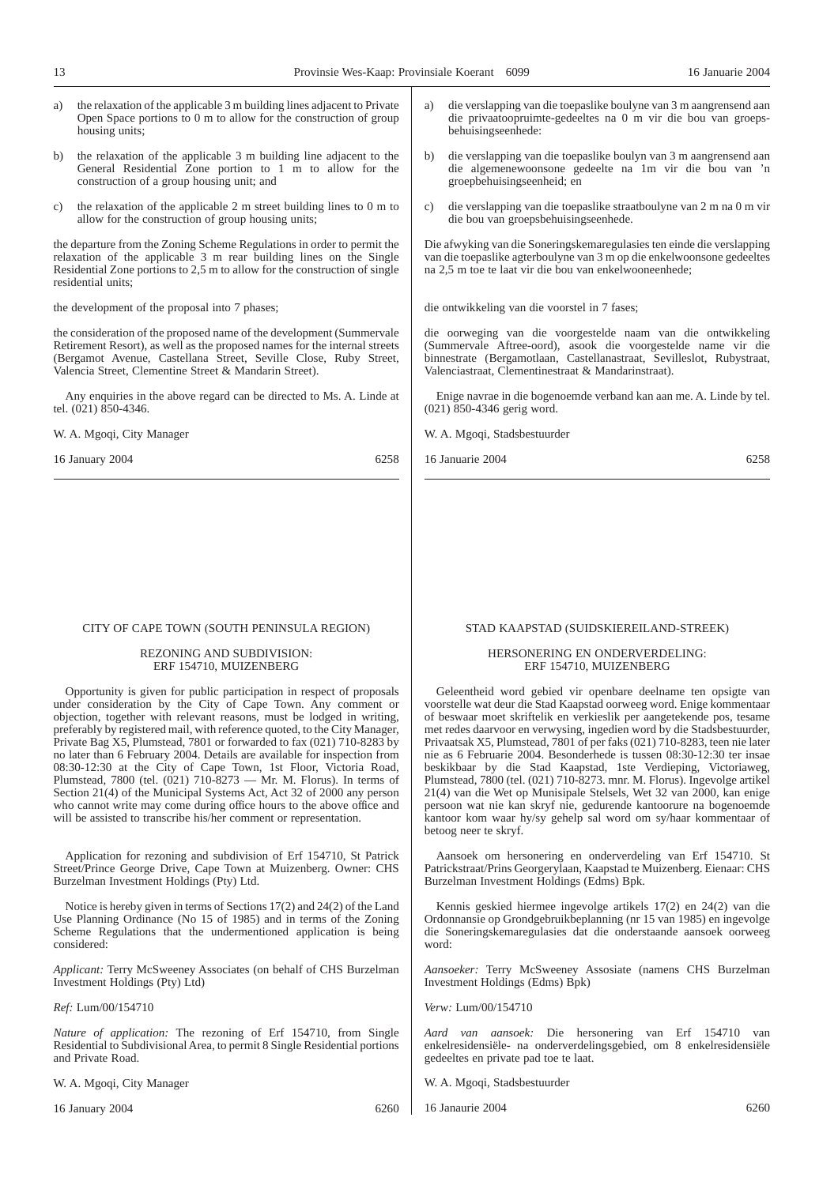a) the relaxation of the applicable 3 m building lines adjacent to Private Open Space portions to 0 m to allow for the construction of group housing units;

b) the relaxation of the applicable 3 m building line adjacent to the General Residential Zone portion to 1 m to allow for the construction of a group housing unit; and

c) the relaxation of the applicable 2 m street building lines to 0 m to allow for the construction of group housing units;

the departure from the Zoning Scheme Regulations in order to permit the relaxation of the applicable 3 m rear building lines on the Single Residential Zone portions to 2,5 m to allow for the construction of single residential units;

the development of the proposal into 7 phases;

the consideration of the proposed name of the development (Summervale Retirement Resort), as well as the proposed names for the internal streets (Bergamot Avenue, Castellana Street, Seville Close, Ruby Street, Valencia Street, Clementine Street & Mandarin Street).

Any enquiries in the above regard can be directed to Ms. A. Linde at tel. (021) 850-4346.

W. A. Mgoqi, City Manager

16 January 2004 6258

a) die verslapping van die toepaslike boulyne van 3 m aangrensend aan die privaatoopruimte-gedeeltes na 0 m vir die bou van groepsbehuisingseenhede:

b) die verslapping van die toepaslike boulyn van 3 m aangrensend aan die algemenewoonsone gedeelte na 1m vir die bou van 'n groepbehuisingseenheid; en

c) die verslapping van die toepaslike straatboulyne van 2 m na 0 m vir die bou van groepsbehuisingseenhede.

Die afwyking van die Soneringskemaregulasies ten einde die verslapping van die toepaslike agterboulyne van 3 m op die enkelwoonsone gedeeltes na 2,5 m toe te laat vir die bou van enkelwooneenhede;

die ontwikkeling van die voorstel in 7 fases;

die oorweging van die voorgestelde naam van die ontwikkeling (Summervale Aftree-oord), asook die voorgestelde name vir die binnestrate (Bergamotlaan, Castellanastraat, Sevilleslot, Rubystraat, Valenciastraat, Clementinestraat & Mandarinstraat).

Enige navrae in die bogenoemde verband kan aan me. A. Linde by tel. (021) 850-4346 gerig word.

W. A. Mgoqi, Stadsbestuurder

16 Januarie 2004 6258

CITY OF CAPE TOWN (SOUTH PENINSULA REGION)

REZONING AND SUBDIVISION: ERF 154710, MUIZENBERG

Opportunity is given for public participation in respect of proposals under consideration by the City of Cape Town. Any comment or objection, together with relevant reasons, must be lodged in writing, preferably by registered mail, with reference quoted, to the City Manager, Private Bag X5, Plumstead, 7801 or forwarded to fax (021) 710-8283 by no later than 6 February 2004. Details are available for inspection from 08:30-12:30 at the City of Cape Town, 1st Floor, Victoria Road, Plumstead, 7800 (tel. (021) 710-8273 — Mr. M. Florus). In terms of Section 21(4) of the Municipal Systems Act, Act 32 of 2000 any person who cannot write may come during office hours to the above office and will be assisted to transcribe his/her comment or representation.

Application for rezoning and subdivision of Erf 154710, St Patrick Street/Prince George Drive, Cape Town at Muizenberg. Owner: CHS Burzelman Investment Holdings (Pty) Ltd.

Notice is hereby given in terms of Sections 17(2) and 24(2) of the Land Use Planning Ordinance (No 15 of 1985) and in terms of the Zoning Scheme Regulations that the undermentioned application is being considered:

*Applicant:* Terry McSweeney Associates (on behalf of CHS Burzelman Investment Holdings (Pty) Ltd)

*Ref:* Lum/00/154710

*Nature of application:* The rezoning of Erf 154710, from Single Residential to Subdivisional Area, to permit 8 Single Residential portions and Private Road.

W. A. Mgoqi, City Manager

16 January 2004 6260

STAD KAAPSTAD (SUIDSKIEREILAND-STREEK)

HERSONERING EN ONDERVERDELING: ERF 154710, MUIZENBERG

Geleentheid word gebied vir openbare deelname ten opsigte van voorstelle wat deur die Stad Kaapstad oorweeg word. Enige kommentaar of beswaar moet skriftelik en verkieslik per aangetekende pos, tesame met redes daarvoor en verwysing, ingedien word by die Stadsbestuurder, Privaatsak X5, Plumstead, 7801 of per faks (021) 710-8283, teen nie later nie as 6 Februarie 2004. Besonderhede is tussen 08:30-12:30 ter insae beskikbaar by die Stad Kaapstad, 1ste Verdieping, Victoriaweg, Plumstead, 7800 (tel. (021) 710-8273. mnr. M. Florus). Ingevolge artikel 21(4) van die Wet op Munisipale Stelsels, Wet 32 van 2000, kan enige persoon wat nie kan skryf nie, gedurende kantoorure na bogenoemde kantoor kom waar hy/sy gehelp sal word om sy/haar kommentaar of betoog neer te skryf.

Aansoek om hersonering en onderverdeling van Erf 154710. St Patrickstraat/Prins Georgerylaan, Kaapstad te Muizenberg. Eienaar: CHS Burzelman Investment Holdings (Edms) Bpk.

Kennis geskied hiermee ingevolge artikels 17(2) en 24(2) van die Ordonnansie op Grondgebruikbeplanning (nr 15 van 1985) en ingevolge die Soneringskemaregulasies dat die onderstaande aansoek oorweeg word:

*Aansoeker:* Terry McSweeney Assosiate (namens CHS Burzelman Investment Holdings (Edms) Bpk)

*Verw:* Lum/00/154710

*Aard van aansoek:* Die hersonering van Erf 154710 van enkelresidensiële- na onderverdelingsgebied, om 8 enkelresidensiële gedeeltes en private pad toe te laat.

W. A. Mgoqi, Stadsbestuurder

16 Janaurie 2004 6260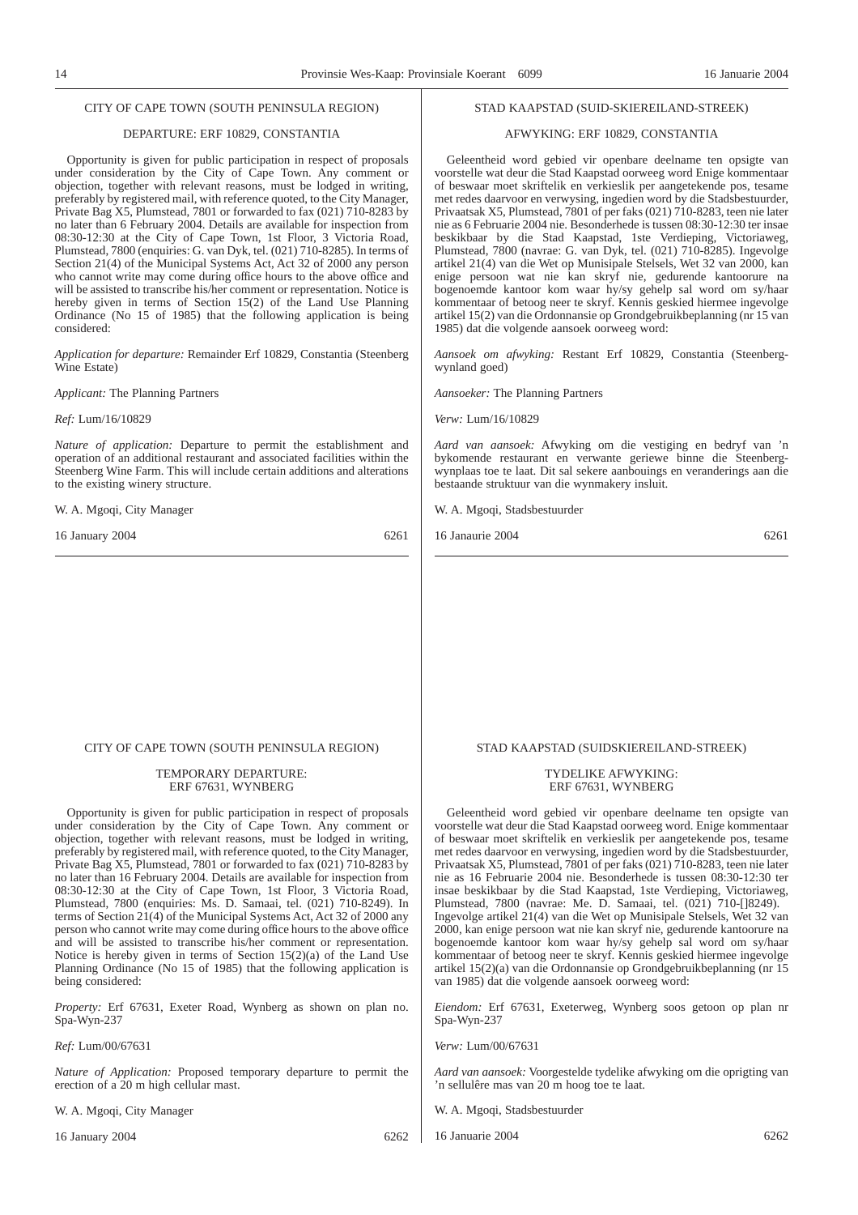CITY OF CAPE TOWN (SOUTH PENINSULA REGION)

DEPARTURE: ERF 10829, CONSTANTIA

Opportunity is given for public participation in respect of proposals under consideration by the City of Cape Town. Any comment or objection, together with relevant reasons, must be lodged in writing, preferably by registered mail, with reference quoted, to the City Manager, Private Bag X5, Plumstead, 7801 or forwarded to fax (021) 710-8283 by no later than 6 February 2004. Details are available for inspection from 08:30-12:30 at the City of Cape Town, 1st Floor, 3 Victoria Road, Plumstead, 7800 (enquiries: G. van Dyk, tel. (021) 710-8285). In terms of Section 21(4) of the Municipal Systems Act, Act 32 of 2000 any person who cannot write may come during office hours to the above office and will be assisted to transcribe his/her comment or representation. Notice is hereby given in terms of Section 15(2) of the Land Use Planning Ordinance (No 15 of 1985) that the following application is being considered:

*Application for departure:* Remainder Erf 10829, Constantia (Steenberg Wine Estate)

*Applicant:* The Planning Partners

*Ref:* Lum/16/10829

*Nature of application:* Departure to permit the establishment and operation of an additional restaurant and associated facilities within the Steenberg Wine Farm. This will include certain additions and alterations to the existing winery structure.

W. A. Mgoqi, City Manager

16 January 2004 6261

---

STAD KAAPSTAD (SUID-SKIEREILAND-STREEK)

AFWYKING: ERF 10829, CONSTANTIA

Geleentheid word gebied vir openbare deelname ten opsigte van voorstelle wat deur die Stad Kaapstad oorweeg word Enige kommentaar of beswaar moet skriftelik en verkieslik per aangetekende pos, tesame met redes daarvoor en verwysing, ingedien word by die Stadsbestuurder, Privaatsak X5, Plumstead, 7801 of per faks (021) 710-8283, teen nie later nie as 6 Februarie 2004 nie. Besonderhede is tussen 08:30-12:30 ter insae beskikbaar by die Stad Kaapstad, 1ste Verdieping, Victoriaweg, Plumstead, 7800 (navrae: G. van Dyk, tel. (021) 710-8285). Ingevolge artikel 21(4) van die Wet op Munisipale Stelsels, Wet 32 van 2000, kan enige persoon wat nie kan skryf nie, gedurende kantoorure na bogenoemde kantoor kom waar hy/sy gehelp sal word om sy/haar kommentaar of betoog neer te skryf. Kennis geskied hiermee ingevolge artikel 15(2) van die Ordonnansie op Grondgebruikbeplanning (nr 15 van 1985) dat die volgende aansoek oorweeg word:

*Aansoek om afwyking:* Restant Erf 10829, Constantia (Steenberg-wynland goed)

*Aansoeker:* The Planning Partners

*Verw:* Lum/16/10829

*Aard van aansoek:* Afwyking om die vestiging en bedryf van 'n bykomende restaurant en verwante geriewe binne die Steenberg-wynplaas toe te laat. Dit sal sekere aanbouings en veranderings aan die bestaande struktuur van die wynmakery insluit.

W. A. Mgoqi, Stadsbestuurder

16 Janaurie 2004 6261

---

CITY OF CAPE TOWN (SOUTH PENINSULA REGION)

TEMPORARY DEPARTURE: ERF 67631, WYNBERG

Opportunity is given for public participation in respect of proposals under consideration by the City of Cape Town. Any comment or objection, together with relevant reasons, must be lodged in writing, preferably by registered mail, with reference quoted, to the City Manager, Private Bag X5, Plumstead, 7801 or forwarded to fax (021) 710-8283 by no later than 16 February 2004. Details are available for inspection from 08:30-12:30 at the City of Cape Town, 1st Floor, 3 Victoria Road, Plumstead, 7800 (enquiries: Ms. D. Samaai, tel. (021) 710-8249). In terms of Section 21(4) of the Municipal Systems Act, Act 32 of 2000 any person who cannot write may come during office hours to the above office and will be assisted to transcribe his/her comment or representation. Notice is hereby given in terms of Section 15(2)(a) of the Land Use Planning Ordinance (No 15 of 1985) that the following application is being considered:

*Property:* Erf 67631, Exeter Road, Wynberg as shown on plan no. Spa-Wyn-237

*Ref:* Lum/00/67631

*Nature of Application:* Proposed temporary departure to permit the erection of a 20 m high cellular mast.

W. A. Mgoqi, City Manager

16 January 2004 6262

---

STAD KAAPSTAD (SUIDSKIEREILAND-STREEK)

TYDELIKE AFWYKING: ERF 67631, WYNBERG

Geleentheid word gebied vir openbare deelname ten opsigte van voorstelle wat deur die Stad Kaapstad oorweeg word. Enige kommentaar of beswaar moet skriftelik en verkieslik per aangetekende pos, tesame met redes daarvoor en verwysing, ingedien word by die Stadsbestuurder, Privaatsak X5, Plumstead, 7801 of per faks (021) 710-8283, teen nie later nie as 16 Februarie 2004 nie. Besonderhede is tussen 08:30-12:30 ter insae beskikbaar by die Stad Kaapstad, 1ste Verdieping, Victoriaweg, Plumstead, 7800 (navrae: Me. D. Samaai, tel. (021) 710-[]8249). Ingevolge artikel 21(4) van die Wet op Munisipale Stelsels, Wet 32 van 2000, kan enige persoon wat nie kan skryf nie, gedurende kantoorure na bogenoemde kantoor kom waar hy/sy gehelp sal word om sy/haar kommentaar of betoog neer te skryf. Kennis geskied hiermee ingevolge artikel 15(2)(a) van die Ordonnansie op Grondgebruikbeplanning (nr 15 van 1985) dat die volgende aansoek oorweeg word:

*Eiendom:* Erf 67631, Exeterweg, Wynberg soos getoon op plan nr Spa-Wyn-237

*Verw:* Lum/00/67631

*Aard van aansoek:* Voorgestelde tydelike afwyking om die oprigting van 'n sellulêre mas van 20 m hoog toe te laat.

W. A. Mgoqi, Stadsbestuurder

16 Januarie 2004 6262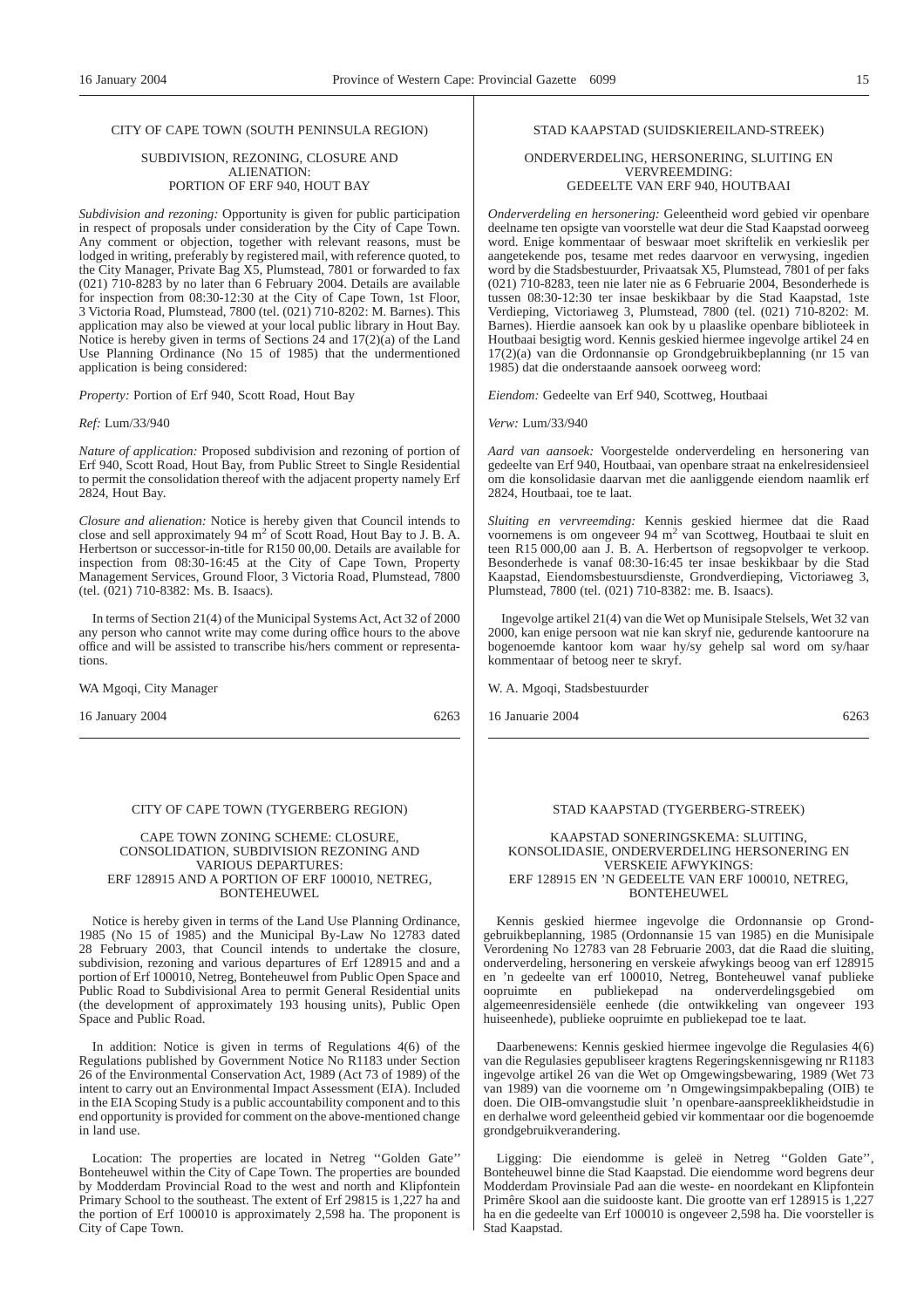## CITY OF CAPE TOWN (SOUTH PENINSULA REGION)

### SUBDIVISION, REZONING, CLOSURE AND ALIENATION: PORTION OF ERF 940, HOUT BAY

*Subdivision and rezoning:* Opportunity is given for public participation in respect of proposals under consideration by the City of Cape Town. Any comment or objection, together with relevant reasons, must be lodged in writing, preferably by registered mail, with reference quoted, to the City Manager, Private Bag X5, Plumstead, 7801 or forwarded to fax (021) 710-8283 by no later than 6 February 2004. Details are available for inspection from 08:30-12:30 at the City of Cape Town, 1st Floor, 3 Victoria Road, Plumstead, 7800 (tel. (021) 710-8202: M. Barnes). This application may also be viewed at your local public library in Hout Bay. Notice is hereby given in terms of Sections 24 and 17(2)(a) of the Land Use Planning Ordinance (No 15 of 1985) that the undermentioned application is being considered:

*Property:* Portion of Erf 940, Scott Road, Hout Bay

*Ref:* Lum/33/940

*Nature of application:* Proposed subdivision and rezoning of portion of Erf 940, Scott Road, Hout Bay, from Public Street to Single Residential to permit the consolidation thereof with the adjacent property namely Erf 2824, Hout Bay.

*Closure and alienation:* Notice is hereby given that Council intends to close and sell approximately 94 m$^2$ of Scott Road, Hout Bay to J. B. A. Herbertson or successor-in-title for R150 00,00. Details are available for inspection from 08:30-16:45 at the City of Cape Town, Property Management Services, Ground Floor, 3 Victoria Road, Plumstead, 7800 (tel. (021) 710-8382: Ms. B. Isaacs).

In terms of Section 21(4) of the Municipal Systems Act, Act 32 of 2000 any person who cannot write may come during office hours to the above office and will be assisted to transcribe his/hers comment or representations.

WA Mgoqi, City Manager

16 January 2004 — 6263

## STAD KAAPSTAD (SUIDSKIEREILAND-STREEK)

### ONDERVERDELING, HERSONERING, SLUITING EN VERVREEMDING: GEDEELTE VAN ERF 940, HOUTBAAI

*Onderverdeling en hersonering:* Geleentheid word gebied vir openbare deelname ten opsigte van voorstelle wat deur die Stad Kaapstad oorweeg word. Enige kommentaar of beswaar moet skriftelik en verkieslik per aangetekende pos, tesame met redes daarvoor en verwysing, ingedien word by die Stadsbestuurder, Privaatsak X5, Plumstead, 7801 of per faks (021) 710-8283, teen nie later nie as 6 Februarie 2004, Besonderhede is tussen 08:30-12:30 ter insae beskikbaar by die Stad Kaapstad, 1ste Verdieping, Victoriaweg 3, Plumstead, 7800 (tel. (021) 710-8202: M. Barnes). Hierdie aansoek kan ook by u plaaslike openbare biblioteek in Houtbaai besigtig word. Kennis geskied hiermee ingevolge artikel 24 en 17(2)(a) van die Ordonnansie op Grondgebruikbeplanning (nr 15 van 1985) dat die onderstaande aansoek oorweeg word:

*Eiendom:* Gedeelte van Erf 940, Scottweg, Houtbaai

*Verw:* Lum/33/940

*Aard van aansoek:* Voorgestelde onderverdeling en hersonering van gedeelte van Erf 940, Houtbaai, van openbare straat na enkelresidensieel om die konsolidasie daarvan met die aanliggende eiendom naamlik erf 2824, Houtbaai, toe te laat.

*Sluiting en vervreemding:* Kennis geskied hiermee dat die Raad voornemens is om ongeveer 94 m$^2$ van Scottweg, Houtbaai te sluit en teen R15 000,00 aan J. B. A. Herbertson of regsopvolger te verkoop. Besonderhede is vanaf 08:30-16:45 ter insae beskikbaar by die Stad Kaapstad, Eiendomsbestuursdienste, Grondverdieping, Victoriaweg 3, Plumstead, 7800 (tel. (021) 710-8382: me. B. Isaacs).

Ingevolge artikel 21(4) van die Wet op Munisipale Stelsels, Wet 32 van 2000, kan enige persoon wat nie kan skryf nie, gedurende kantoorure na bogenoemde kantoor kom waar hy/sy gehelp sal word om sy/haar kommentaar of betoog neer te skryf.

W. A. Mgoqi, Stadsbestuurder

16 Januarie 2004 — 6263

## CITY OF CAPE TOWN (TYGERBERG REGION)

### CAPE TOWN ZONING SCHEME: CLOSURE, CONSOLIDATION, SUBDIVISION REZONING AND VARIOUS DEPARTURES: ERF 128915 AND A PORTION OF ERF 100010, NETREG, BONTEHEUWEL

Notice is hereby given in terms of the Land Use Planning Ordinance, 1985 (No 15 of 1985) and the Municipal By-Law No 12783 dated 28 February 2003, that Council intends to undertake the closure, subdivision, rezoning and various departures of Erf 128915 and and a portion of Erf 100010, Netreg, Bonteheuwel from Public Open Space and Public Road to Subdivisional Area to permit General Residential units (the development of approximately 193 housing units), Public Open Space and Public Road.

In addition: Notice is given in terms of Regulations 4(6) of the Regulations published by Government Notice No R1183 under Section 26 of the Environmental Conservation Act, 1989 (Act 73 of 1989) of the intent to carry out an Environmental Impact Assessment (EIA). Included in the EIA Scoping Study is a public accountability component and to this end opportunity is provided for comment on the above-mentioned change in land use.

Location: The properties are located in Netreg ''Golden Gate'' Bonteheuwel within the City of Cape Town. The properties are bounded by Modderdam Provincial Road to the west and north and Klipfontein Primary School to the southeast. The extent of Erf 29815 is 1,227 ha and the portion of Erf 100010 is approximately 2,598 ha. The proponent is City of Cape Town.

## STAD KAAPSTAD (TYGERBERG-STREEK)

### KAAPSTAD SONERINGSKEMA: SLUITING, KONSOLIDASIE, ONDERVERDELING HERSONERING EN VERSKEIE AFWYKINGS: ERF 128915 EN 'N GEDEELTE VAN ERF 100010, NETREG, BONTEHEUWEL

Kennis geskied hiermee ingevolge die Ordonnansie op Grondgebruikbeplanning, 1985 (Ordonnansie 15 van 1985) en die Munisipale Verordening No 12783 van 28 Februarie 2003, dat die Raad die sluiting, onderverdeling, hersonering en verskeie afwykings beoog van erf 128915 en 'n gedeelte van erf 100010, Netreg, Bonteheuwel vanaf publieke oopruimte en publiekepad na onderverdelingsgebied om algemeenresidensiële eenhede (die ontwikkeling van ongeveer 193 huiseenhede), publieke oopruimte en publiekepad toe te laat.

Daarbenewens: Kennis geskied hiermee ingevolge die Regulasies 4(6) van die Regulasies gepubliseer kragtens Regeringskennisgewing nr R1183 ingevolge artikel 26 van die Wet op Omgewingsbewaring, 1989 (Wet 73 van 1989) van die voorneme om 'n Omgewingsimpakbepaling (OIB) te doen. Die OIB-omvangstudie sluit 'n openbare-aanspreeklikheidstudie in en derhalwe word geleentheid gebied vir kommentaar oor die bogenoemde grondgebruikverandering.

Ligging: Die eiendomme is geleë in Netreg ''Golden Gate'', Bonteheuwel binne die Stad Kaapstad. Die eiendomme word begrens deur Modderdam Provinsiale Pad aan die weste- en noordekant en Klipfontein Primêre Skool aan die suidooste kant. Die grootte van erf 128915 is 1,227 ha en die gedeelte van Erf 100010 is ongeveer 2,598 ha. Die voorsteller is Stad Kaapstad.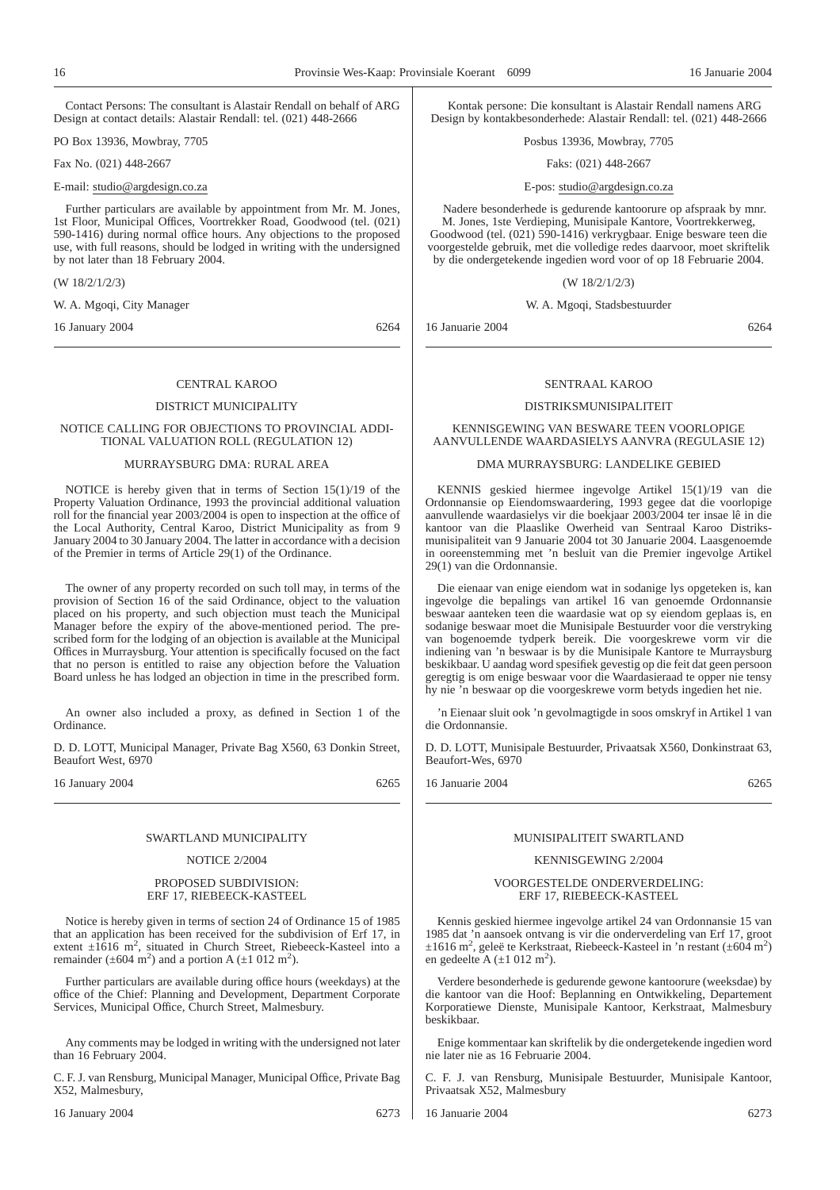Contact Persons: The consultant is Alastair Rendall on behalf of ARG Design at contact details: Alastair Rendall: tel. (021) 448-2666

PO Box 13936, Mowbray, 7705

Fax No. (021) 448-2667

E-mail: studio@argdesign.co.za

Further particulars are available by appointment from Mr. M. Jones, 1st Floor, Municipal Offices, Voortrekker Road, Goodwood (tel. (021) 590-1416) during normal office hours. Any objections to the proposed use, with full reasons, should be lodged in writing with the undersigned by not later than 18 February 2004.

(W 18/2/1/2/3)

W. A. Mgoqi, City Manager

16 January 2004 6264

---

CENTRAL KAROO

DISTRICT MUNICIPALITY

NOTICE CALLING FOR OBJECTIONS TO PROVINCIAL ADDITIONAL VALUATION ROLL (REGULATION 12)

MURRAYSBURG DMA: RURAL AREA

NOTICE is hereby given that in terms of Section 15(1)/19 of the Property Valuation Ordinance, 1993 the provincial additional valuation roll for the financial year 2003/2004 is open to inspection at the office of the Local Authority, Central Karoo, District Municipality as from 9 January 2004 to 30 January 2004. The latter in accordance with a decision of the Premier in terms of Article 29(1) of the Ordinance.

The owner of any property recorded on such toll may, in terms of the provision of Section 16 of the said Ordinance, object to the valuation placed on his property, and such objection must teach the Municipal Manager before the expiry of the above-mentioned period. The prescribed form for the lodging of an objection is available at the Municipal Offices in Murraysburg. Your attention is specifically focused on the fact that no person is entitled to raise any objection before the Valuation Board unless he has lodged an objection in time in the prescribed form.

An owner also included a proxy, as defined in Section 1 of the Ordinance.

D. D. LOTT, Municipal Manager, Private Bag X560, 63 Donkin Street, Beaufort West, 6970

16 January 2004 6265

---

SWARTLAND MUNICIPALITY

NOTICE 2/2004

PROPOSED SUBDIVISION:
ERF 17, RIEBEECK-KASTEEL

Notice is hereby given in terms of section 24 of Ordinance 15 of 1985 that an application has been received for the subdivision of Erf 17, in extent ±1616 m$^2$, situated in Church Street, Riebeeck-Kasteel into a remainder (±604 m$^2$) and a portion A (±1 012 m$^2$).

Further particulars are available during office hours (weekdays) at the office of the Chief: Planning and Development, Department Corporate Services, Municipal Office, Church Street, Malmesbury.

Any comments may be lodged in writing with the undersigned not later than 16 February 2004.

C. F. J. van Rensburg, Municipal Manager, Municipal Office, Private Bag X52, Malmesbury,

16 January 2004 6273

---

Kontak persone: Die konsultant is Alastair Rendall namens ARG Design by kontakbesonderhede: Alastair Rendall: tel. (021) 448-2666

Posbus 13936, Mowbray, 7705

Faks: (021) 448-2667

E-pos: studio@argdesign.co.za

Nadere besonderhede is gedurende kantoorure op afspraak by mnr. M. Jones, 1ste Verdieping, Munisipale Kantore, Voortrekkerweg, Goodwood (tel. (021) 590-1416) verkrygbaar. Enige besware teen die voorgestelde gebruik, met die volledige redes daarvoor, moet skriftelik by die ondergetekende ingedien word voor of op 18 Februarie 2004.

(W 18/2/1/2/3)

W. A. Mgoqi, Stadsbestuurder

16 Januarie 2004 6264

---

SENTRAAL KAROO

DISTRIKSMUNISIPALITEIT

KENNISGEWING VAN BESWARE TEEN VOORLOPIGE AANVULLENDE WAARDASIELYS AANVRA (REGULASIE 12)

DMA MURRAYSBURG: LANDELIKE GEBIED

KENNIS geskied hiermee ingevolge Artikel 15(1)/19 van die Ordonnansie op Eiendomswaardering, 1993 gegee dat die voorlopige aanvullende waardasielys vir die boekjaar 2003/2004 ter insae lê in die kantoor van die Plaaslike Owerheid van Sentraal Karoo Distriksmunisipaliteit van 9 Januarie 2004 tot 30 Januarie 2004. Laasgenoemde in ooreenstemming met 'n besluit van die Premier ingevolge Artikel 29(1) van die Ordonnansie.

Die eienaar van enige eiendom wat in sodanige lys opgeteken is, kan ingevolge die bepalings van artikel 16 van genoemde Ordonnansie beswaar aanteken teen die waardasie wat op sy eiendom geplaas is, en sodanige beswaar moet die Munisipale Bestuurder voor die verstryking van bogenoemde tydperk bereik. Die voorgeskrewe vorm vir die indiening van 'n beswaar is by die Munisipale Kantore te Murraysburg beskikbaar. U aandag word spesifiek gevestig op die feit dat geen persoon geregtig is om enige beswaar voor die Waardasieraad te opper nie tensy hy nie 'n beswaar op die voorgeskrewe vorm betyds ingedien het nie.

'n Eienaar sluit ook 'n gevolmagtigde in soos omskryf in Artikel 1 van die Ordonnansie.

D. D. LOTT, Munisipale Bestuurder, Privaatsak X560, Donkinstraat 63, Beaufort-Wes, 6970

16 Januarie 2004 6265

---

MUNISIPALITEIT SWARTLAND

KENNISGEWING 2/2004

VOORGESTELDE ONDERVERDELING:
ERF 17, RIEBEECK-KASTEEL

Kennis geskied hiermee ingevolge artikel 24 van Ordonnansie 15 van 1985 dat 'n aansoek ontvang is vir die onderverdeling van Erf 17, groot ±1616 m$^2$, geleë te Kerkstraat, Riebeeck-Kasteel in 'n restant (±604 m$^2$) en gedeelte A (±1 012 m$^2$).

Verdere besonderhede is gedurende gewone kantoorure (weeksdae) by die kantoor van die Hoof: Beplanning en Ontwikkeling, Departement Korporatiewe Dienste, Munisipale Kantoor, Kerkstraat, Malmesbury beskikbaar.

Enige kommentaar kan skriftelik by die ondergetekende ingedien word nie later nie as 16 Februarie 2004.

C. F. J. van Rensburg, Munisipale Bestuurder, Munisipale Kantoor, Privaatsak X52, Malmesbury

16 Januarie 2004 6273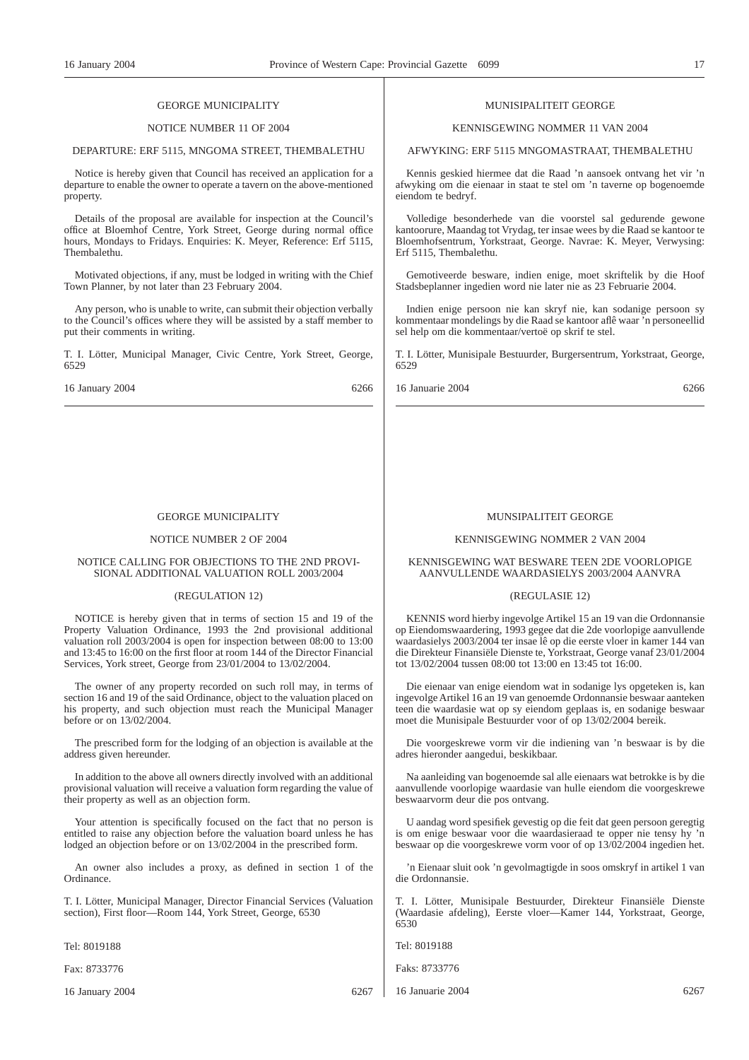GEORGE MUNICIPALITY

NOTICE NUMBER 11 OF 2004

DEPARTURE: ERF 5115, MNGOMA STREET, THEMBALETHU

Notice is hereby given that Council has received an application for a departure to enable the owner to operate a tavern on the above-mentioned property.

Details of the proposal are available for inspection at the Council's office at Bloemhof Centre, York Street, George during normal office hours, Mondays to Fridays. Enquiries: K. Meyer, Reference: Erf 5115, Thembalethu.

Motivated objections, if any, must be lodged in writing with the Chief Town Planner, by not later than 23 February 2004.

Any person, who is unable to write, can submit their objection verbally to the Council's offices where they will be assisted by a staff member to put their comments in writing.

T. I. Lötter, Municipal Manager, Civic Centre, York Street, George, 6529

16 January 2004 6266

---

MUNISIPALITEIT GEORGE

KENNISGEWING NOMMER 11 VAN 2004

AFWYKING: ERF 5115 MNGOMASTRAAT, THEMBALETHU

Kennis geskied hiermee dat die Raad 'n aansoek ontvang het vir 'n afwyking om die eienaar in staat te stel om 'n taverne op bogenoemde eiendom te bedryf.

Volledige besonderhede van die voorstel sal gedurende gewone kantoorure, Maandag tot Vrydag, ter insae wees by die Raad se kantoor te Bloemhofsentrum, Yorkstraat, George. Navrae: K. Meyer, Verwysing: Erf 5115, Thembalethu.

Gemotiveerde besware, indien enige, moet skriftelik by die Hoof Stadsbeplanner ingedien word nie later nie as 23 Februarie 2004.

Indien enige persoon nie kan skryf nie, kan sodanige persoon sy kommentaar mondelings by die Raad se kantoor aflê waar 'n personeellid sal help om die kommentaar/vertoë op skrif te stel.

T. I. Lötter, Munisipale Bestuurder, Burgersentrum, Yorkstraat, George, 6529

16 Januarie 2004 6266

---

GEORGE MUNICIPALITY

NOTICE NUMBER 2 OF 2004

NOTICE CALLING FOR OBJECTIONS TO THE 2ND PROVISIONAL ADDITIONAL VALUATION ROLL 2003/2004

(REGULATION 12)

NOTICE is hereby given that in terms of section 15 and 19 of the Property Valuation Ordinance, 1993 the 2nd provisional additional valuation roll 2003/2004 is open for inspection between 08:00 to 13:00 and 13:45 to 16:00 on the first floor at room 144 of the Director Financial Services, York street, George from 23/01/2004 to 13/02/2004.

The owner of any property recorded on such roll may, in terms of section 16 and 19 of the said Ordinance, object to the valuation placed on his property, and such objection must reach the Municipal Manager before or on 13/02/2004.

The prescribed form for the lodging of an objection is available at the address given hereunder.

In addition to the above all owners directly involved with an additional provisional valuation will receive a valuation form regarding the value of their property as well as an objection form.

Your attention is specifically focused on the fact that no person is entitled to raise any objection before the valuation board unless he has lodged an objection before or on 13/02/2004 in the prescribed form.

An owner also includes a proxy, as defined in section 1 of the Ordinance.

T. I. Lötter, Municipal Manager, Director Financial Services (Valuation section), First floor—Room 144, York Street, George, 6530

Tel: 8019188

Fax: 8733776

16 January 2004 6267

---

MUNSIPALITEIT GEORGE

KENNISGEWING NOMMER 2 VAN 2004

KENNISGEWING WAT BESWARE TEEN 2DE VOORLOPIGE AANVULLENDE WAARDASIELYS 2003/2004 AANVRA

(REGULASIE 12)

KENNIS word hierby ingevolge Artikel 15 an 19 van die Ordonnansie op Eiendomswaardering, 1993 gegee dat die 2de voorlopige aanvullende waardasielys 2003/2004 ter insae lê op die eerste vloer in kamer 144 van die Direkteur Finansiële Dienste te, Yorkstraat, George vanaf 23/01/2004 tot 13/02/2004 tussen 08:00 tot 13:00 en 13:45 tot 16:00.

Die eienaar van enige eiendom wat in sodanige lys opgeteken is, kan ingevolge Artikel 16 an 19 van genoemde Ordonnansie beswaar aanteken teen die waardasie wat op sy eiendom geplaas is, en sodanige beswaar moet die Munisipale Bestuurder voor of op 13/02/2004 bereik.

Die voorgeskrewe vorm vir die indiening van 'n beswaar is by die adres hieronder aangedui, beskikbaar.

Na aanleiding van bogenoemde sal alle eienaars wat betrokke is by die aanvullende voorlopige waardasie van hulle eiendom die voorgeskrewe beswaarvorm deur die pos ontvang.

U aandag word spesifiek gevestig op die feit dat geen persoon geregtig is om enige beswaar voor die waardasieraad te opper nie tensy hy 'n beswaar op die voorgeskrewe vorm voor of op 13/02/2004 ingedien het.

'n Eienaar sluit ook 'n gevolmagtigde in soos omskryf in artikel 1 van die Ordonnansie.

T. I. Lötter, Munisipale Bestuurder, Direkteur Finansiële Dienste (Waardasie afdeling), Eerste vloer—Kamer 144, Yorkstraat, George, 6530

Tel: 8019188

Faks: 8733776

16 Januarie 2004 6267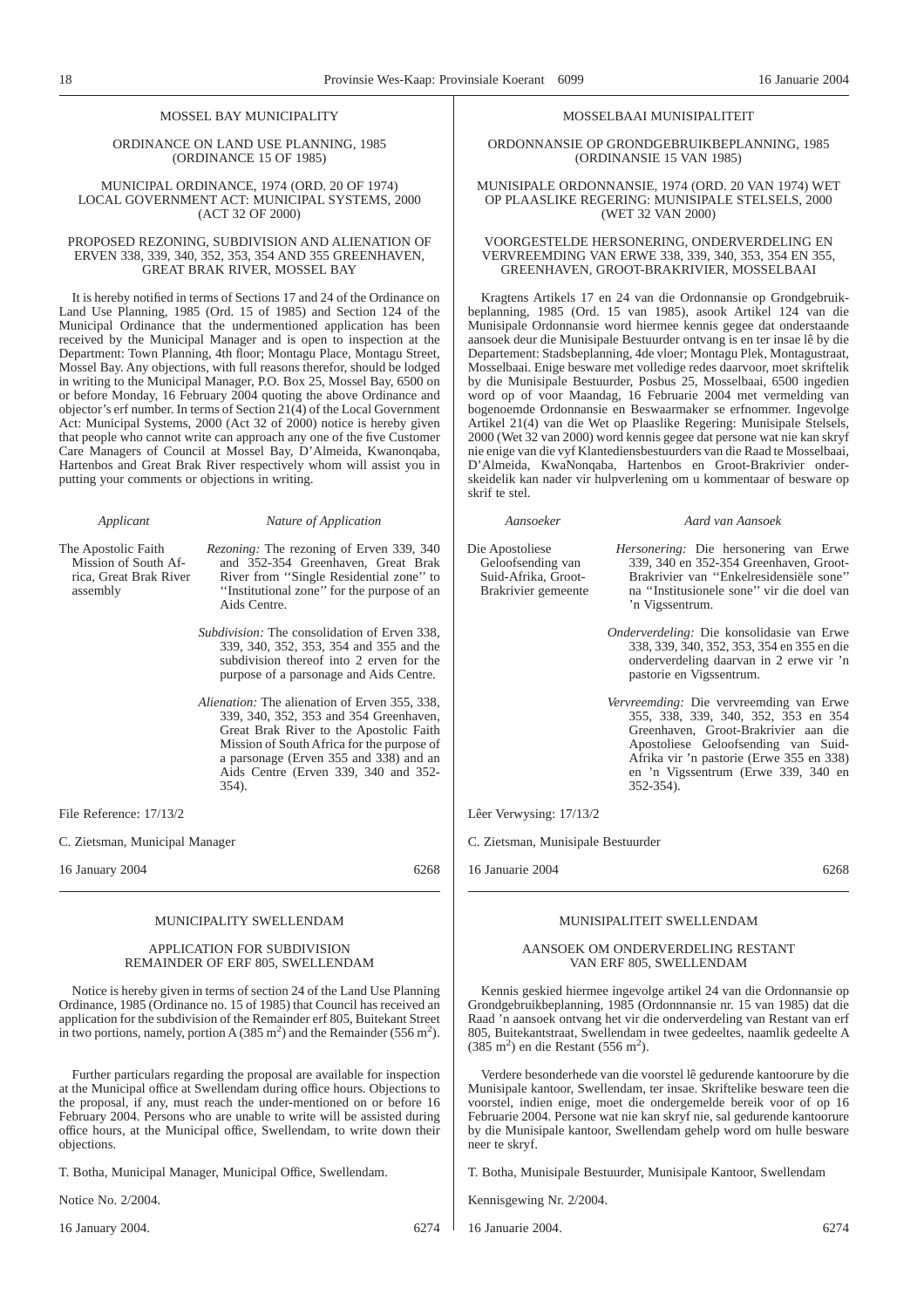MOSSEL BAY MUNICIPALITY

ORDINANCE ON LAND USE PLANNING, 1985
(ORDINANCE 15 OF 1985)

MUNICIPAL ORDINANCE, 1974 (ORD. 20 OF 1974)
LOCAL GOVERNMENT ACT: MUNICIPAL SYSTEMS, 2000
(ACT 32 OF 2000)

PROPOSED REZONING, SUBDIVISION AND ALIENATION OF ERVEN 338, 339, 340, 352, 353, 354 AND 355 GREENHAVEN, GREAT BRAK RIVER, MOSSEL BAY

It is hereby notified in terms of Sections 17 and 24 of the Ordinance on Land Use Planning, 1985 (Ord. 15 of 1985) and Section 124 of the Municipal Ordinance that the undermentioned application has been received by the Municipal Manager and is open to inspection at the Department: Town Planning, 4th floor; Montagu Place, Montagu Street, Mossel Bay. Any objections, with full reasons therefor, should be lodged in writing to the Municipal Manager, P.O. Box 25, Mossel Bay, 6500 on or before Monday, 16 February 2004 quoting the above Ordinance and objector's erf number. In terms of Section 21(4) of the Local Government Act: Municipal Systems, 2000 (Act 32 of 2000) notice is hereby given that people who cannot write can approach any one of the five Customer Care Managers of Council at Mossel Bay, D'Almeida, Kwanonqaba, Hartenbos and Great Brak River respectively whom will assist you in putting your comments or objections in writing.

| *Applicant* | *Nature of Application* |
|---|---|
| The Apostolic Faith Mission of South Africa, Great Brak River assembly | *Rezoning:* The rezoning of Erven 339, 340 and 352-354 Greenhaven, Great Brak River from ''Single Residential zone'' to ''Institutional zone'' for the purpose of an Aids Centre. |
| | *Subdivision:* The consolidation of Erven 338, 339, 340, 352, 353, 354 and 355 and the subdivision thereof into 2 erven for the purpose of a parsonage and Aids Centre. |
| | *Alienation:* The alienation of Erven 355, 338, 339, 340, 352, 353 and 354 Greenhaven, Great Brak River to the Apostolic Faith Mission of South Africa for the purpose of a parsonage (Erven 355 and 338) and an Aids Centre (Erven 339, 340 and 352-354). |

File Reference: 17/13/2

C. Zietsman, Municipal Manager

16 January 2004 6268

---

MOSSELBAAI MUNISIPALITEIT

ORDONNANSIE OP GRONDGEBRUIKBEPLANNING, 1985
(ORDINANSIE 15 VAN 1985)

MUNISIPALE ORDONNANSIE, 1974 (ORD. 20 VAN 1974) WET OP PLAASLIKE REGERING: MUNISIPALE STELSELS, 2000
(WET 32 VAN 2000)

VOORGESTELDE HERSONERING, ONDERVERDELING EN VERVREEMDING VAN ERWE 338, 339, 340, 353, 354 EN 355, GREENHAVEN, GROOT-BRAKRIVIER, MOSSELBAAI

Kragtens Artikels 17 en 24 van die Ordonnansie op Grondgebruikbeplanning, 1985 (Ord. 15 van 1985), asook Artikel 124 van die Munisipale Ordonnansie word hiermee kennis gegee dat onderstaande aansoek deur die Munisipale Bestuurder ontvang is en ter insae lê by die Departement: Stadsbeplanning, 4de vloer; Montagu Plek, Montagustraat, Mosselbaai. Enige besware met volledige redes daarvoor, moet skriftelik by die Munisipale Bestuurder, Posbus 25, Mosselbaai, 6500 ingedien word op of voor Maandag, 16 Februarie 2004 met vermelding van bogenoemde Ordonnansie en Beswaarmaker se erfnommer. Ingevolge Artikel 21(4) van die Wet op Plaaslike Regering: Munisipale Stelsels, 2000 (Wet 32 van 2000) word kennis gegee dat persone wat nie kan skryf nie enige van die vyf Klantediensbestuurders van die Raad te Mosselbaai, D'Almeida, KwaNonqaba, Hartenbos en Groot-Brakrivier onderskeidelik kan nader vir hulpverlening om u kommentaar of besware op skrif te stel.

| *Aansoeker* | *Aard van Aansoek* |
|---|---|
| Die Apostoliese Geloofsending van Suid-Afrika, Groot-Brakrivier gemeente | *Hersonering:* Die hersonering van Erwe 339, 340 en 352-354 Greenhaven, Groot-Brakrivier van ''Enkelresidensiële sone'' na ''Institusionele sone'' vir die doel van 'n Vigssentrum. |
| | *Onderverdeling:* Die konsolidasie van Erwe 338, 339, 340, 352, 353, 354 en 355 en die onderverdeling daarvan in 2 erwe vir 'n pastorie en Vigssentrum. |
| | *Vervreemding:* Die vervreemding van Erwe 355, 338, 339, 340, 352, 353 en 354 Greenhaven, Groot-Brakrivier aan die Apostoliese Geloofsending van Suid-Afrika vir 'n pastorie (Erwe 355 en 338) en 'n Vigssentrum (Erwe 339, 340 en 352-354). |

Lêer Verwysing: 17/13/2

C. Zietsman, Munisipale Bestuurder

16 Januarie 2004 6268

---

MUNICIPALITY SWELLENDAM

APPLICATION FOR SUBDIVISION
REMAINDER OF ERF 805, SWELLENDAM

Notice is hereby given in terms of section 24 of the Land Use Planning Ordinance, 1985 (Ordinance no. 15 of 1985) that Council has received an application for the subdivision of the Remainder erf 805, Buitekant Street in two portions, namely, portion A (385 $m^2$) and the Remainder (556 $m^2$).

Further particulars regarding the proposal are available for inspection at the Municipal office at Swellendam during office hours. Objections to the proposal, if any, must reach the under-mentioned on or before 16 February 2004. Persons who are unable to write will be assisted during office hours, at the Municipal office, Swellendam, to write down their objections.

T. Botha, Municipal Manager, Municipal Office, Swellendam.

Notice No. 2/2004.

16 January 2004. 6274

---

MUNISIPALITEIT SWELLENDAM

AANSOEK OM ONDERVERDELING RESTANT
VAN ERF 805, SWELLENDAM

Kennis geskied hiermee ingevolge artikel 24 van die Ordonnansie op Grondgebruikbeplanning, 1985 (Ordonnansie nr. 15 van 1985) dat die Raad 'n aansoek ontvang het vir die onderverdeling van Restant van erf 805, Buitekantstraat, Swellendam in twee gedeeltes, naamlik gedeelte A (385 $m^2$) en die Restant (556 $m^2$).

Verdere besonderhede van die voorstel lê gedurende kantoorure by die Munisipale kantoor, Swellendam, ter insae. Skriftelike besware teen die voorstel, indien enige, moet die ondergemelde bereik voor of op 16 Februarie 2004. Persone wat nie kan skryf nie, sal gedurende kantoorure by die Munisipale kantoor, Swellendam gehelp word om hulle besware neer te skryf.

T. Botha, Munisipale Bestuurder, Munisipale Kantoor, Swellendam

Kennisgewing Nr. 2/2004.

16 Januarie 2004. 6274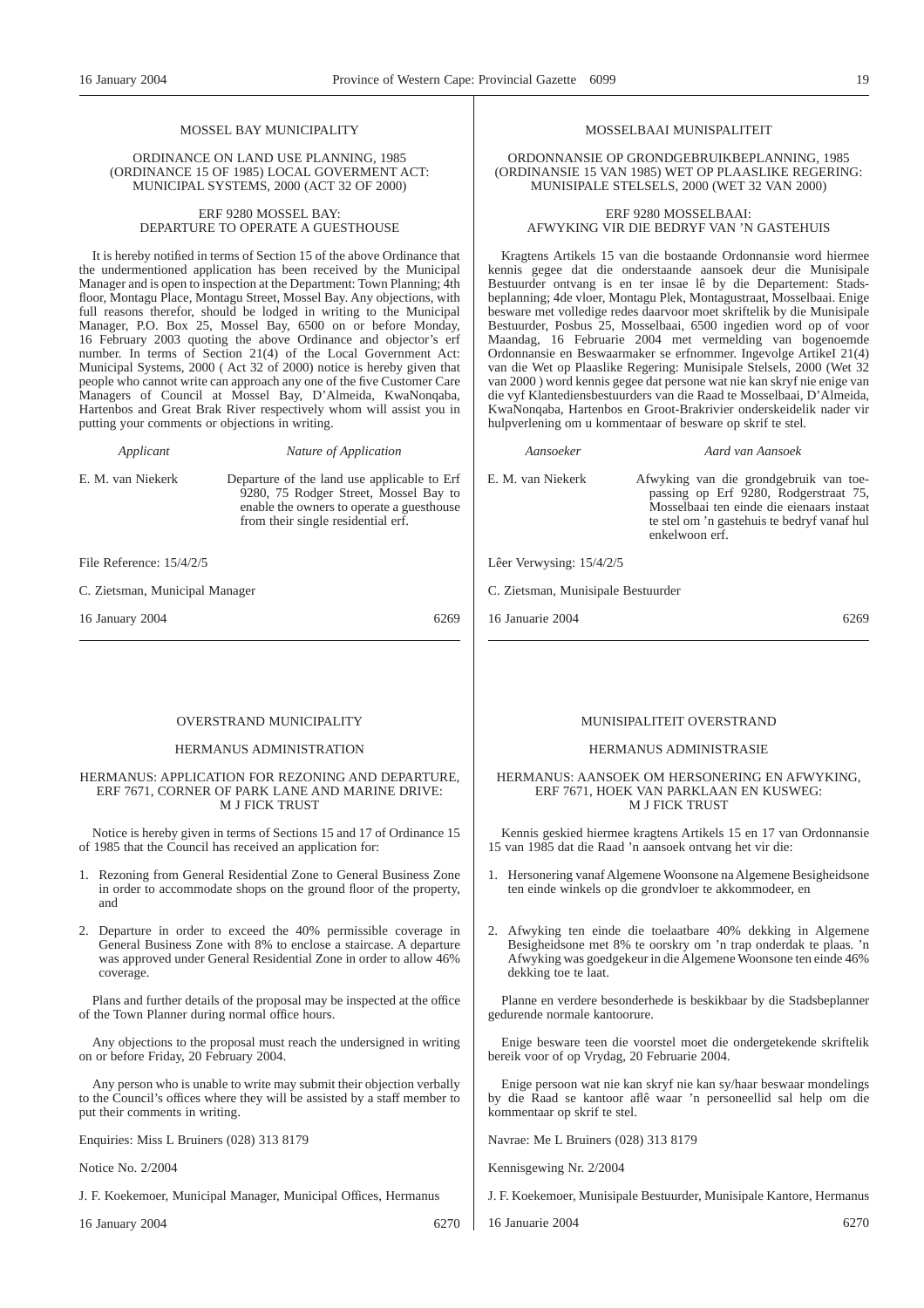MOSSEL BAY MUNICIPALITY

ORDINANCE ON LAND USE PLANNING, 1985 (ORDINANCE 15 OF 1985) LOCAL GOVERMENT ACT: MUNICIPAL SYSTEMS, 2000 (ACT 32 OF 2000)

ERF 9280 MOSSEL BAY:
DEPARTURE TO OPERATE A GUESTHOUSE

It is hereby notified in terms of Section 15 of the above Ordinance that the undermentioned application has been received by the Municipal Manager and is open to inspection at the Department: Town Planning; 4th floor, Montagu Place, Montagu Street, Mossel Bay. Any objections, with full reasons therefor, should be lodged in writing to the Municipal Manager, P.O. Box 25, Mossel Bay, 6500 on or before Monday, 16 February 2003 quoting the above Ordinance and objector's erf number. In terms of Section 21(4) of the Local Government Act: Municipal Systems, 2000 ( Act 32 of 2000) notice is hereby given that people who cannot write can approach any one of the five Customer Care Managers of Council at Mossel Bay, D'Almeida, KwaNonqaba, Hartenbos and Great Brak River respectively whom will assist you in putting your comments or objections in writing.

| *Applicant* | *Nature of Application* |
|---|---|
| E. M. van Niekerk | Departure of the land use applicable to Erf 9280, 75 Rodger Street, Mossel Bay to enable the owners to operate a guesthouse from their single residential erf. |

File Reference: 15/4/2/5

C. Zietsman, Municipal Manager

16 January 2004 6269

---

MOSSELBAAI MUNISPALITEIT

ORDONNANSIE OP GRONDGEBRUIKBEPLANNING, 1985 (ORDINANSIE 15 VAN 1985) WET OP PLAASLIKE REGERING: MUNISIPALE STELSELS, 2000 (WET 32 VAN 2000)

ERF 9280 MOSSELBAAI:
AFWYKING VIR DIE BEDRYF VAN 'N GASTEHUIS

Kragtens Artikels 15 van die bostaande Ordonnansie word hiermee kennis gegee dat die onderstaande aansoek deur die Munisipale Bestuurder ontvang is en ter insae lê by die Departement: Stadsbeplanning; 4de vloer, Montagu Plek, Montagustraat, Mosselbaai. Enige besware met volledige redes daarvoor moet skriftelik by die Munisipale Bestuurder, Posbus 25, Mosselbaai, 6500 ingedien word op of voor Maandag, 16 Februarie 2004 met vermelding van bogenoemde Ordonnansie en Beswaarmaker se erfnommer. Ingevolge ArtikeI 21(4) van die Wet op Plaaslike Regering: Munisipale Stelsels, 2000 (Wet 32 van 2000 ) word kennis gegee dat persone wat nie kan skryf nie enige van die vyf Klantediensbestuurders van die Raad te Mosselbaai, D'Almeida, KwaNonqaba, Hartenbos en Groot-Brakrivier onderskeidelik nader vir hulpverlening om u kommentaar of besware op skrif te stel.

| *Aansoeker* | *Aard van Aansoek* |
|---|---|
| E. M. van Niekerk | Afwyking van die grondgebruik van toepassing op Erf 9280, Rodgerstraat 75, Mosselbaai ten einde die eienaars instaat te stel om 'n gastehuis te bedryf vanaf hul enkelwoon erf. |

Lêer Verwysing: 15/4/2/5

C. Zietsman, Munisipale Bestuurder

16 Januarie 2004 6269

---

OVERSTRAND MUNICIPALITY

HERMANUS ADMINISTRATION

HERMANUS: APPLICATION FOR REZONING AND DEPARTURE, ERF 7671, CORNER OF PARK LANE AND MARINE DRIVE: M J FICK TRUST

Notice is hereby given in terms of Sections 15 and 17 of Ordinance 15 of 1985 that the Council has received an application for:

1. Rezoning from General Residential Zone to General Business Zone in order to accommodate shops on the ground floor of the property, and

2. Departure in order to exceed the 40% permissible coverage in General Business Zone with 8% to enclose a staircase. A departure was approved under General Residential Zone in order to allow 46% coverage.

Plans and further details of the proposal may be inspected at the office of the Town Planner during normal office hours.

Any objections to the proposal must reach the undersigned in writing on or before Friday, 20 February 2004.

Any person who is unable to write may submit their objection verbally to the Council's offices where they will be assisted by a staff member to put their comments in writing.

Enquiries: Miss L Bruiners (028) 313 8179

Notice No. 2/2004

J. F. Koekemoer, Municipal Manager, Municipal Offices, Hermanus

16 January 2004 6270

---

MUNISIPALITEIT OVERSTRAND

HERMANUS ADMINISTRASIE

HERMANUS: AANSOEK OM HERSONERING EN AFWYKING, ERF 7671, HOEK VAN PARKLAAN EN KUSWEG: M J FICK TRUST

Kennis geskied hiermee kragtens Artikels 15 en 17 van Ordonnansie 15 van 1985 dat die Raad 'n aansoek ontvang het vir die:

1. Hersonering vanaf Algemene Woonsone na Algemene Besigheidsone ten einde winkels op die grondvloer te akkommodeer, en

2. Afwyking ten einde die toelaatbare 40% dekking in Algemene Besigheidsone met 8% te oorskry om 'n trap onderdak te plaas. 'n Afwyking was goedgekeur in die Algemene Woonsone ten einde 46% dekking toe te laat.

Planne en verdere besonderhede is beskikbaar by die Stadsbeplanner gedurende normale kantoorure.

Enige besware teen die voorstel moet die ondergetekende skriftelik bereik voor of op Vrydag, 20 Februarie 2004.

Enige persoon wat nie kan skryf nie kan sy/haar beswaar mondelings by die Raad se kantoor aflê waar 'n personeellid sal help om die kommentaar op skrif te stel.

Navrae: Me L Bruiners (028) 313 8179

Kennisgewing Nr. 2/2004

J. F. Koekemoer, Munisipale Bestuurder, Munisipale Kantore, Hermanus

16 Januarie 2004 6270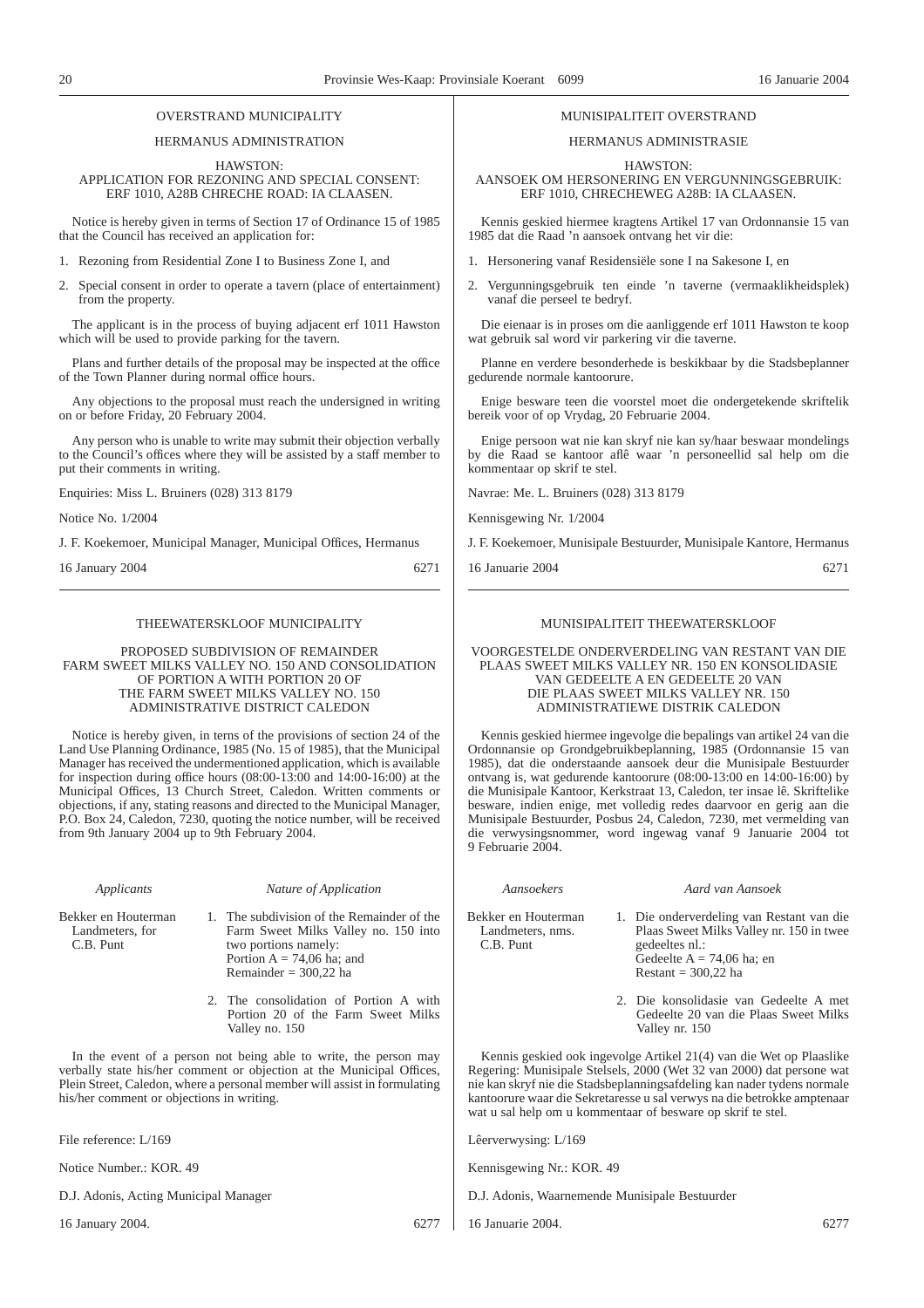## OVERSTRAND MUNICIPALITY

### HERMANUS ADMINISTRATION

HAWSTON:
APPLICATION FOR REZONING AND SPECIAL CONSENT:
ERF 1010, A28B CHRECHE ROAD: IA CLAASEN.

Notice is hereby given in terms of Section 17 of Ordinance 15 of 1985 that the Council has received an application for:

1. Rezoning from Residential Zone I to Business Zone I, and
2. Special consent in order to operate a tavern (place of entertainment) from the property.

The applicant is in the process of buying adjacent erf 1011 Hawston which will be used to provide parking for the tavern.

Plans and further details of the proposal may be inspected at the office of the Town Planner during normal office hours.

Any objections to the proposal must reach the undersigned in writing on or before Friday, 20 February 2004.

Any person who is unable to write may submit their objection verbally to the Council's offices where they will be assisted by a staff member to put their comments in writing.

Enquiries: Miss L. Bruiners (028) 313 8179

Notice No. 1/2004

J. F. Koekemoer, Municipal Manager, Municipal Offices, Hermanus

16 January 2004 6271

---

## MUNISIPALITEIT OVERSTRAND

### HERMANUS ADMINISTRASIE

HAWSTON:
AANSOEK OM HERSONERING EN VERGUNNINGSGEBRUIK:
ERF 1010, CHRECHEWEG A28B: IA CLAASEN.

Kennis geskied hiermee kragtens Artikel 17 van Ordonnansie 15 van 1985 dat die Raad 'n aansoek ontvang het vir die:

1. Hersonering vanaf Residensiële sone I na Sakesone I, en
2. Vergunningsgebruik ten einde 'n taverne (vermaaklikheidsplek) vanaf die perseel te bedryf.

Die eienaar is in proses om die aanliggende erf 1011 Hawston te koop wat gebruik sal word vir parkering vir die taverne.

Planne en verdere besonderhede is beskikbaar by die Stadsbeplanner gedurende normale kantoorure.

Enige besware teen die voorstel moet die ondergetekende skriftelik bereik voor of op Vrydag, 20 Februarie 2004.

Enige persoon wat nie kan skryf nie kan sy/haar beswaar mondelings by die Raad se kantoor aflê waar 'n personeellid sal help om die kommentaar op skrif te stel.

Navrae: Me. L. Bruiners (028) 313 8179

Kennisgewing Nr. 1/2004

J. F. Koekemoer, Munisipale Bestuurder, Munisipale Kantore, Hermanus

16 Januarie 2004 6271

---

## THEEWATERSKLOOF MUNICIPALITY

PROPOSED SUBDIVISION OF REMAINDER
FARM SWEET MILKS VALLEY NO. 150 AND CONSOLIDATION
OF PORTION A WITH PORTION 20 OF
THE FARM SWEET MILKS VALLEY NO. 150
ADMINISTRATIVE DISTRICT CALEDON

Notice is hereby given, in terns of the provisions of section 24 of the Land Use Planning Ordinance, 1985 (No. 15 of 1985), that the Municipal Manager has received the undermentioned application, which is available for inspection during office hours (08:00-13:00 and 14:00-16:00) at the Municipal Offices, 13 Church Street, Caledon. Written comments or objections, if any, stating reasons and directed to the Municipal Manager, P.O. Box 24, Caledon, 7230, quoting the notice number, will be received from 9th January 2004 up to 9th February 2004.

| *Applicants* | *Nature of Application* |
|---|---|
| Bekker en Houterman Landmeters, for C.B. Punt | 1. The subdivision of the Remainder of the Farm Sweet Milks Valley no. 150 into two portions namely: Portion A = 74,06 ha; and Remainder = 300,22 ha |
| | 2. The consolidation of Portion A with Portion 20 of the Farm Sweet Milks Valley no. 150 |

In the event of a person not being able to write, the person may verbally state his/her comment or objection at the Municipal Offices, Plein Street, Caledon, where a personal member will assist in formulating his/her comment or objections in writing.

File reference: L/169

Notice Number.: KOR. 49

D.J. Adonis, Acting Municipal Manager

16 January 2004. 6277

---

## MUNISIPALITEIT THEEWATERSKLOOF

VOORGESTELDE ONDERVERDELING VAN RESTANT VAN DIE
PLAAS SWEET MILKS VALLEY NR. 150 EN KONSOLIDASIE
VAN GEDEELTE A EN GEDEELTE 20 VAN
DIE PLAAS SWEET MILKS VALLEY NR. 150
ADMINISTRATIEWE DISTRIK CALEDON

Kennis geskied hiermee ingevolge die bepalings van artikel 24 van die Ordonnansie op Grondgebruikbeplanning, 1985 (Ordonnansie 15 van 1985), dat die onderstaande aansoek deur die Munisipale Bestuurder ontvang is, wat gedurende kantoorure (08:00-13:00 en 14:00-16:00) by die Munisipale Kantoor, Kerkstraat 13, Caledon, ter insae lê. Skriftelike besware, indien enige, met volledig redes daarvoor en gerig aan die Munisipale Bestuurder, Posbus 24, Caledon, 7230, met vermelding van die verwysingsnommer, word ingewag vanaf 9 Januarie 2004 tot 9 Februarie 2004.

| *Aansoekers* | *Aard van Aansoek* |
|---|---|
| Bekker en Houterman Landmeters, nms. C.B. Punt | 1. Die onderverdeling van Restant van die Plaas Sweet Milks Valley nr. 150 in twee gedeeltes nl.: Gedeelte A = 74,06 ha; en Restant = 300,22 ha |
| | 2. Die konsolidasie van Gedeelte A met Gedeelte 20 van die Plaas Sweet Milks Valley nr. 150 |

Kennis geskied ook ingevolge Artikel 21(4) van die Wet op Plaaslike Regering: Munisipale Stelsels, 2000 (Wet 32 van 2000) dat persone wat nie kan skryf nie die Stadsbeplanningsafdeling kan nader tydens normale kantoorure waar die Sekretaresse u sal verwys na die betrokke amptenaar wat u sal help om u kommentaar of besware op skrif te stel.

Lêerverwysing: L/169

Kennisgewing Nr.: KOR. 49

D.J. Adonis, Waarnemende Munisipale Bestuurder

16 Januarie 2004. 6277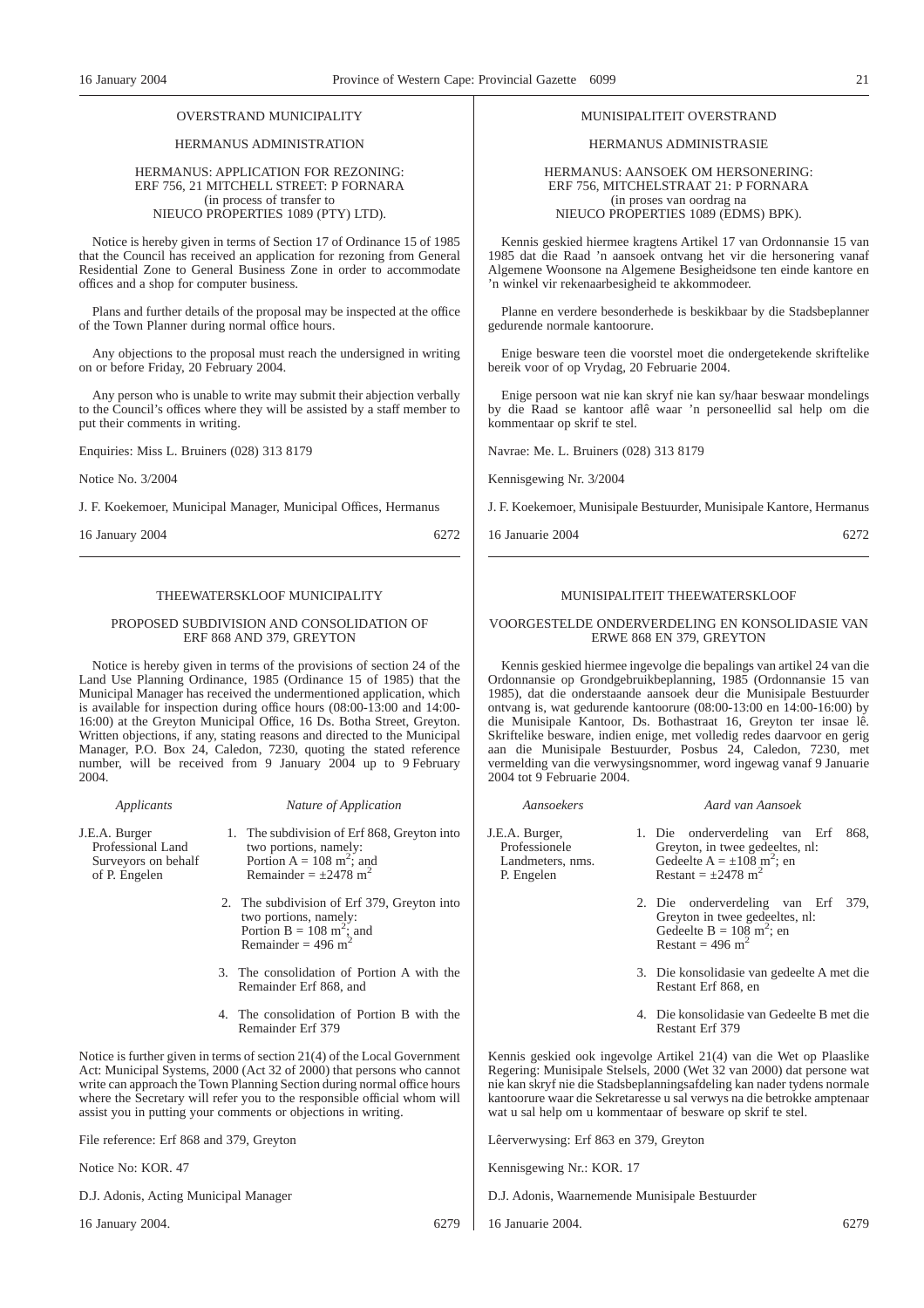OVERSTRAND MUNICIPALITY

HERMANUS ADMINISTRATION

HERMANUS: APPLICATION FOR REZONING: ERF 756, 21 MITCHELL STREET: P FORNARA (in process of transfer to NIEUCO PROPERTIES 1089 (PTY) LTD).

Notice is hereby given in terms of Section 17 of Ordinance 15 of 1985 that the Council has received an application for rezoning from General Residential Zone to General Business Zone in order to accommodate offices and a shop for computer business.

Plans and further details of the proposal may be inspected at the office of the Town Planner during normal office hours.

Any objections to the proposal must reach the undersigned in writing on or before Friday, 20 February 2004.

Any person who is unable to write may submit their abjection verbally to the Council's offices where they will be assisted by a staff member to put their comments in writing.

Enquiries: Miss L. Bruiners (028) 313 8179

Notice No. 3/2004

J. F. Koekemoer, Municipal Manager, Municipal Offices, Hermanus

16 January 2004 6272

---

MUNISIPALITEIT OVERSTRAND

HERMANUS ADMINISTRASIE

HERMANUS: AANSOEK OM HERSONERING: ERF 756, MITCHELSTRAAT 21: P FORNARA (in proses van oordrag na NIEUCO PROPERTIES 1089 (EDMS) BPK).

Kennis geskied hiermee kragtens Artikel 17 van Ordonnansie 15 van 1985 dat die Raad 'n aansoek ontvang het vir die hersonering vanaf Algemene Woonsone na Algemene Besigheidsone ten einde kantore en 'n winkel vir rekenaarbesigheid te akkommodeer.

Planne en verdere besonderhede is beskikbaar by die Stadsbeplanner gedurende normale kantoorure.

Enige besware teen die voorstel moet die ondergetekende skriftelike bereik voor of op Vrydag, 20 Februarie 2004.

Enige persoon wat nie kan skryf nie kan sy/haar beswaar mondelings by die Raad se kantoor aflê waar 'n personeellid sal help om die kommentaar op skrif te stel.

Navrae: Me. L. Bruiners (028) 313 8179

Kennisgewing Nr. 3/2004

J. F. Koekemoer, Munisipale Bestuurder, Munisipale Kantore, Hermanus

16 Januarie 2004 6272

---

THEEWATERSKLOOF MUNICIPALITY

PROPOSED SUBDIVISION AND CONSOLIDATION OF ERF 868 AND 379, GREYTON

Notice is hereby given in terms of the provisions of section 24 of the Land Use Planning Ordinance, 1985 (Ordinance 15 of 1985) that the Municipal Manager has received the undermentioned application, which is available for inspection during office hours (08:00-13:00 and 14:00-16:00) at the Greyton Municipal Office, 16 Ds. Botha Street, Greyton. Written objections, if any, stating reasons and directed to the Municipal Manager, P.O. Box 24, Caledon, 7230, quoting the stated reference number, will be received from 9 January 2004 up to 9 February 2004.

| *Applicants* | *Nature of Application* |
|---|---|
| J.E.A. Burger Professional Land Surveyors on behalf of P. Engelen | 1. The subdivision of Erf 868, Greyton into two portions, namely: Portion A = 108 $m^2$; and Remainder = ±2478 $m^2$ |
| | 2. The subdivision of Erf 379, Greyton into two portions, namely: Portion B = 108 $m^2$; and Remainder = 496 $m^2$ |
| | 3. The consolidation of Portion A with the Remainder Erf 868, and |
| | 4. The consolidation of Portion B with the Remainder Erf 379 |

Notice is further given in terms of section 21(4) of the Local Government Act: Municipal Systems, 2000 (Act 32 of 2000) that persons who cannot write can approach the Town Planning Section during normal office hours where the Secretary will refer you to the responsible official whom will assist you in putting your comments or objections in writing.

File reference: Erf 868 and 379, Greyton

Notice No: KOR. 47

D.J. Adonis, Acting Municipal Manager

16 January 2004. 6279

---

MUNISIPALITEIT THEEWATERSKLOOF

VOORGESTELDE ONDERVERDELING EN KONSOLIDASIE VAN ERWE 868 EN 379, GREYTON

Kennis geskied hiermee ingevolge die bepalings van artikel 24 van die Ordonnansie op Grondgebruikbeplanning, 1985 (Ordonnansie 15 van 1985), dat die onderstaande aansoek deur die Munisipale Bestuurder ontvang is, wat gedurende kantoorure (08:00-13:00 en 14:00-16:00) by die Munisipale Kantoor, Ds. Bothastraat 16, Greyton ter insae lê. Skriftelike besware, indien enige, met volledig redes daarvoor en gerig aan die Munisipale Bestuurder, Posbus 24, Caledon, 7230, met vermelding van die verwysingsnommer, word ingewag vanaf 9 Januarie 2004 tot 9 Februarie 2004.

| *Aansoekers* | *Aard van Aansoek* |
|---|---|
| J.E.A. Burger, Professionele Landmeters, nms. P. Engelen | 1. Die onderverdeling van Erf 868, Greyton, in twee gedeeltes, nl: Gedeelte A = ±108 $m^2$; en Restant = ±2478 $m^2$ |
| | 2. Die onderverdeling van Erf 379, Greyton in twee gedeeltes, nl: Gedeelte B = 108 $m^2$; en Restant = 496 $m^2$ |
| | 3. Die konsolidasie van gedeelte A met die Restant Erf 868, en |
| | 4. Die konsolidasie van Gedeelte B met die Restant Erf 379 |

Kennis geskied ook ingevolge Artikel 21(4) van die Wet op Plaaslike Regering: Munisipale Stelsels, 2000 (Wet 32 van 2000) dat persone wat nie kan skryf nie die Stadsbeplanningsafdeling kan nader tydens normale kantoorure waar die Sekretaresse u sal verwys na die betrokke amptenaar wat u sal help om u kommentaar of besware op skrif te stel.

Lêerverwysing: Erf 863 en 379, Greyton

Kennisgewing Nr.: KOR. 17

D.J. Adonis, Waarnemende Munisipale Bestuurder

16 Januarie 2004. 6279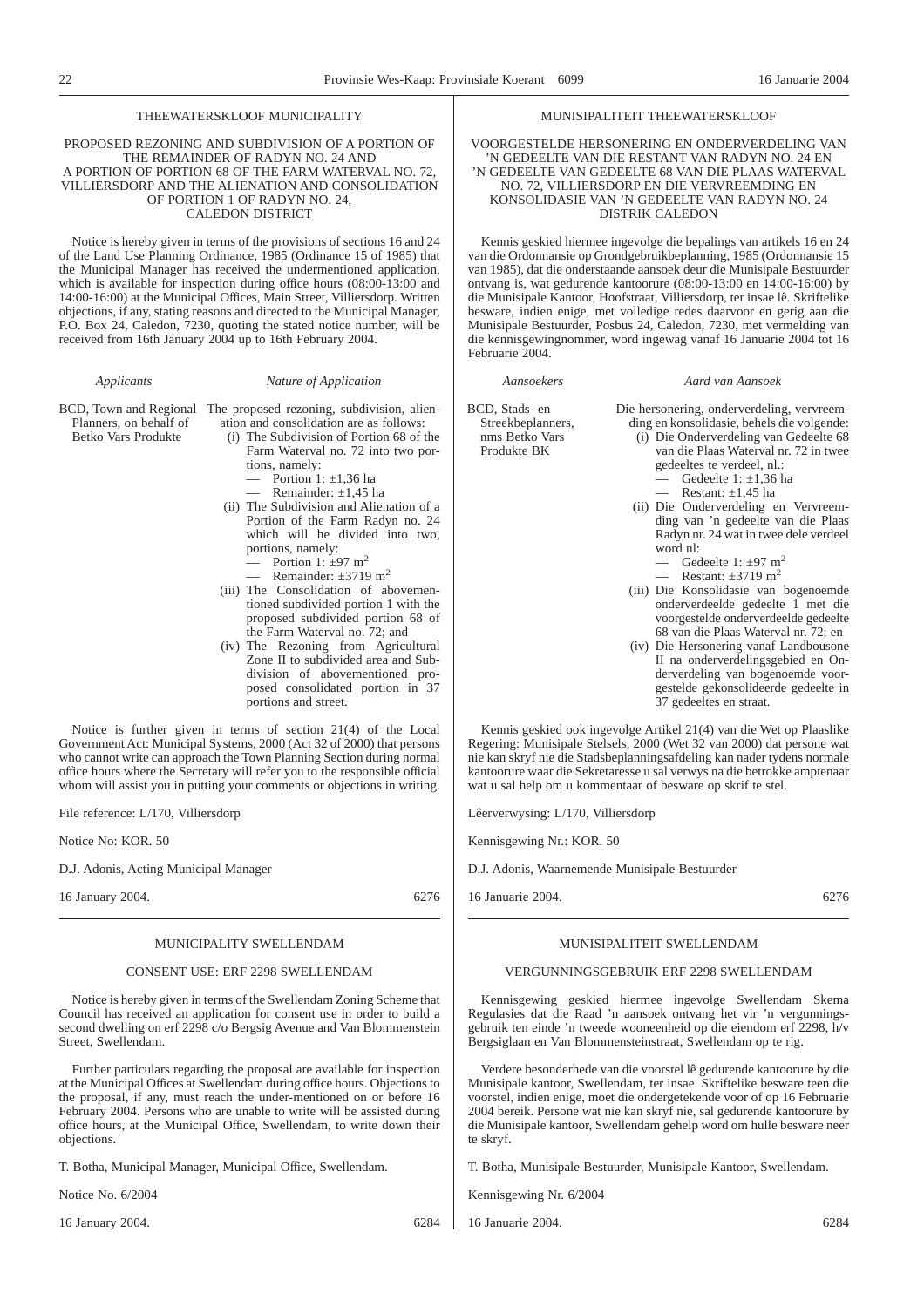## THEEWATERSKLOOF MUNICIPALITY

### PROPOSED REZONING AND SUBDIVISION OF A PORTION OF THE REMAINDER OF RADYN NO. 24 AND A PORTION OF PORTION 68 OF THE FARM WATERVAL NO. 72, VILLIERSDORP AND THE ALIENATION AND CONSOLIDATION OF PORTION 1 OF RADYN NO. 24, CALEDON DISTRICT

Notice is hereby given in terms of the provisions of sections 16 and 24 of the Land Use Planning Ordinance, 1985 (Ordinance 15 of 1985) that the Municipal Manager has received the undermentioned application, which is available for inspection during office hours (08:00-13:00 and 14:00-16:00) at the Municipal Offices, Main Street, Villiersdorp. Written objections, if any, stating reasons and directed to the Municipal Manager, P.O. Box 24, Caledon, 7230, quoting the stated notice number, will be received from 16th January 2004 up to 16th February 2004.

| *Applicants* | *Nature of Application* |
|---|---|
| BCD, Town and Regional Planners, on behalf of Betko Vars Produkte | The proposed rezoning, subdivision, alienation and consolidation are as follows: (i) The Subdivision of Portion 68 of the Farm Waterval no. 72 into two portions, namely: — Portion 1: ±1,36 ha — Remainder: ±1,45 ha (ii) The Subdivision and Alienation of a Portion of the Farm Radyn no. 24 which will he divided into two, portions, namely: — Portion 1: ±97 m$^2$ — Remainder: ±3719 m$^2$ (iii) The Consolidation of abovementioned subdivided portion 1 with the proposed subdivided portion 68 of the Farm Waterval no. 72; and (iv) The Rezoning from Agricultural Zone II to subdivided area and Subdivision of abovementioned proposed consolidated portion in 37 portions and street. |

Notice is further given in terms of section 21(4) of the Local Government Act: Municipal Systems, 2000 (Act 32 of 2000) that persons who cannot write can approach the Town Planning Section during normal office hours where the Secretary will refer you to the responsible official whom will assist you in putting your comments or objections in writing.

File reference: L/170, Villiersdorp

Notice No: KOR. 50

D.J. Adonis, Acting Municipal Manager

16 January 2004. 6276

---

## MUNISIPALITEIT THEEWATERSKLOOF

### VOORGESTELDE HERSONERING EN ONDERVERDELING VAN 'N GEDEELTE VAN DIE RESTANT VAN RADYN NO. 24 EN 'N GEDEELTE VAN GEDEELTE 68 VAN DIE PLAAS WATERVAL NO. 72, VILLIERSDORP EN DIE VERVREEMDING EN KONSOLIDASIE VAN 'N GEDEELTE VAN RADYN NO. 24 DISTRIK CALEDON

Kennis geskied hiermee ingevolge die bepalings van artikels 16 en 24 van die Ordonnansie op Grondgebruikbeplanning, 1985 (Ordonnansie 15 van 1985), dat die onderstaande aansoek deur die Munisipale Bestuurder ontvang is, wat gedurende kantoorure (08:00-13:00 en 14:00-16:00) by die Munisipale Kantoor, Hoofstraat, Villiersdorp, ter insae lê. Skriftelike besware, indien enige, met volledige redes daarvoor en gerig aan die Munisipale Bestuurder, Posbus 24, Caledon, 7230, met vermelding van die kennisgewingnommer, word ingewag vanaf 16 Januarie 2004 tot 16 Februarie 2004.

| *Aansoekers* | *Aard van Aansoek* |
|---|---|
| BCD, Stads- en Streekbeplanners, nms Betko Vars Produkte BK | Die hersonering, onderverdeling, vervreemding en konsolidasie, behels die volgende: (i) Die Onderverdeling van Gedeelte 68 van die Plaas Waterval nr. 72 in twee gedeeltes te verdeel, nl.: — Gedeelte 1: ±1,36 ha — Restant: ±1,45 ha (ii) Die Onderverdeling en Vervreemding van 'n gedeelte van die Plaas Radyn nr. 24 wat in twee dele verdeel word nl: — Gedeelte 1: ±97 m$^2$ — Restant: ±3719 m$^2$ (iii) Die Konsolidasie van bogenoemde onderverdeelde gedeelte 1 met die voorgestelde onderverdeelde gedeelte 68 van die Plaas Waterval nr. 72; en (iv) Die Hersonering vanaf Landbousone II na onderverdelingsgebied en Onderverdeling van bogenoemde voorgestelde gekonsolideerde gedeelte in 37 gedeeltes en straat. |

Kennis geskied ook ingevolge Artikel 21(4) van die Wet op Plaaslike Regering: Munisipale Stelsels, 2000 (Wet 32 van 2000) dat persone wat nie kan skryf nie die Stadsbeplanningsafdeling kan nader tydens normale kantoorure waar die Sekretaresse u sal verwys na die betrokke amptenaar wat u sal help om u kommentaar of besware op skrif te stel.

Lêerverwysing: L/170, Villiersdorp

Kennisgewing Nr.: KOR. 50

D.J. Adonis, Waarnemende Munisipale Bestuurder

16 Januarie 2004. 6276

---

## MUNICIPALITY SWELLENDAM

### CONSENT USE: ERF 2298 SWELLENDAM

Notice is hereby given in terms of the Swellendam Zoning Scheme that Council has received an application for consent use in order to build a second dwelling on erf 2298 c/o Bergsig Avenue and Van Blommenstein Street, Swellendam.

Further particulars regarding the proposal are available for inspection at the Municipal Offices at Swellendam during office hours. Objections to the proposal, if any, must reach the under-mentioned on or before 16 February 2004. Persons who are unable to write will be assisted during office hours, at the Municipal Office, Swellendam, to write down their objections.

T. Botha, Municipal Manager, Municipal Office, Swellendam.

Notice No. 6/2004

16 January 2004. 6284

---

## MUNISIPALITEIT SWELLENDAM

### VERGUNNINGSGEBRUIK ERF 2298 SWELLENDAM

Kennisgewing geskied hiermee ingevolge Swellendam Skema Regulasies dat die Raad 'n aansoek ontvang het vir 'n vergunningsgebruik ten einde 'n tweede wooneenheid op die eiendom erf 2298, h/v Bergsiglaan en Van Blommensteinstraat, Swellendam op te rig.

Verdere besonderhede van die voorstel lê gedurende kantoorure by die Munisipale kantoor, Swellendam, ter insae. Skriftelike besware teen die voorstel, indien enige, moet die ondergetekende voor of op 16 Februarie 2004 bereik. Persone wat nie kan skryf nie, sal gedurende kantoorure by die Munisipale kantoor, Swellendam gehelp word om hulle besware neer te skryf.

T. Botha, Munisipale Bestuurder, Munisipale Kantoor, Swellendam.

Kennisgewing Nr. 6/2004

16 Januarie 2004. 6284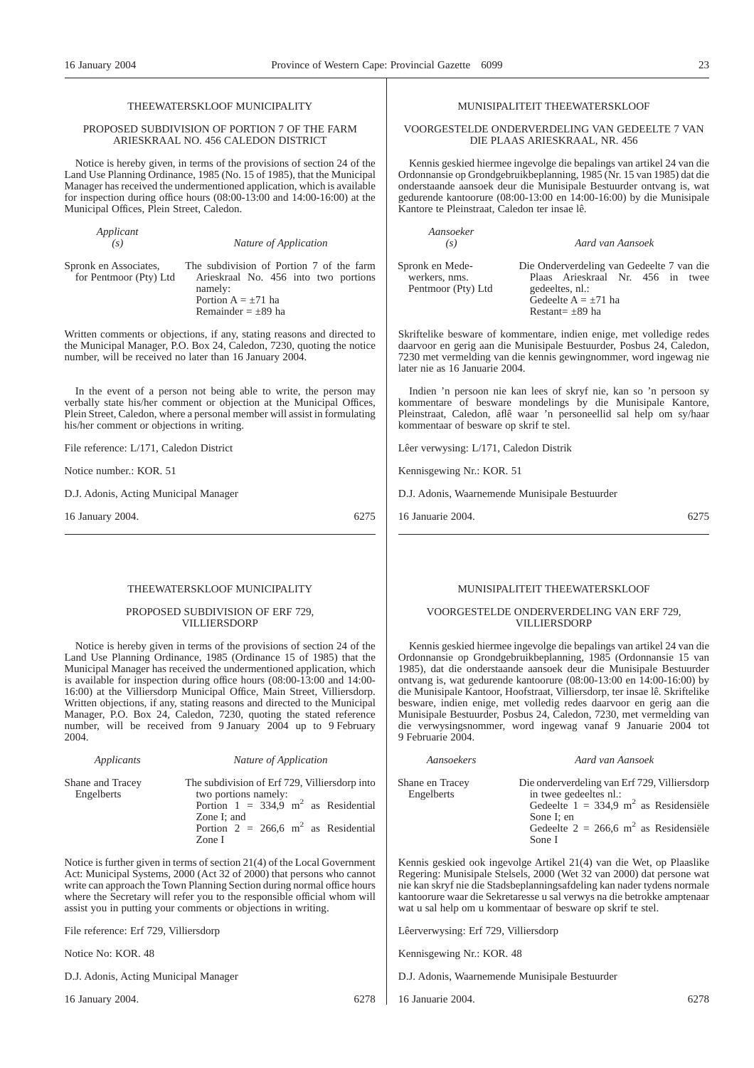THEEWATERSKLOOF MUNICIPALITY

PROPOSED SUBDIVISION OF PORTION 7 OF THE FARM ARIESKRAAL NO. 456 CALEDON DISTRICT

Notice is hereby given, in terms of the provisions of section 24 of the Land Use Planning Ordinance, 1985 (No. 15 of 1985), that the Municipal Manager has received the undermentioned application, which is available for inspection during office hours (08:00-13:00 and 14:00-16:00) at the Municipal Offices, Plein Street, Caledon.

| *Applicant (s)* | *Nature of Application* |
|---|---|
| Spronk en Associates, for Pentmoor (Pty) Ltd | The subdivision of Portion 7 of the farm Arieskraal No. 456 into two portions namely: Portion A = ±71 ha Remainder = ±89 ha |

Written comments or objections, if any, stating reasons and directed to the Municipal Manager, P.O. Box 24, Caledon, 7230, quoting the notice number, will be received no later than 16 January 2004.

In the event of a person not being able to write, the person may verbally state his/her comment or objection at the Municipal Offices, Plein Street, Caledon, where a personal member will assist in formulating his/her comment or objections in writing.

File reference: L/171, Caledon District

Notice number.: KOR. 51

D.J. Adonis, Acting Municipal Manager

16 January 2004. 6275

---

MUNISIPALITEIT THEEWATERSKLOOF

VOORGESTELDE ONDERVERDELING VAN GEDEELTE 7 VAN DIE PLAAS ARIESKRAAL, NR. 456

Kennis geskied hiermee ingevolge die bepalings van artikel 24 van die Ordonnansie op Grondgebruikbeplanning, 1985 (Nr. 15 van 1985) dat die onderstaande aansoek deur die Munisipale Bestuurder ontvang is, wat gedurende kantoorure (08:00-13:00 en 14:00-16:00) by die Munisipale Kantore te Pleinstraat, Caledon ter insae lê.

| *Aansoeker (s)* | *Aard van Aansoek* |
|---|---|
| Spronk en Medewerkers, nms. Pentmoor (Pty) Ltd | Die Onderverdeling van Gedeelte 7 van die Plaas Arieskraal Nr. 456 in twee gedeeltes, nl.: Gedeelte A = ±71 ha Restant= ±89 ha |

Skriftelike besware of kommentare, indien enige, met volledige redes daarvoor en gerig aan die Munisipale Bestuurder, Posbus 24, Caledon, 7230 met vermelding van die kennis gewingnommer, word ingewag nie later nie as 16 Januarie 2004.

Indien 'n persoon nie kan lees of skryf nie, kan so 'n persoon sy kommentare of besware mondelings by die Munisipale Kantore, Pleinstraat, Caledon, aflê waar 'n personeellid sal help om sy/haar kommentaar of besware op skrif te stel.

Lêer verwysing: L/171, Caledon Distrik

Kennisgewing Nr.: KOR. 51

D.J. Adonis, Waarnemende Munisipale Bestuurder

16 Januarie 2004. 6275

---

THEEWATERSKLOOF MUNICIPALITY

PROPOSED SUBDIVISION OF ERF 729, VILLIERSDORP

Notice is hereby given in terms of the provisions of section 24 of the Land Use Planning Ordinance, 1985 (Ordinance 15 of 1985) that the Municipal Manager has received the undermentioned application, which is available for inspection during office hours (08:00-13:00 and 14:00-16:00) at the Villiersdorp Municipal Office, Main Street, Villiersdorp. Written objections, if any, stating reasons and directed to the Municipal Manager, P.O. Box 24, Caledon, 7230, quoting the stated reference number, will be received from 9 January 2004 up to 9 February 2004.

| *Applicants* | *Nature of Application* |
|---|---|
| Shane and Tracey Engelberts | The subdivision of Erf 729, Villiersdorp into two portions namely: Portion 1 = 334,9 $m^2$ as Residential Zone I; and Portion 2 = 266,6 $m^2$ as Residential Zone I |

Notice is further given in terms of section 21(4) of the Local Government Act: Municipal Systems, 2000 (Act 32 of 2000) that persons who cannot write can approach the Town Planning Section during normal office hours where the Secretary will refer you to the responsible official whom will assist you in putting your comments or objections in writing.

File reference: Erf 729, Villiersdorp

Notice No: KOR. 48

D.J. Adonis, Acting Municipal Manager

16 January 2004. 6278

---

MUNISIPALITEIT THEEWATERSKLOOF

VOORGESTELDE ONDERVERDELING VAN ERF 729, VILLIERSDORP

Kennis geskied hiermee ingevolge die bepalings van artikel 24 van die Ordonnansie op Grondgebruikbeplanning, 1985 (Ordonnansie 15 van 1985), dat die onderstaande aansoek deur die Munisipale Bestuurder ontvang is, wat gedurende kantoorure (08:00-13:00 en 14:00-16:00) by die Munisipale Kantoor, Hoofstraat, Villiersdorp, ter insae lê. Skriftelike besware, indien enige, met volledig redes daarvoor en gerig aan die Munisipale Bestuurder, Posbus 24, Caledon, 7230, met vermelding van die verwysingsnommer, word ingewag vanaf 9 Januarie 2004 tot 9 Februarie 2004.

| *Aansoekers* | *Aard van Aansoek* |
|---|---|
| Shane en Tracey Engelberts | Die onderverdeling van Erf 729, Villiersdorp in twee gedeeltes nl.: Gedeelte 1 = 334,9 $m^2$ as Residensiële Sone I; en Gedeelte 2 = 266,6 $m^2$ as Residensiële Sone I |

Kennis geskied ook ingevolge Artikel 21(4) van die Wet, op Plaaslike Regering: Munisipale Stelsels, 2000 (Wet 32 van 2000) dat persone wat nie kan skryf nie die Stadsbeplanningsafdeling kan nader tydens normale kantoorure waar die Sekretaresse u sal verwys na die betrokke amptenaar wat u sal help om u kommentaar of besware op skrif te stel.

Lêerverwysing: Erf 729, Villiersdorp

Kennisgewing Nr.: KOR. 48

D.J. Adonis, Waarnemende Munisipale Bestuurder

16 Januarie 2004. 6278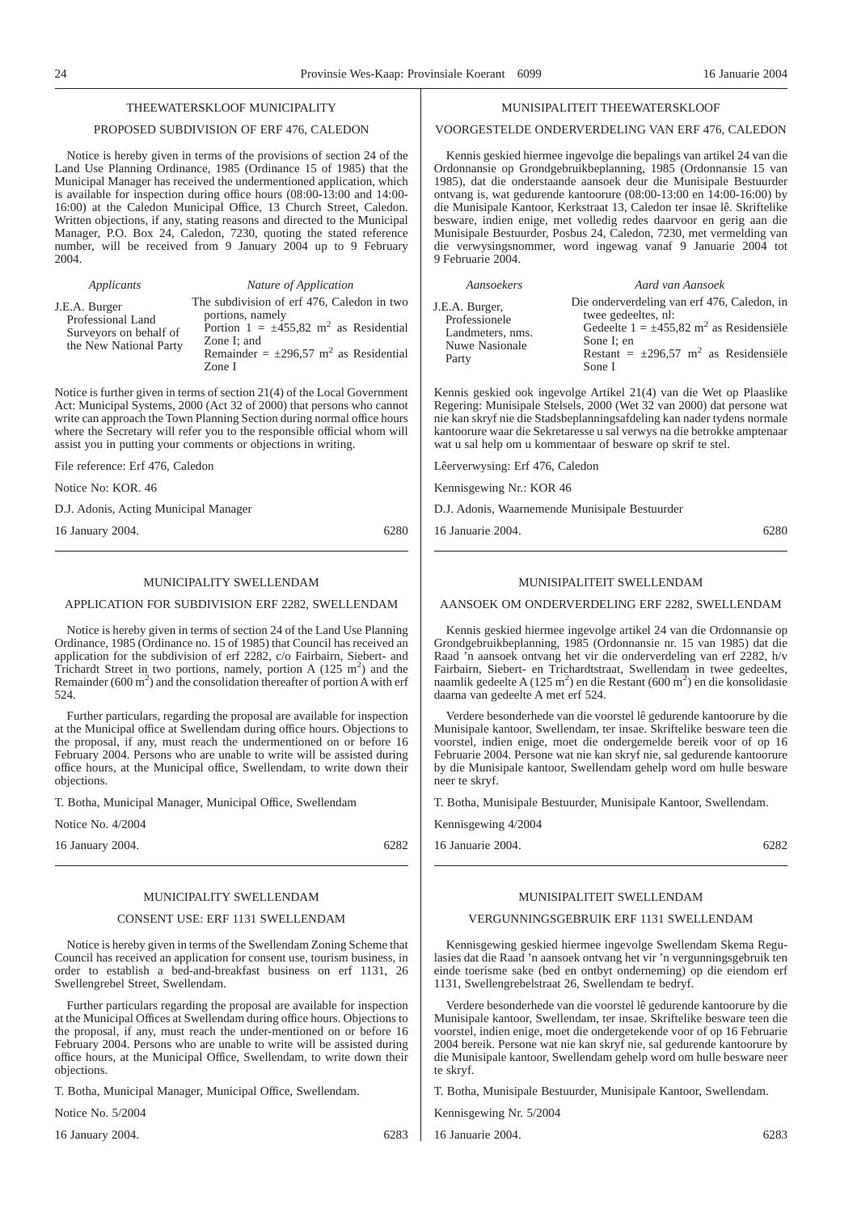## THEEWATERSKLOOF MUNICIPALITY

### PROPOSED SUBDIVISION OF ERF 476, CALEDON

Notice is hereby given in terms of the provisions of section 24 of the Land Use Planning Ordinance, 1985 (Ordinance 15 of 1985) that the Municipal Manager has received the undermentioned application, which is available for inspection during office hours (08:00-13:00 and 14:00-16:00) at the Caledon Municipal Office, 13 Church Street, Caledon. Written objections, if any, stating reasons and directed to the Municipal Manager, P.O. Box 24, Caledon, 7230, quoting the stated reference number, will be received from 9 January 2004 up to 9 February 2004.

| *Applicants* | *Nature of Application* |
|---|---|
| J.E.A. Burger Professional Land Surveyors on behalf of the New National Party | The subdivision of erf 476, Caledon in two portions, namely Portion 1 = ±455,82 m² as Residential Zone I; and Remainder = ±296,57 m² as Residential Zone I |

Notice is further given in terms of section 21(4) of the Local Government Act: Municipal Systems, 2000 (Act 32 of 2000) that persons who cannot write can approach the Town Planning Section during normal office hours where the Secretary will refer you to the responsible official whom will assist you in putting your comments or objections in writing.

File reference: Erf 476, Caledon

Notice No: KOR. 46

D.J. Adonis, Acting Municipal Manager

16 January 2004. 6280

## MUNISIPALITEIT THEEWATERSKLOOF

### VOORGESTELDE ONDERVERDELING VAN ERF 476, CALEDON

Kennis geskied hiermee ingevolge die bepalings van artikel 24 van die Ordonnansie op Grondgebruikbeplanning, 1985 (Ordonnansie 15 van 1985), dat die onderstaande aansoek deur die Munisipale Bestuurder ontvang is, wat gedurende kantoorure (08:00-13:00 en 14:00-16:00) by die Munisipale Kantoor, Kerkstraat 13, Caledon ter insae lê. Skriftelike besware, indien enige, met volledig redes daarvoor en gerig aan die Munisipale Bestuurder, Posbus 24, Caledon, 7230, met vermelding van die verwysingsnommer, word ingewag vanaf 9 Januarie 2004 tot 9 Februarie 2004.

| *Aansoekers* | *Aard van Aansoek* |
|---|---|
| J.E.A. Burger, Professionele Landmeters, nms. Nuwe Nasionale Party | Die onderverdeling van erf 476, Caledon, in twee gedeeltes, nl: Gedeelte 1 = ±455,82 m² as Residensiële Sone I; en Restant = ±296,57 m² as Residensiële Sone I |

Kennis geskied ook ingevolge Artikel 21(4) van die Wet op Plaaslike Regering: Munisipale Stelsels, 2000 (Wet 32 van 2000) dat persone wat nie kan skryf nie die Stadsbeplanningsafdeling kan nader tydens normale kantoorure waar die Sekretaresse u sal verwys na die betrokke amptenaar wat u sal help om u kommentaar of besware op skrif te stel.

Lêerverwysing: Erf 476, Caledon

Kennisgewing Nr.: KOR 46

D.J. Adonis, Waarnemende Munisipale Bestuurder

16 Januarie 2004. 6280

## MUNICIPALITY SWELLENDAM

### APPLICATION FOR SUBDIVISION ERF 2282, SWELLENDAM

Notice is hereby given in terms of section 24 of the Land Use Planning Ordinance, 1985 (Ordinance no. 15 of 1985) that Council has received an application for the subdivision of erf 2282, c/o Fairbairn, Siebert- and Trichardt Street in two portions, namely, portion A (125 m²) and the Remainder (600 m²) and the consolidation thereafter of portion A with erf 524.

Further particulars, regarding the proposal are available for inspection at the Municipal office at Swellendam during office hours. Objections to the proposal, if any, must reach the undermentioned on or before 16 February 2004. Persons who are unable to write will be assisted during office hours, at the Municipal office, Swellendam, to write down their objections.

T. Botha, Municipal Manager, Municipal Office, Swellendam

Notice No. 4/2004

16 January 2004. 6282

## MUNISIPALITEIT SWELLENDAM

### AANSOEK OM ONDERVERDELING ERF 2282, SWELLENDAM

Kennis geskied hiermee ingevolge artikel 24 van die Ordonnansie op Grondgebruikbeplanning, 1985 (Ordonnansie nr. 15 van 1985) dat die Raad 'n aansoek ontvang het vir die onderverdeling van erf 2282, h/v Fairbairn, Siebert- en Trichardtstraat, Swellendam in twee gedeeltes, naamlik gedeelte A (125 m²) en die Restant (600 m²) en die konsolidasie daarna van gedeelte A met erf 524.

Verdere besonderhede van die voorstel lê gedurende kantoorure by die Munisipale kantoor, Swellendam, ter insae. Skriftelike besware teen die voorstel, indien enige, moet die ondergemelde bereik voor of op 16 Februarie 2004. Persone wat nie kan skryf nie, sal gedurende kantoorure by die Munisipale kantoor, Swellendam gehelp word om hulle besware neer te skryf.

T. Botha, Munisipale Bestuurder, Munisipale Kantoor, Swellendam.

Kennisgewing 4/2004

16 Januarie 2004. 6282

## MUNICIPALITY SWELLENDAM

### CONSENT USE: ERF 1131 SWELLENDAM

Notice is hereby given in terms of the Swellendam Zoning Scheme that Council has received an application for consent use, tourism business, in order to establish a bed-and-breakfast business on erf 1131, 26 Swellengrebel Street, Swellendam.

Further particulars regarding the proposal are available for inspection at the Municipal Offices at Swellendam during office hours. Objections to the proposal, if any, must reach the under-mentioned on or before 16 February 2004. Persons who are unable to write will be assisted during office hours, at the Municipal Office, Swellendam, to write down their objections.

T. Botha, Municipal Manager, Municipal Office, Swellendam.

Notice No. 5/2004

16 January 2004. 6283

## MUNISIPALITEIT SWELLENDAM

### VERGUNNINGSGEBRUIK ERF 1131 SWELLENDAM

Kennisgewing geskied hiermee ingevolge Swellendam Skema Regulasies dat die Raad 'n aansoek ontvang het vir 'n vergunningsgebruik ten einde toerisme sake (bed en ontbyt onderneming) op die eiendom erf 1131, Swellengrebelstraat 26, Swellendam te bedryf.

Verdere besonderhede van die voorstel lê gedurende kantoorure by die Munisipale kantoor, Swellendam, ter insae. Skriftelike besware teen die voorstel, indien enige, moet die ondergetekende voor of op 16 Februarie 2004 bereik. Persone wat nie kan skryf nie, sal gedurende kantoorure by die Munisipale kantoor, Swellendam gehelp word om hulle besware neer te skryf.

T. Botha, Munisipale Bestuurder, Munisipale Kantoor, Swellendam.

Kennisgewing Nr. 5/2004

16 Januarie 2004. 6283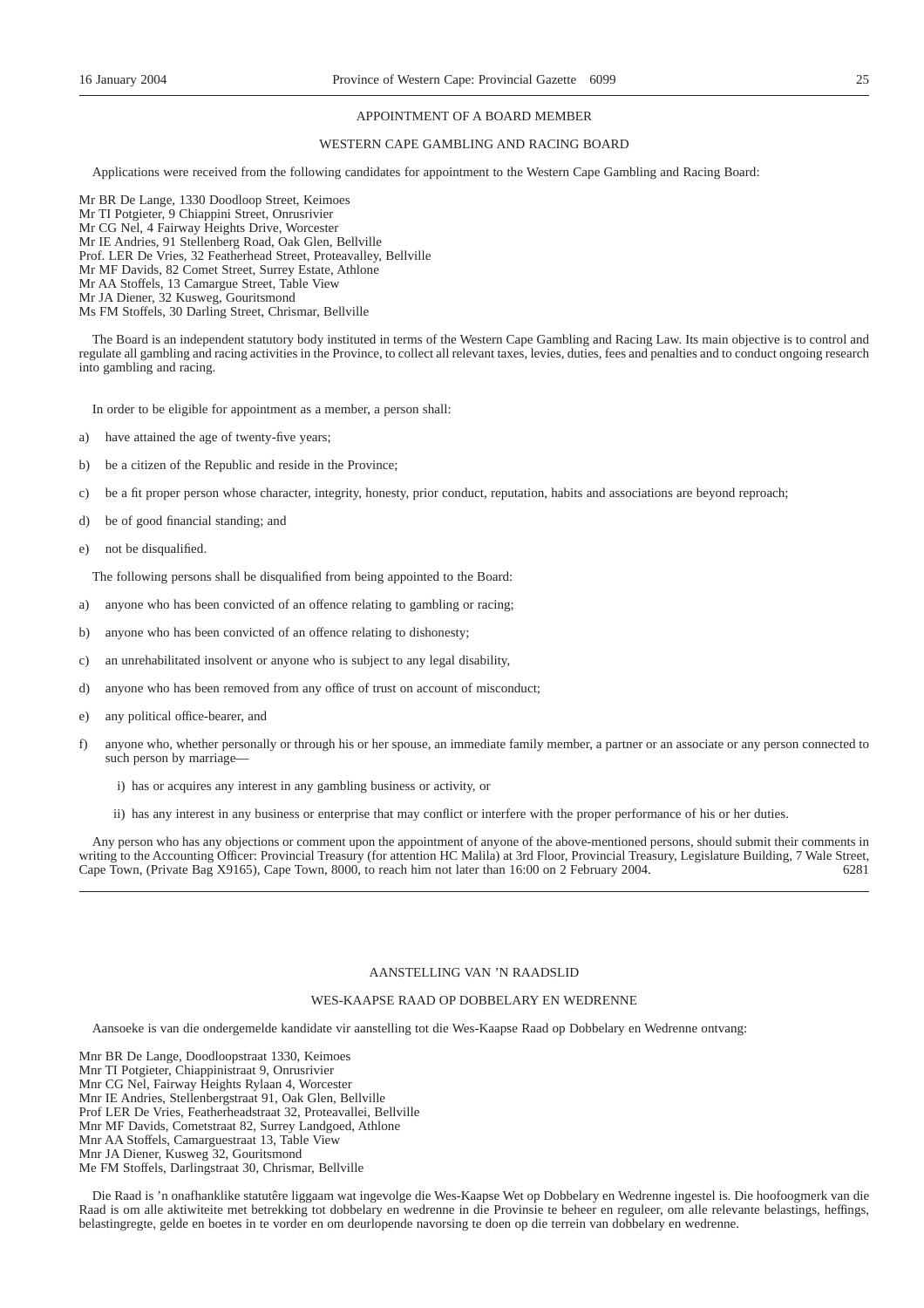## APPOINTMENT OF A BOARD MEMBER

## WESTERN CAPE GAMBLING AND RACING BOARD

Applications were received from the following candidates for appointment to the Western Cape Gambling and Racing Board:

Mr BR De Lange, 1330 Doodloop Street, Keimoes
Mr TI Potgieter, 9 Chiappini Street, Onrusrivier
Mr CG Nel, 4 Fairway Heights Drive, Worcester
Mr IE Andries, 91 Stellenberg Road, Oak Glen, Bellville
Prof. LER De Vries, 32 Featherhead Street, Proteavalley, Bellville
Mr MF Davids, 82 Comet Street, Surrey Estate, Athlone
Mr AA Stoffels, 13 Camargue Street, Table View
Mr JA Diener, 32 Kusweg, Gouritsmond
Ms FM Stoffels, 30 Darling Street, Chrismar, Bellville

The Board is an independent statutory body instituted in terms of the Western Cape Gambling and Racing Law. Its main objective is to control and regulate all gambling and racing activities in the Province, to collect all relevant taxes, levies, duties, fees and penalties and to conduct ongoing research into gambling and racing.

In order to be eligible for appointment as a member, a person shall:

a) have attained the age of twenty-five years;

b) be a citizen of the Republic and reside in the Province;

c) be a fit proper person whose character, integrity, honesty, prior conduct, reputation, habits and associations are beyond reproach;

d) be of good financial standing; and

e) not be disqualified.

The following persons shall be disqualified from being appointed to the Board:

a) anyone who has been convicted of an offence relating to gambling or racing;

b) anyone who has been convicted of an offence relating to dishonesty;

c) an unrehabilitated insolvent or anyone who is subject to any legal disability,

d) anyone who has been removed from any office of trust on account of misconduct;

e) any political office-bearer, and

f) anyone who, whether personally or through his or her spouse, an immediate family member, a partner or an associate or any person connected to such person by marriage—

   i) has or acquires any interest in any gambling business or activity, or

   ii) has any interest in any business or enterprise that may conflict or interfere with the proper performance of his or her duties.

Any person who has any objections or comment upon the appointment of anyone of the above-mentioned persons, should submit their comments in writing to the Accounting Officer: Provincial Treasury (for attention HC Malila) at 3rd Floor, Provincial Treasury, Legislature Building, 7 Wale Street, Cape Town, (Private Bag X9165), Cape Town, 8000, to reach him not later than 16:00 on 2 February 2004. 6281

---

## AANSTELLING VAN 'N RAADSLID

## WES-KAAPSE RAAD OP DOBBELARY EN WEDRENNE

Aansoeke is van die ondergemelde kandidate vir aanstelling tot die Wes-Kaapse Raad op Dobbelary en Wedrenne ontvang:

Mnr BR De Lange, Doodloopstraat 1330, Keimoes
Mnr TI Potgieter, Chiappinistraat 9, Onrusrivier
Mnr CG Nel, Fairway Heights Rylaan 4, Worcester
Mnr IE Andries, Stellenbergstraat 91, Oak Glen, Bellville
Prof LER De Vries, Featherheadstraat 32, Proteavallei, Bellville
Mnr MF Davids, Cometstraat 82, Surrey Landgoed, Athlone
Mnr AA Stoffels, Camarguestraat 13, Table View
Mnr JA Diener, Kusweg 32, Gouritsmond
Me FM Stoffels, Darlingstraat 30, Chrismar, Bellville

Die Raad is 'n onafhanklike statutêre liggaam wat ingevolge die Wes-Kaapse Wet op Dobbelary en Wedrenne ingestel is. Die hoofoogmerk van die Raad is om alle aktiwiteite met betrekking tot dobbelary en wedrenne in die Provinsie te beheer en reguleer, om alle relevante belastings, heffings, belastingregte, gelde en boetes in te vorder en om deurlopende navorsing te doen op die terrein van dobbelary en wedrenne.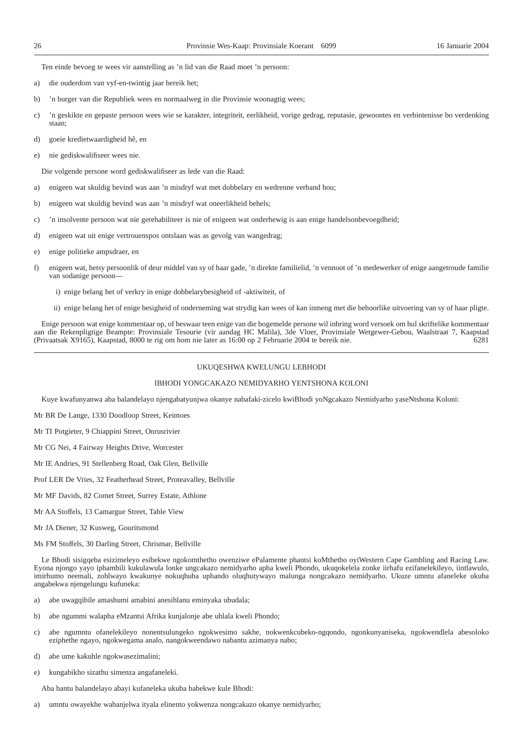Ten einde bevoeg te wees vir aanstelling as 'n lid van die Raad moet 'n persoon:

a) die ouderdom van vyf-en-twintig jaar bereik het;

b) 'n burger van die Republiek wees en normaalweg in die Provinsie woonagtig wees;

c) 'n geskikte en gepaste persoon wees wie se karakter, integriteit, eerlikheid, vorige gedrag, reputasie, gewoontes en verbintenisse bo verdenking staan;

d) goeie kredietwaardigheid hê, en

e) nie gediskwalifiseer wees nie.

Die volgende persone word gediskwalifiseer as lede van die Raad:

a) enigeen wat skuldig bevind was aan 'n misdryf wat met dobbelary en wedrenne verband hou;

b) enigeen wat skuldig bevind was aan 'n misdryf wat oneerlikheid behels;

c) 'n insolvente persoon wat nie gerehabiliteer is nie of enigeen wat onderhewig is aan enige handelsonbevoegdheid;

d) enigeen wat uit enige vertrouenspos ontslaan was as gevolg van wangedrag;

e) enige politieke ampsdraer, en

f) enigeen wat, hetsy persoonlik of deur middel van sy of haar gade, 'n direkte familielid, 'n vennoot of 'n medewerker of enige aangetroude familie van sodanige persoon—

   i) enige belang het of verkry in enige dobbelarybesigheid of -aktiwiteit, of

   ii) enige belang het of enige besigheid of onderneming wat strydig kan wees of kan inmeng met die behoorlike uitvoering van sy of haar pligte.

Enige persoon wat enige kommentaar op, of beswaar teen enige van die bogemelde persone wil inbring word versoek om hul skriftelike kommentaar aan die Rekenpligtige Beampte: Provinsiale Tesourie (vir aandag HC Malila), 3de Vloer, Provinsiale Wetgewer-Gebou, Waalstraat 7, Kaapstad (Privaatsak X9165), Kaapstad, 8000 te rig om hom nie later as 16:00 op 2 Februarie 2004 te bereik nie. 6281

---

UKUQESHWA KWELUNGU LEBHODI

IBHODI YONGCAKAZO NEMIDYARHO YENTSHONA KOLONI

Kuye kwafunyanwa aba balandelayo njengabatyunjwa okanye nabafaki-zicelo kwiBhodi yoNgcakazo Nemidyarho yaseNtshona Koloni:

Mr BR De Lange, 1330 Doodloop Street, Keimoes

Mr TI Potgieter, 9 Chiappini Street, Onrusrivier

Mr CG Nei, 4 Fairway Heights Drive, Worcester

Mr IE Andries, 91 Stellenberg Road, Oak Glen, Bellville

Prof LER De Vries, 32 Featherhead Street, Proteavalley, Bellville

Mr MF Davids, 82 Comet Street, Surrey Estate, Athlone

Mr AA Stoffels, 13 Camargue Street, Table View

Mr JA Diener, 32 Kusweg, Gouritsmond

Ms FM Stoffels, 30 Darling Street, Chrismar, Bellville

Le Bhodi sisigqeba esizimeleyo esibekwe ngokomthetho owenziwe ePalamente phantsi koMthetho oyiWestern Cape Gambling and Racing Law. Eyona njongo yayo iphambili kukulawula lonke ungcakazo nemidyarho apha kweli Phondo, ukuqokelela zonke iirhafu ezifanelekileyo, iintlawulo, imirhumo neemali, zohlwayo kwakunye nokuqhuba uphando oluqhutywayo malunga nongcakazo nemidyarho. Ukuze umntu afaneleke ukuba angabekwa njengelungu kufuneka:

a) abe uwagqibile amashumi amabini anesihlanu eminyaka ubudala;

b) abe ngummi walapha eMzantsi Afrika kunjalonje abe uhlala kweli Phondo;

c) abe ngumntu ofanelekileyo nonentsulungeko ngokwesimo sakhe, nokwenkcubeko-ngqondo, ngonkunyaniseka, ngokwendlela abesoloko eziphethe ngayo, ngokwegama analo, nangokweendawo nabantu azimanya nabo;

d) abe ume kakuhle ngokwasezimalini;

e) kungabikho sizathu simenza angafaneleki.

Aba bantu balandelayo abayi kufaneleka ukuba babekwe kule Bhodi:

a) umntu owayekhe wabanjelwa ityala elinento yokwenza nongcakazo okanye nemidyarho;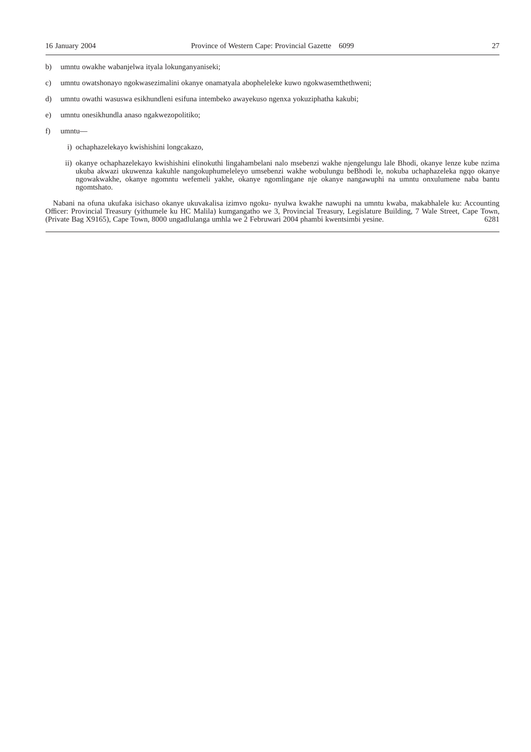b) umntu owakhe wabanjelwa ityala lokunganyaniseki;

c) umntu owatshonayo ngokwasezimalini okanye onamatyala abopheleleke kuwo ngokwasemthethweni;

d) umntu owathi wasuswa esikhundleni esifuna intembeko awayekuso ngenxa yokuziphatha kakubi;

e) umntu onesikhundla anaso ngakwezopolitiko;

f) umntu—

   i) ochaphazelekayo kwishishini longcakazo,

   ii) okanye ochaphazelekayo kwishishini elinokuthi lingahambelani nalo msebenzi wakhe njengelungu lale Bhodi, okanye lenze kube nzima ukuba akwazi ukuwenza kakuhle nangokuphumeleleyo umsebenzi wakhe wobulungu beBhodi le, nokuba uchaphazeleka ngqo okanye ngowakwakhe, okanye ngomntu wefemeli yakhe, okanye ngomlingane nje okanye nangawuphi na umntu onxulumene naba bantu ngomtshato.

Nabani na ofuna ukufaka isichaso okanye ukuvakalisa izimvo ngoku- nyulwa kwakhe nawuphi na umntu kwaba, makabhalele ku: Accounting Officer: Provincial Treasury (yithumele ku HC Malila) kumgangatho we 3, Provincial Treasury, Legislature Building, 7 Wale Street, Cape Town, (Private Bag X9165), Cape Town, 8000 ungadlulanga umhla we 2 Februwari 2004 phambi kwentsimbi yesine. 6281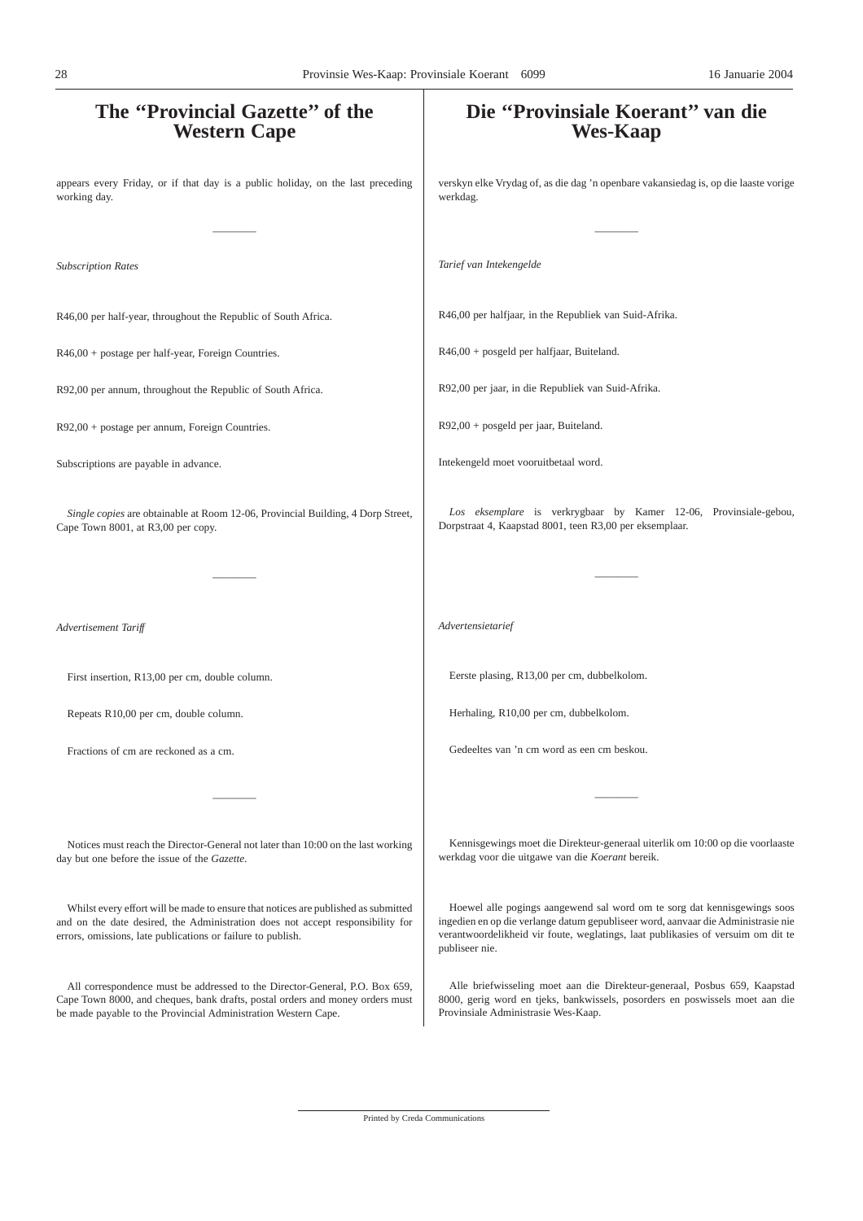# The "Provincial Gazette" of the Western Cape

appears every Friday, or if that day is a public holiday, on the last preceding working day.

---

*Subscription Rates*

R46,00 per half-year, throughout the Republic of South Africa.

R46,00 + postage per half-year, Foreign Countries.

R92,00 per annum, throughout the Republic of South Africa.

R92,00 + postage per annum, Foreign Countries.

Subscriptions are payable in advance.

*Single copies* are obtainable at Room 12-06, Provincial Building, 4 Dorp Street, Cape Town 8001, at R3,00 per copy.

---

*Advertisement Tariff*

First insertion, R13,00 per cm, double column.

Repeats R10,00 per cm, double column.

Fractions of cm are reckoned as a cm.

---

Notices must reach the Director-General not later than 10:00 on the last working day but one before the issue of the *Gazette*.

Whilst every effort will be made to ensure that notices are published as submitted and on the date desired, the Administration does not accept responsibility for errors, omissions, late publications or failure to publish.

All correspondence must be addressed to the Director-General, P.O. Box 659, Cape Town 8000, and cheques, bank drafts, postal orders and money orders must be made payable to the Provincial Administration Western Cape.

# Die "Provinsiale Koerant" van die Wes-Kaap

verskyn elke Vrydag of, as die dag 'n openbare vakansiedag is, op die laaste vorige werkdag.

---

*Tarief van Intekengelde*

R46,00 per halfjaar, in the Republiek van Suid-Afrika.

R46,00 + posgeld per halfjaar, Buiteland.

R92,00 per jaar, in die Republiek van Suid-Afrika.

R92,00 + posgeld per jaar, Buiteland.

Intekengeld moet vooruitbetaal word.

*Los eksemplare* is verkrygbaar by Kamer 12-06, Provinsiale-gebou, Dorpstraat 4, Kaapstad 8001, teen R3,00 per eksemplaar.

---

*Advertensietarief*

Eerste plasing, R13,00 per cm, dubbelkolom.

Herhaling, R10,00 per cm, dubbelkolom.

Gedeeltes van 'n cm word as een cm beskou.

---

Kennisgewings moet die Direkteur-generaal uiterlik om 10:00 op die voorlaaste werkdag voor die uitgawe van die *Koerant* bereik.

Hoewel alle pogings aangewend sal word om te sorg dat kennisgewings soos ingedien en op die verlange datum gepubliseer word, aanvaar die Administrasie nie verantwoordelikheid vir foute, weglatings, laat publikasies of versuim om dit te publiseer nie.

Alle briefwisseling moet aan die Direkteur-generaal, Posbus 659, Kaapstad 8000, gerig word en tjeks, bankwissels, posorders en poswissels moet aan die Provinsiale Administrasie Wes-Kaap.

---

Printed by Creda Communications